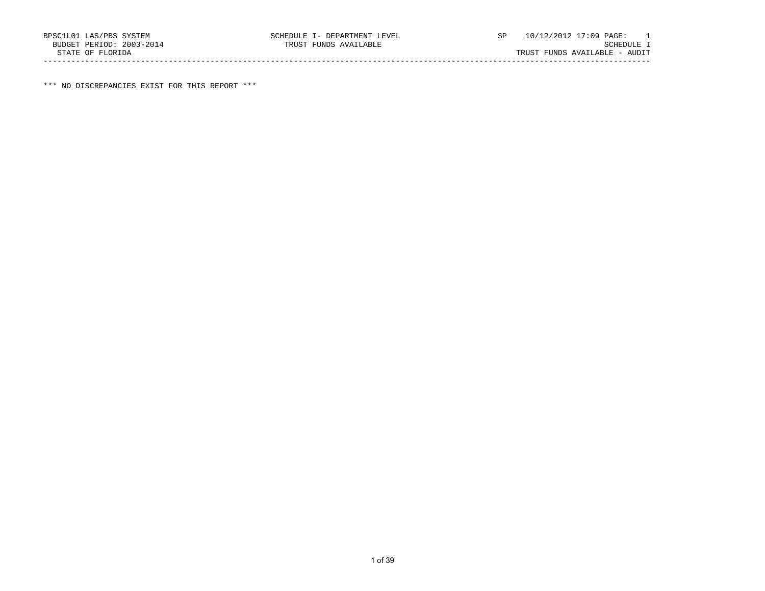BPSC1L01 LAS/PBS SYSTEM — SCHEDULE I- DEPARTMENT LEVEL — SP 10/12/2012 17:09 PAGE: 1

BUDGET PERIOD: 2003-2014 — TRUST FUNDS AVAILABLE — SCHEDULE I

STATE OF FLORIDA — TRUST FUNDS AVAILABLE - AUDIT

---

*** NO DISCREPANCIES EXIST FOR THIS REPORT ***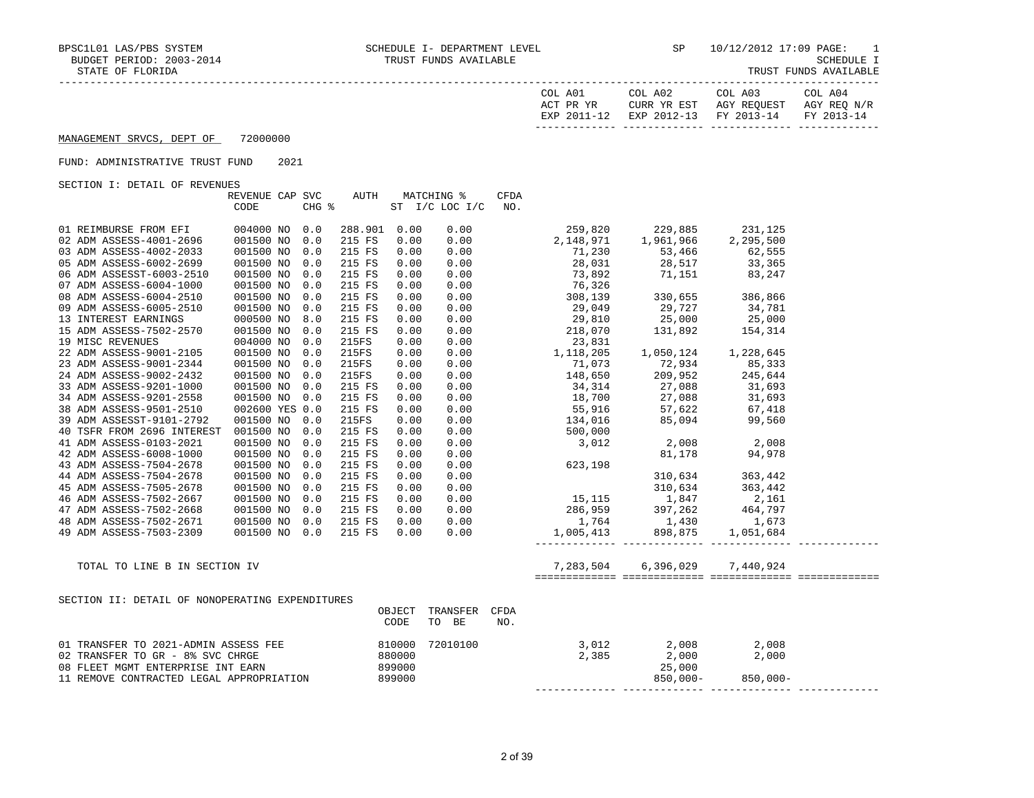BPSC1L01 LAS/PBS SYSTEM — SCHEDULE I- DEPARTMENT LEVEL — SP — 10/12/2012 17:09 PAGE: 1

BUDGET PERIOD: 2003-2014 — TRUST FUNDS AVAILABLE — SCHEDULE I

STATE OF FLORIDA — TRUST FUNDS AVAILABLE

MANAGEMENT SRVCS, DEPT OF 72000000

FUND: ADMINISTRATIVE TRUST FUND 2021

SECTION I: DETAIL OF REVENUES

| | REVENUE CODE | CAP | SVC CHG % | AUTH | MATCHING % ST | I/C LOC I/C | CFDA NO. | COL A01 ACT PR YR EXP 2011-12 | COL A02 CURR YR EST EXP 2012-13 | COL A03 AGY REQUEST FY 2013-14 | COL A04 AGY REQ N/R FY 2013-14 |
|---|---|---|---|---|---|---|---|---|---|---|---|
| 01 REIMBURSE FROM EFI | 004000 | NO | 0.0 | 288.901 | 0.00 | 0.00 | | 259,820 | 229,885 | 231,125 | |
| 02 ADM ASSESS-4001-2696 | 001500 | NO | 0.0 | 215 FS | 0.00 | 0.00 | | 2,148,971 | 1,961,966 | 2,295,500 | |
| 03 ADM ASSESS-4002-2033 | 001500 | NO | 0.0 | 215 FS | 0.00 | 0.00 | | 71,230 | 53,466 | 62,555 | |
| 05 ADM ASSESS-6002-2699 | 001500 | NO | 0.0 | 215 FS | 0.00 | 0.00 | | 28,031 | 28,517 | 33,365 | |
| 06 ADM ASSESST-6003-2510 | 001500 | NO | 0.0 | 215 FS | 0.00 | 0.00 | | 73,892 | 71,151 | 83,247 | |
| 07 ADM ASSESS-6004-1000 | 001500 | NO | 0.0 | 215 FS | 0.00 | 0.00 | | 76,326 | | | |
| 08 ADM ASSESS-6004-2510 | 001500 | NO | 0.0 | 215 FS | 0.00 | 0.00 | | 308,139 | 330,655 | 386,866 | |
| 09 ADM ASSESS-6005-2510 | 001500 | NO | 0.0 | 215 FS | 0.00 | 0.00 | | 29,049 | 29,727 | 34,781 | |
| 13 INTEREST EARNINGS | 000500 | NO | 8.0 | 215 FS | 0.00 | 0.00 | | 29,810 | 25,000 | 25,000 | |
| 15 ADM ASSESS-7502-2570 | 001500 | NO | 0.0 | 215 FS | 0.00 | 0.00 | | 218,070 | 131,892 | 154,314 | |
| 19 MISC REVENUES | 004000 | NO | 0.0 | 215FS | 0.00 | 0.00 | | 23,831 | | | |
| 22 ADM ASSESS-9001-2105 | 001500 | NO | 0.0 | 215FS | 0.00 | 0.00 | | 1,118,205 | 1,050,124 | 1,228,645 | |
| 23 ADM ASSESS-9001-2344 | 001500 | NO | 0.0 | 215FS | 0.00 | 0.00 | | 71,073 | 72,934 | 85,333 | |
| 24 ADM ASSESS-9002-2432 | 001500 | NO | 0.0 | 215FS | 0.00 | 0.00 | | 148,650 | 209,952 | 245,644 | |
| 33 ADM ASSESS-9201-1000 | 001500 | NO | 0.0 | 215 FS | 0.00 | 0.00 | | 34,314 | 27,088 | 31,693 | |
| 34 ADM ASSESS-9201-2558 | 001500 | NO | 0.0 | 215 FS | 0.00 | 0.00 | | 18,700 | 27,088 | 31,693 | |
| 38 ADM ASSESS-9501-2510 | 002600 | YES | 0.0 | 215 FS | 0.00 | 0.00 | | 55,916 | 57,622 | 67,418 | |
| 39 ADM ASSESST-9101-2792 | 001500 | NO | 0.0 | 215FS | 0.00 | 0.00 | | 134,016 | 85,094 | 99,560 | |
| 40 TSFR FROM 2696 INTEREST | 001500 | NO | 0.0 | 215 FS | 0.00 | 0.00 | | 500,000 | | | |
| 41 ADM ASSESS-0103-2021 | 001500 | NO | 0.0 | 215 FS | 0.00 | 0.00 | | 3,012 | 2,008 | 2,008 | |
| 42 ADM ASSESS-6008-1000 | 001500 | NO | 0.0 | 215 FS | 0.00 | 0.00 | | | 81,178 | 94,978 | |
| 43 ADM ASSESS-7504-2678 | 001500 | NO | 0.0 | 215 FS | 0.00 | 0.00 | | 623,198 | | | |
| 44 ADM ASSESS-7504-2678 | 001500 | NO | 0.0 | 215 FS | 0.00 | 0.00 | | | 310,634 | 363,442 | |
| 45 ADM ASSESS-7505-2678 | 001500 | NO | 0.0 | 215 FS | 0.00 | 0.00 | | | 310,634 | 363,442 | |
| 46 ADM ASSESS-7502-2667 | 001500 | NO | 0.0 | 215 FS | 0.00 | 0.00 | | 15,115 | 1,847 | 2,161 | |
| 47 ADM ASSESS-7502-2668 | 001500 | NO | 0.0 | 215 FS | 0.00 | 0.00 | | 286,959 | 397,262 | 464,797 | |
| 48 ADM ASSESS-7502-2671 | 001500 | NO | 0.0 | 215 FS | 0.00 | 0.00 | | 1,764 | 1,430 | 1,673 | |
| 49 ADM ASSESS-7503-2309 | 001500 | NO | 0.0 | 215 FS | 0.00 | 0.00 | | 1,005,413 | 898,875 | 1,051,684 | |
| TOTAL TO LINE B IN SECTION IV | | | | | | | | 7,283,504 | 6,396,029 | 7,440,924 | |

SECTION II: DETAIL OF NONOPERATING EXPENDITURES

| | OBJECT CODE | TRANSFER TO BE | CFDA NO. | COL A01 ACT PR YR EXP 2011-12 | COL A02 CURR YR EST EXP 2012-13 | COL A03 AGY REQUEST FY 2013-14 | COL A04 AGY REQ N/R FY 2013-14 |
|---|---|---|---|---|---|---|---|
| 01 TRANSFER TO 2021-ADMIN ASSESS FEE | 810000 | 72010100 | | 3,012 | 2,008 | 2,008 | |
| 02 TRANSFER TO GR - 8% SVC CHRGE | 880000 | | | 2,385 | 2,000 | 2,000 | |
| 08 FLEET MGMT ENTERPRISE INT EARN | 899000 | | | | 25,000 | | |
| 11 REMOVE CONTRACTED LEGAL APPROPRIATION | 899000 | | | | 850,000- | 850,000- | |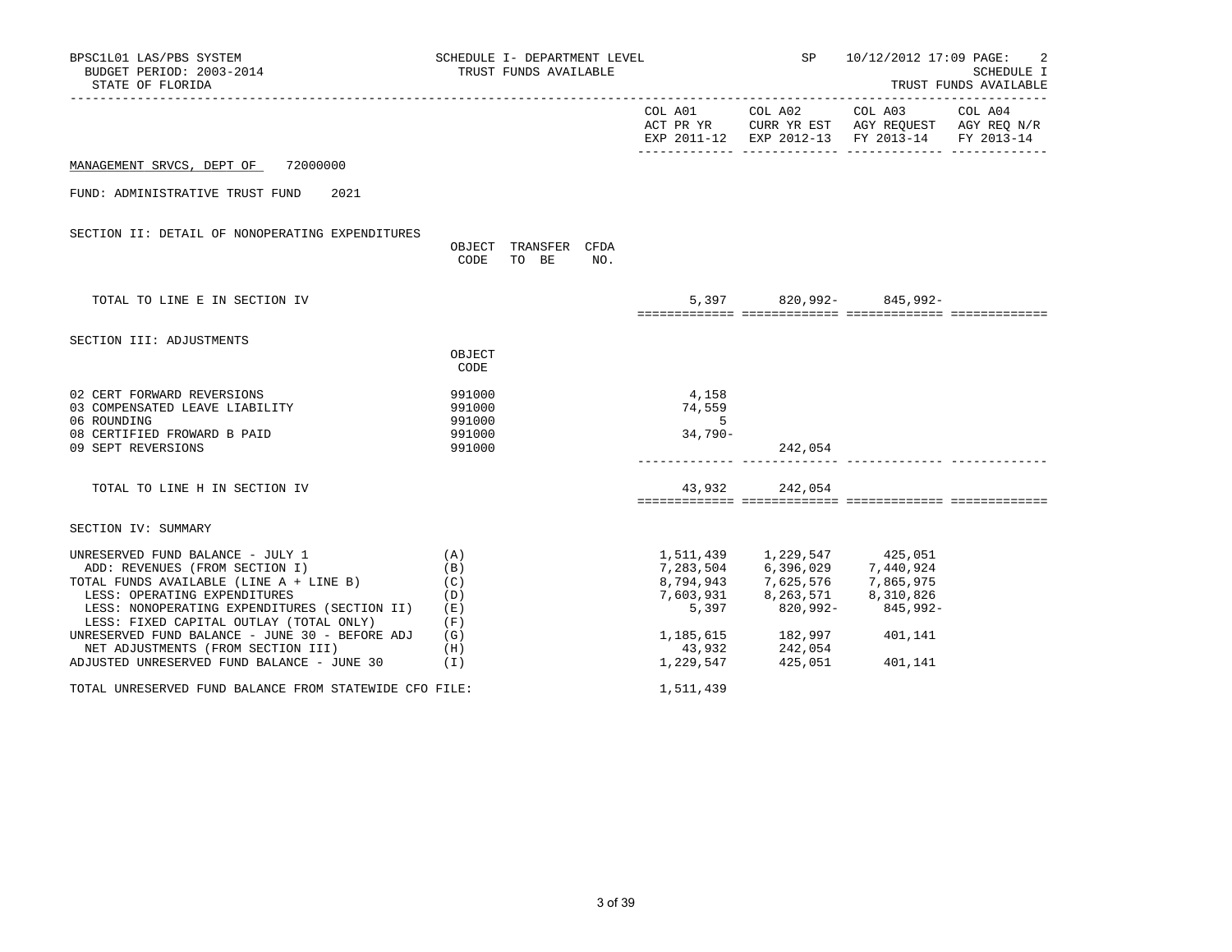BPSC1L01 LAS/PBS SYSTEM
BUDGET PERIOD: 2003-2014
STATE OF FLORIDA

SCHEDULE I- DEPARTMENT LEVEL
TRUST FUNDS AVAILABLE

SP 10/12/2012 17:09 PAGE: 2
SCHEDULE I
TRUST FUNDS AVAILABLE

MANAGEMENT SRVCS, DEPT OF 72000000

FUND: ADMINISTRATIVE TRUST FUND 2021

## SECTION II: DETAIL OF NONOPERATING EXPENDITURES

| | OBJECT CODE | TRANSFER TO BE | CFDA NO. | COL A01 ACT PR YR EXP 2011-12 | COL A02 CURR YR EST EXP 2012-13 | COL A03 AGY REQUEST FY 2013-14 | COL A04 AGY REQ N/R FY 2013-14 |
|---|---|---|---|---|---|---|---|
| TOTAL TO LINE E IN SECTION IV | | | | 5,397 | 820,992- | 845,992- | |

## SECTION III: ADJUSTMENTS

| | OBJECT CODE | COL A01 ACT PR YR EXP 2011-12 | COL A02 CURR YR EST EXP 2012-13 | COL A03 AGY REQUEST FY 2013-14 | COL A04 AGY REQ N/R FY 2013-14 |
|---|---|---|---|---|---|
| 02 CERT FORWARD REVERSIONS | 991000 | 4,158 | | | |
| 03 COMPENSATED LEAVE LIABILITY | 991000 | 74,559 | | | |
| 06 ROUNDING | 991000 | 5 | | | |
| 08 CERTIFIED FROWARD B PAID | 991000 | 34,790- | | | |
| 09 SEPT REVERSIONS | 991000 | | 242,054 | | |
| TOTAL TO LINE H IN SECTION IV | | 43,932 | 242,054 | | |

## SECTION IV: SUMMARY

| | | COL A01 ACT PR YR EXP 2011-12 | COL A02 CURR YR EST EXP 2012-13 | COL A03 AGY REQUEST FY 2013-14 | COL A04 AGY REQ N/R FY 2013-14 |
|---|---|---|---|---|---|
| UNRESERVED FUND BALANCE - JULY 1 | (A) | 1,511,439 | 1,229,547 | 425,051 | |
| ADD: REVENUES (FROM SECTION I) | (B) | 7,283,504 | 6,396,029 | 7,440,924 | |
| TOTAL FUNDS AVAILABLE (LINE A + LINE B) | (C) | 8,794,943 | 7,625,576 | 7,865,975 | |
| LESS: OPERATING EXPENDITURES | (D) | 7,603,931 | 8,263,571 | 8,310,826 | |
| LESS: NONOPERATING EXPENDITURES (SECTION II) | (E) | 5,397 | 820,992- | 845,992- | |
| LESS: FIXED CAPITAL OUTLAY (TOTAL ONLY) | (F) | | | | |
| UNRESERVED FUND BALANCE - JUNE 30 - BEFORE ADJ | (G) | 1,185,615 | 182,997 | 401,141 | |
| NET ADJUSTMENTS (FROM SECTION III) | (H) | 43,932 | 242,054 | | |
| ADJUSTED UNRESERVED FUND BALANCE - JUNE 30 | (I) | 1,229,547 | 425,051 | 401,141 | |

TOTAL UNRESERVED FUND BALANCE FROM STATEWIDE CFO FILE: 1,511,439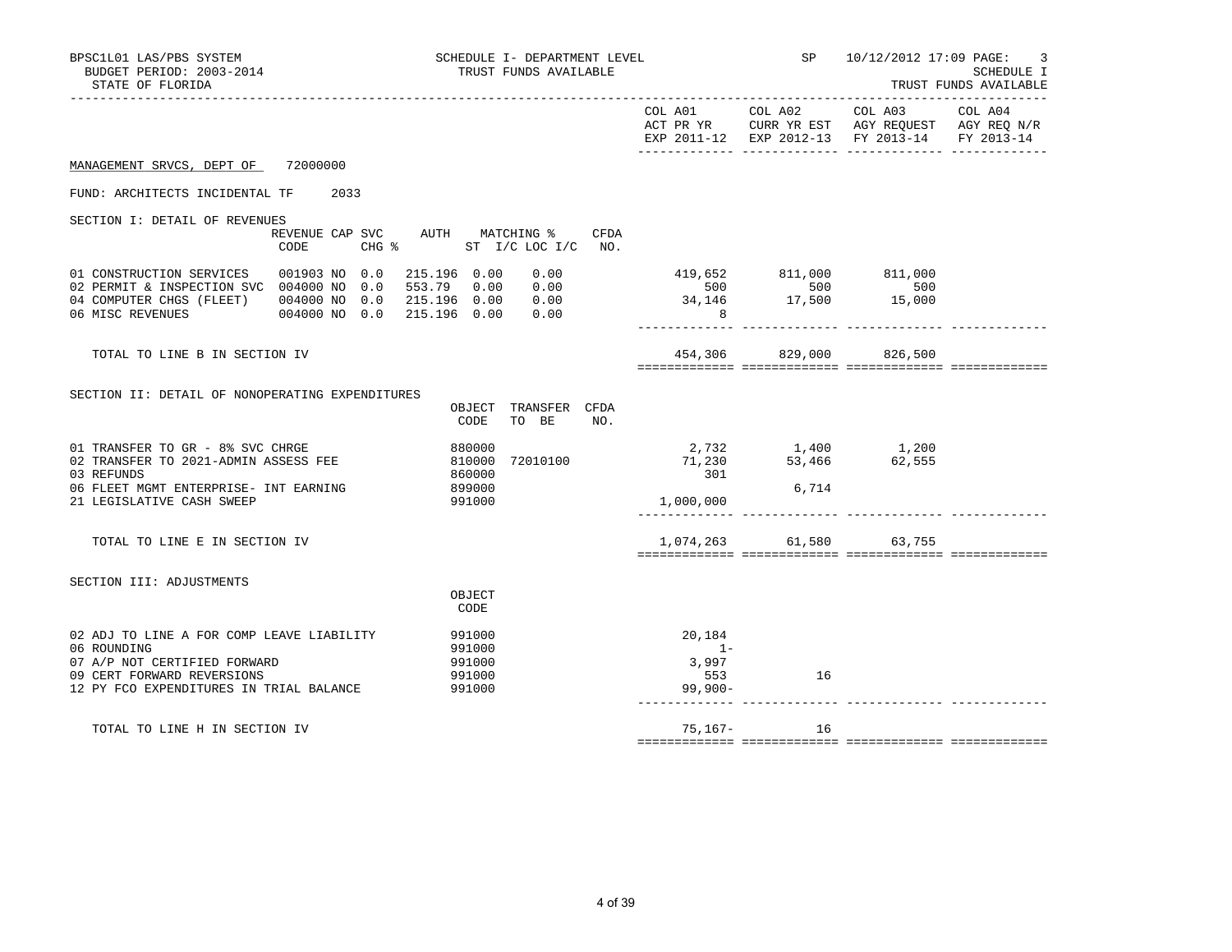BPSC1L01 LAS/PBS SYSTEM
BUDGET PERIOD: 2003-2014
STATE OF FLORIDA

SCHEDULE I- DEPARTMENT LEVEL
TRUST FUNDS AVAILABLE

SP 10/12/2012 17:09 PAGE: 3
SCHEDULE I
TRUST FUNDS AVAILABLE

MANAGEMENT SRVCS, DEPT OF 72000000

FUND: ARCHITECTS INCIDENTAL TF 2033

## SECTION I: DETAIL OF REVENUES

| | REVENUE CODE | CAP SVC CHG % | AUTH ST | MATCHING % I/C | LOC I/C | CFDA NO. | COL A01 ACT PR YR EXP 2011-12 | COL A02 CURR YR EST EXP 2012-13 | COL A03 AGY REQUEST FY 2013-14 | COL A04 AGY REQ N/R FY 2013-14 |
|---|---|---|---|---|---|---|---|---|---|---|
| 01 CONSTRUCTION SERVICES | 001903 | NO 0.0 | 215.196 | 0.00 | 0.00 | | 419,652 | 811,000 | 811,000 | |
| 02 PERMIT & INSPECTION SVC | 004000 | NO 0.0 | 553.79 | 0.00 | 0.00 | | 500 | 500 | 500 | |
| 04 COMPUTER CHGS (FLEET) | 004000 | NO 0.0 | 215.196 | 0.00 | 0.00 | | 34,146 | 17,500 | 15,000 | |
| 06 MISC REVENUES | 004000 | NO 0.0 | 215.196 | 0.00 | 0.00 | | 8 | | | |
| TOTAL TO LINE B IN SECTION IV | | | | | | | 454,306 | 829,000 | 826,500 | |

## SECTION II: DETAIL OF NONOPERATING EXPENDITURES

| | OBJECT CODE | TRANSFER TO BE | CFDA NO. | COL A01 ACT PR YR EXP 2011-12 | COL A02 CURR YR EST EXP 2012-13 | COL A03 AGY REQUEST FY 2013-14 | COL A04 AGY REQ N/R FY 2013-14 |
|---|---|---|---|---|---|---|---|
| 01 TRANSFER TO GR - 8% SVC CHRGE | 880000 | | | 2,732 | 1,400 | 1,200 | |
| 02 TRANSFER TO 2021-ADMIN ASSESS FEE | 810000 | 72010100 | | 71,230 | 53,466 | 62,555 | |
| 03 REFUNDS | 860000 | | | 301 | | | |
| 06 FLEET MGMT ENTERPRISE- INT EARNING | 899000 | | | | 6,714 | | |
| 21 LEGISLATIVE CASH SWEEP | 991000 | | | 1,000,000 | | | |
| TOTAL TO LINE E IN SECTION IV | | | | 1,074,263 | 61,580 | 63,755 | |

## SECTION III: ADJUSTMENTS

| | OBJECT CODE | COL A01 ACT PR YR EXP 2011-12 | COL A02 CURR YR EST EXP 2012-13 | COL A03 AGY REQUEST FY 2013-14 | COL A04 AGY REQ N/R FY 2013-14 |
|---|---|---|---|---|---|
| 02 ADJ TO LINE A FOR COMP LEAVE LIABILITY | 991000 | 20,184 | | | |
| 06 ROUNDING | 991000 | 1- | | | |
| 07 A/P NOT CERTIFIED FORWARD | 991000 | 3,997 | | | |
| 09 CERT FORWARD REVERSIONS | 991000 | 553 | 16 | | |
| 12 PY FCO EXPENDITURES IN TRIAL BALANCE | 991000 | 99,900- | | | |
| TOTAL TO LINE H IN SECTION IV | | 75,167- | 16 | | |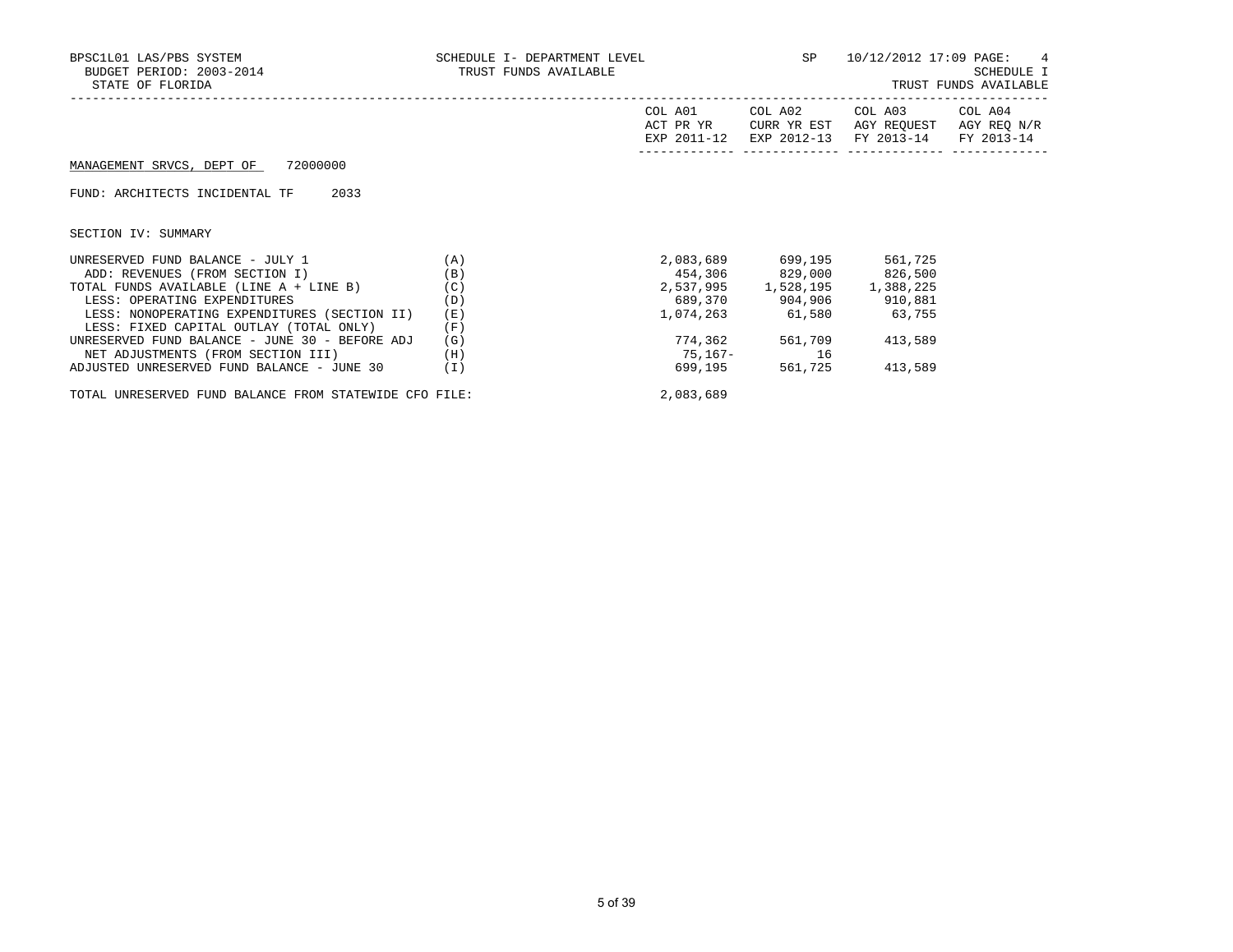BPSC1L01 LAS/PBS SYSTEM
BUDGET PERIOD: 2003-2014
STATE OF FLORIDA

SCHEDULE I- DEPARTMENT LEVEL
TRUST FUNDS AVAILABLE

SP 10/12/2012 17:09 PAGE: 4
SCHEDULE I
TRUST FUNDS AVAILABLE

MANAGEMENT SRVCS, DEPT OF 72000000

FUND: ARCHITECTS INCIDENTAL TF 2033

SECTION IV: SUMMARY

| | | COL A01 ACT PR YR EXP 2011-12 | COL A02 CURR YR EST EXP 2012-13 | COL A03 AGY REQUEST FY 2013-14 | COL A04 AGY REQ N/R FY 2013-14 |
|---|---|---|---|---|---|
| UNRESERVED FUND BALANCE - JULY 1 | (A) | 2,083,689 | 699,195 | 561,725 | |
| ADD: REVENUES (FROM SECTION I) | (B) | 454,306 | 829,000 | 826,500 | |
| TOTAL FUNDS AVAILABLE (LINE A + LINE B) | (C) | 2,537,995 | 1,528,195 | 1,388,225 | |
| LESS: OPERATING EXPENDITURES | (D) | 689,370 | 904,906 | 910,881 | |
| LESS: NONOPERATING EXPENDITURES (SECTION II) | (E) | 1,074,263 | 61,580 | 63,755 | |
| LESS: FIXED CAPITAL OUTLAY (TOTAL ONLY) | (F) | | | | |
| UNRESERVED FUND BALANCE - JUNE 30 - BEFORE ADJ | (G) | 774,362 | 561,709 | 413,589 | |
| NET ADJUSTMENTS (FROM SECTION III) | (H) | 75,167- | 16 | | |
| ADJUSTED UNRESERVED FUND BALANCE - JUNE 30 | (I) | 699,195 | 561,725 | 413,589 | |
| TOTAL UNRESERVED FUND BALANCE FROM STATEWIDE CFO FILE: | | 2,083,689 | | | |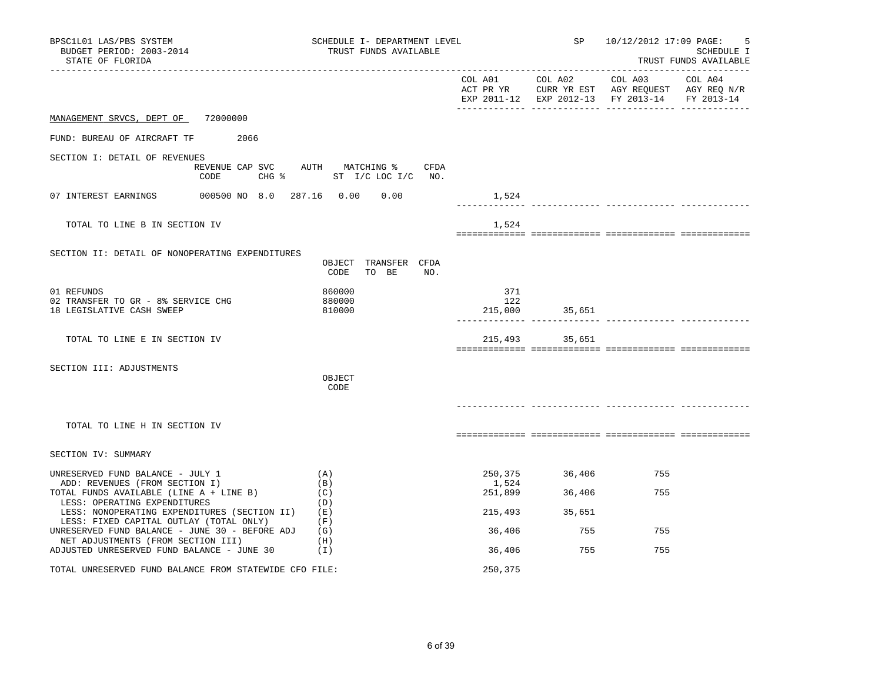BPSC1L01 LAS/PBS SYSTEM
BUDGET PERIOD: 2003-2014
STATE OF FLORIDA

SCHEDULE I- DEPARTMENT LEVEL
TRUST FUNDS AVAILABLE

SP 10/12/2012 17:09 PAGE: 5
SCHEDULE I
TRUST FUNDS AVAILABLE

| | COL A01 ACT PR YR EXP 2011-12 | COL A02 CURR YR EST EXP 2012-13 | COL A03 AGY REQUEST FY 2013-14 | COL A04 AGY REQ N/R FY 2013-14 |
|---|---|---|---|---|

MANAGEMENT SRVCS, DEPT OF 72000000

FUND: BUREAU OF AIRCRAFT TF 2066

SECTION I: DETAIL OF REVENUES

| | REVENUE CODE | CAP | SVC CHG % | AUTH ST | MATCHING % I/C | LOC I/C | CFDA NO. | COL A01 | COL A02 | COL A03 | COL A04 |
|---|---|---|---|---|---|---|---|---|---|---|---|
| 07 INTEREST EARNINGS | 000500 | NO | 8.0 | 287.16 | 0.00 | 0.00 | | 1,524 | | | |
| TOTAL TO LINE B IN SECTION IV | | | | | | | | 1,524 | | | |

SECTION II: DETAIL OF NONOPERATING EXPENDITURES

| | OBJECT CODE | TRANSFER TO BE | CFDA NO. | COL A01 | COL A02 | COL A03 | COL A04 |
|---|---|---|---|---|---|---|---|
| 01 REFUNDS | 860000 | | | 371 | | | |
| 02 TRANSFER TO GR - 8% SERVICE CHG | 880000 | | | 122 | | | |
| 18 LEGISLATIVE CASH SWEEP | 810000 | | | 215,000 | 35,651 | | |
| TOTAL TO LINE E IN SECTION IV | | | | 215,493 | 35,651 | | |

SECTION III: ADJUSTMENTS

| | OBJECT CODE | COL A01 | COL A02 | COL A03 | COL A04 |
|---|---|---|---|---|---|
| TOTAL TO LINE H IN SECTION IV | | | | | |

SECTION IV: SUMMARY

| | | COL A01 | COL A02 | COL A03 | COL A04 |
|---|---|---|---|---|---|
| UNRESERVED FUND BALANCE - JULY 1 | (A) | 250,375 | 36,406 | 755 | |
| ADD: REVENUES (FROM SECTION I) | (B) | 1,524 | | | |
| TOTAL FUNDS AVAILABLE (LINE A + LINE B) | (C) | 251,899 | 36,406 | 755 | |
| LESS: OPERATING EXPENDITURES | (D) | | | | |
| LESS: NONOPERATING EXPENDITURES (SECTION II) | (E) | 215,493 | 35,651 | | |
| LESS: FIXED CAPITAL OUTLAY (TOTAL ONLY) | (F) | | | | |
| UNRESERVED FUND BALANCE - JUNE 30 - BEFORE ADJ | (G) | 36,406 | 755 | 755 | |
| NET ADJUSTMENTS (FROM SECTION III) | (H) | | | | |
| ADJUSTED UNRESERVED FUND BALANCE - JUNE 30 | (I) | 36,406 | 755 | 755 | |

TOTAL UNRESERVED FUND BALANCE FROM STATEWIDE CFO FILE: 250,375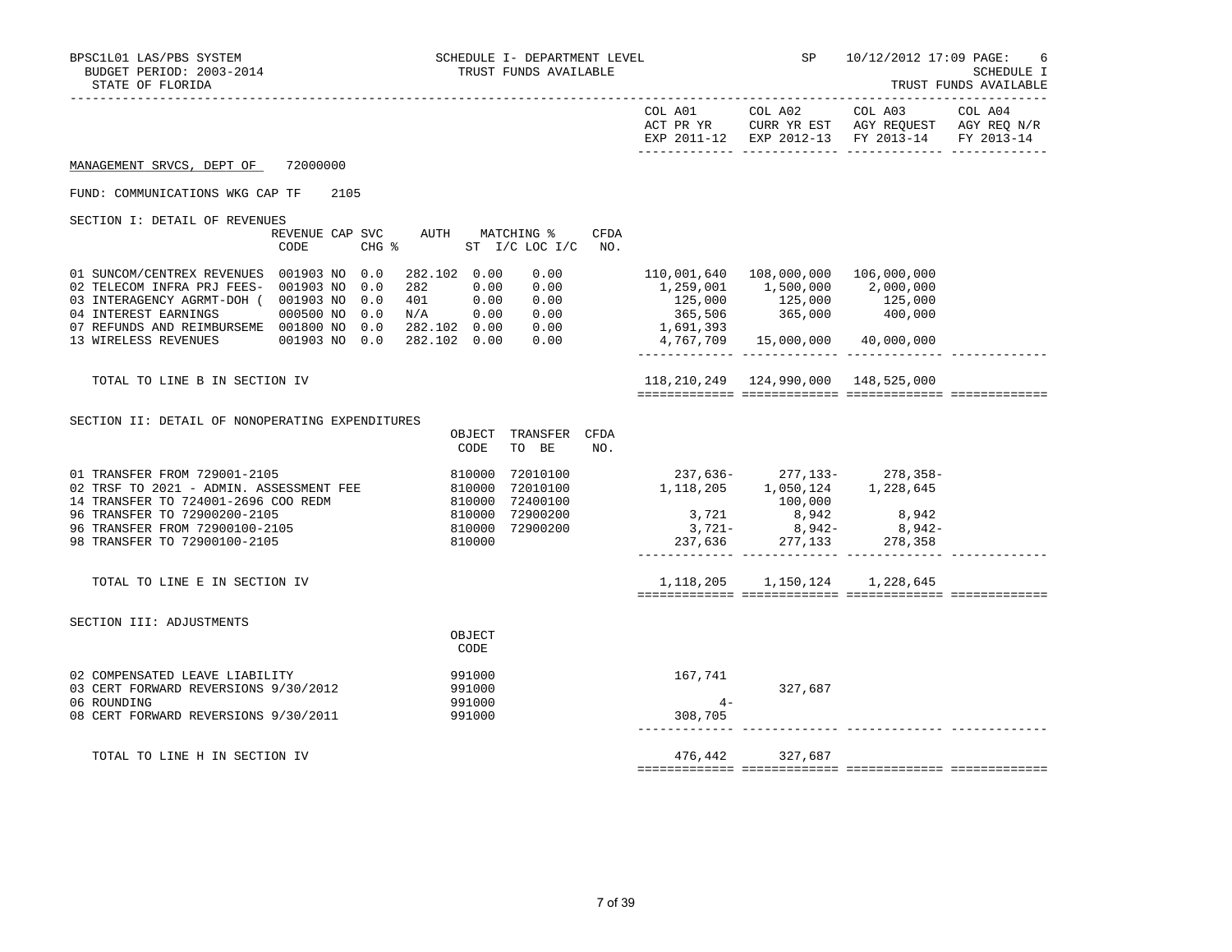BPSC1L01 LAS/PBS SYSTEM — SCHEDULE I- DEPARTMENT LEVEL — TRUST FUNDS AVAILABLE — SP 10/12/2012 17:09 PAGE: 6

BUDGET PERIOD: 2003-2014 — SCHEDULE I

STATE OF FLORIDA — TRUST FUNDS AVAILABLE

**MANAGEMENT SRVCS, DEPT OF 72000000**

FUND: COMMUNICATIONS WKG CAP TF 2105

## SECTION I: DETAIL OF REVENUES

| | REVENUE CODE | CAP | SVC CHG % | AUTH ST | MATCHING % I/C | MATCHING % LOC I/C | CFDA NO. | COL A01 ACT PR YR EXP 2011-12 | COL A02 CURR YR EST EXP 2012-13 | COL A03 AGY REQUEST FY 2013-14 | COL A04 AGY REQ N/R FY 2013-14 |
|---|---|---|---|---|---|---|---|---|---|---|---|
| 01 SUNCOM/CENTREX REVENUES | 001903 | NO | 0.0 | 282.102 | 0.00 | 0.00 | | 110,001,640 | 108,000,000 | 106,000,000 | |
| 02 TELECOM INFRA PRJ FEES- | 001903 | NO | 0.0 | 282 | 0.00 | 0.00 | | 1,259,001 | 1,500,000 | 2,000,000 | |
| 03 INTERAGENCY AGRMT-DOH ( | 001903 | NO | 0.0 | 401 | 0.00 | 0.00 | | 125,000 | 125,000 | 125,000 | |
| 04 INTEREST EARNINGS | 000500 | NO | 0.0 | N/A | 0.00 | 0.00 | | 365,506 | 365,000 | 400,000 | |
| 07 REFUNDS AND REIMBURSEME | 001800 | NO | 0.0 | 282.102 | 0.00 | 0.00 | | 1,691,393 | | | |
| 13 WIRELESS REVENUES | 001903 | NO | 0.0 | 282.102 | 0.00 | 0.00 | | 4,767,709 | 15,000,000 | 40,000,000 | |
| TOTAL TO LINE B IN SECTION IV | | | | | | | | 118,210,249 | 124,990,000 | 148,525,000 | |

## SECTION II: DETAIL OF NONOPERATING EXPENDITURES

| | OBJECT CODE | TRANSFER TO BE | CFDA NO. | COL A01 ACT PR YR EXP 2011-12 | COL A02 CURR YR EST EXP 2012-13 | COL A03 AGY REQUEST FY 2013-14 | COL A04 AGY REQ N/R FY 2013-14 |
|---|---|---|---|---|---|---|---|
| 01 TRANSFER FROM 729001-2105 | 810000 | 72010100 | | 237,636- | 277,133- | 278,358- | |
| 02 TRSF TO 2021 - ADMIN. ASSESSMENT FEE | 810000 | 72010100 | | 1,118,205 | 1,050,124 | 1,228,645 | |
| 14 TRANSFER TO 724001-2696 COO REDM | 810000 | 72400100 | | | 100,000 | | |
| 96 TRANSFER TO 72900200-2105 | 810000 | 72900200 | | 3,721 | 8,942 | 8,942 | |
| 96 TRANSFER FROM 72900100-2105 | 810000 | 72900200 | | 3,721- | 8,942- | 8,942- | |
| 98 TRANSFER TO 72900100-2105 | 810000 | | | 237,636 | 277,133 | 278,358 | |
| TOTAL TO LINE E IN SECTION IV | | | | 1,118,205 | 1,150,124 | 1,228,645 | |

## SECTION III: ADJUSTMENTS

| | OBJECT CODE | COL A01 ACT PR YR EXP 2011-12 | COL A02 CURR YR EST EXP 2012-13 | COL A03 AGY REQUEST FY 2013-14 | COL A04 AGY REQ N/R FY 2013-14 |
|---|---|---|---|---|---|
| 02 COMPENSATED LEAVE LIABILITY | 991000 | 167,741 | | | |
| 03 CERT FORWARD REVERSIONS 9/30/2012 | 991000 | | 327,687 | | |
| 06 ROUNDING | 991000 | 4- | | | |
| 08 CERT FORWARD REVERSIONS 9/30/2011 | 991000 | 308,705 | | | |
| TOTAL TO LINE H IN SECTION IV | | 476,442 | 327,687 | | |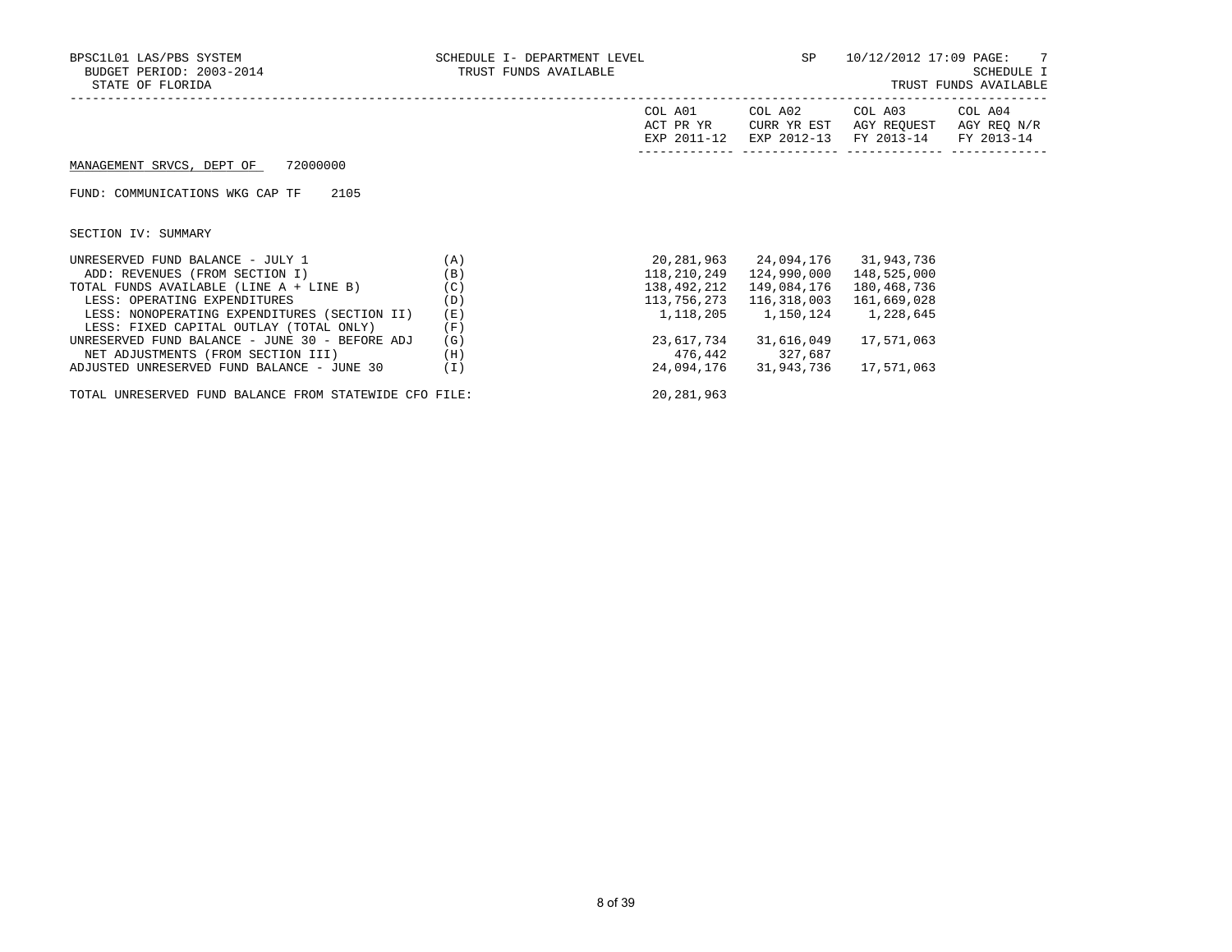BPSC1L01 LAS/PBS SYSTEM
BUDGET PERIOD: 2003-2014
STATE OF FLORIDA

SCHEDULE I- DEPARTMENT LEVEL
TRUST FUNDS AVAILABLE

SP 10/12/2012 17:09 PAGE: 7
SCHEDULE I
TRUST FUNDS AVAILABLE

MANAGEMENT SRVCS, DEPT OF 72000000

FUND: COMMUNICATIONS WKG CAP TF 2105

SECTION IV: SUMMARY

| | | COL A01 ACT PR YR EXP 2011-12 | COL A02 CURR YR EST EXP 2012-13 | COL A03 AGY REQUEST FY 2013-14 | COL A04 AGY REQ N/R FY 2013-14 |
|---|---|---|---|---|---|
| UNRESERVED FUND BALANCE - JULY 1 | (A) | 20,281,963 | 24,094,176 | 31,943,736 | |
| ADD: REVENUES (FROM SECTION I) | (B) | 118,210,249 | 124,990,000 | 148,525,000 | |
| TOTAL FUNDS AVAILABLE (LINE A + LINE B) | (C) | 138,492,212 | 149,084,176 | 180,468,736 | |
| LESS: OPERATING EXPENDITURES | (D) | 113,756,273 | 116,318,003 | 161,669,028 | |
| LESS: NONOPERATING EXPENDITURES (SECTION II) | (E) | 1,118,205 | 1,150,124 | 1,228,645 | |
| LESS: FIXED CAPITAL OUTLAY (TOTAL ONLY) | (F) | | | | |
| UNRESERVED FUND BALANCE - JUNE 30 - BEFORE ADJ | (G) | 23,617,734 | 31,616,049 | 17,571,063 | |
| NET ADJUSTMENTS (FROM SECTION III) | (H) | 476,442 | 327,687 | | |
| ADJUSTED UNRESERVED FUND BALANCE - JUNE 30 | (I) | 24,094,176 | 31,943,736 | 17,571,063 | |

TOTAL UNRESERVED FUND BALANCE FROM STATEWIDE CFO FILE: 20,281,963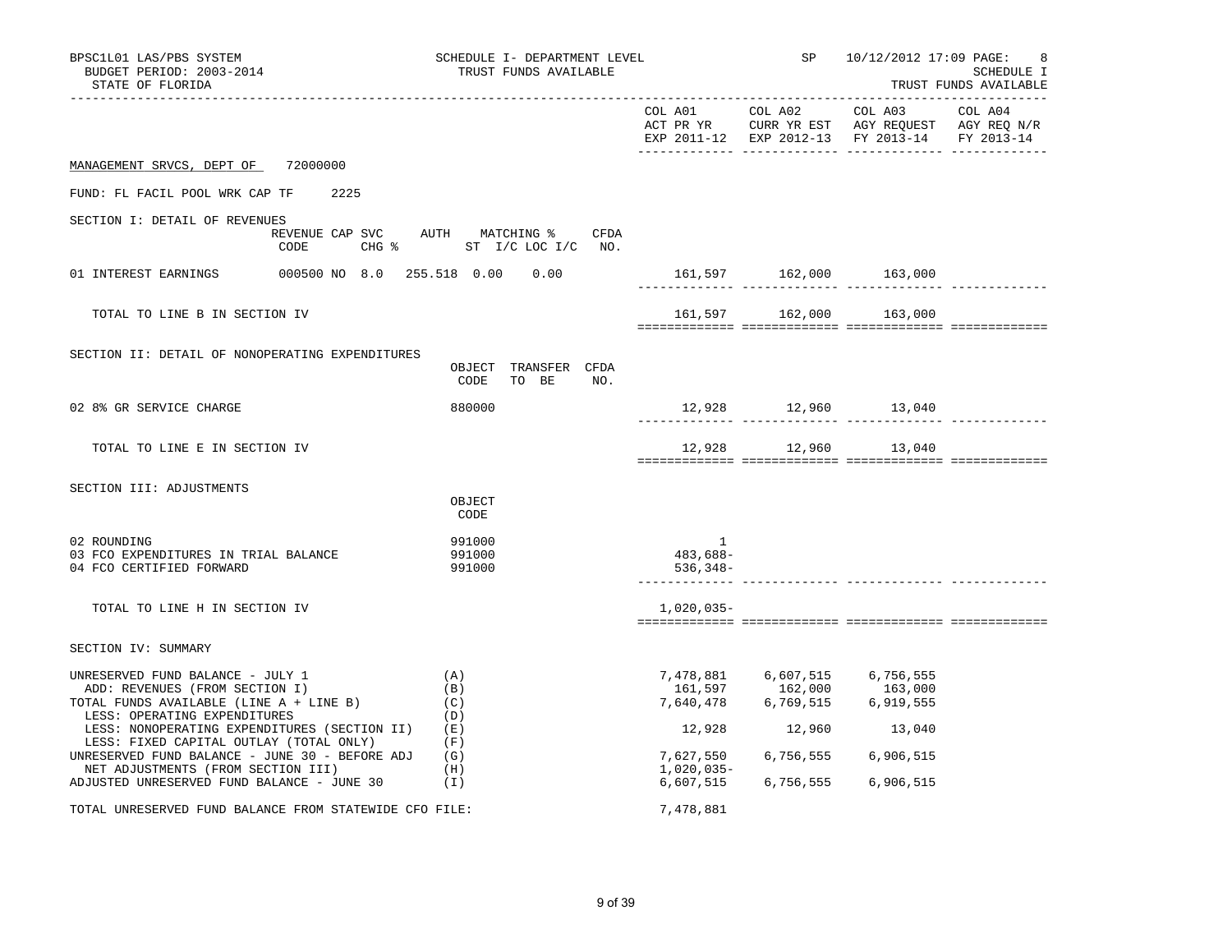BPSC1L01 LAS/PBS SYSTEM — SCHEDULE I- DEPARTMENT LEVEL — TRUST FUNDS AVAILABLE — SP 10/12/2012 17:09 PAGE: 8

BUDGET PERIOD: 2003-2014 — SCHEDULE I

STATE OF FLORIDA — TRUST FUNDS AVAILABLE

MANAGEMENT SRVCS, DEPT OF 72000000

FUND: FL FACIL POOL WRK CAP TF 2225

## SECTION I: DETAIL OF REVENUES

| | REVENUE CODE | CAP SVC CHG % | AUTH ST | MATCHING % I/C LOC | I/C | CFDA NO. | COL A01 ACT PR YR EXP 2011-12 | COL A02 CURR YR EST EXP 2012-13 | COL A03 AGY REQUEST FY 2013-14 | COL A04 AGY REQ N/R FY 2013-14 |
|---|---|---|---|---|---|---|---|---|---|---|
| 01 INTEREST EARNINGS | 000500 | NO 8.0 | 255.518 | 0.00 | 0.00 | | 161,597 | 162,000 | 163,000 | |
| TOTAL TO LINE B IN SECTION IV | | | | | | | 161,597 | 162,000 | 163,000 | |

## SECTION II: DETAIL OF NONOPERATING EXPENDITURES

| | OBJECT CODE | TRANSFER TO BE | CFDA NO. | COL A01 ACT PR YR EXP 2011-12 | COL A02 CURR YR EST EXP 2012-13 | COL A03 AGY REQUEST FY 2013-14 | COL A04 AGY REQ N/R FY 2013-14 |
|---|---|---|---|---|---|---|---|
| 02 8% GR SERVICE CHARGE | 880000 | | | 12,928 | 12,960 | 13,040 | |
| TOTAL TO LINE E IN SECTION IV | | | | 12,928 | 12,960 | 13,040 | |

## SECTION III: ADJUSTMENTS

| | OBJECT CODE | COL A01 ACT PR YR EXP 2011-12 | COL A02 CURR YR EST EXP 2012-13 | COL A03 AGY REQUEST FY 2013-14 | COL A04 AGY REQ N/R FY 2013-14 |
|---|---|---|---|---|---|
| 02 ROUNDING | 991000 | 1 | | | |
| 03 FCO EXPENDITURES IN TRIAL BALANCE | 991000 | 483,688- | | | |
| 04 FCO CERTIFIED FORWARD | 991000 | 536,348- | | | |
| TOTAL TO LINE H IN SECTION IV | | 1,020,035- | | | |

## SECTION IV: SUMMARY

| | | COL A01 ACT PR YR EXP 2011-12 | COL A02 CURR YR EST EXP 2012-13 | COL A03 AGY REQUEST FY 2013-14 | COL A04 AGY REQ N/R FY 2013-14 |
|---|---|---|---|---|---|
| UNRESERVED FUND BALANCE - JULY 1 | (A) | 7,478,881 | 6,607,515 | 6,756,555 | |
| ADD: REVENUES (FROM SECTION I) | (B) | 161,597 | 162,000 | 163,000 | |
| TOTAL FUNDS AVAILABLE (LINE A + LINE B) | (C) | 7,640,478 | 6,769,515 | 6,919,555 | |
| LESS: OPERATING EXPENDITURES | (D) | | | | |
| LESS: NONOPERATING EXPENDITURES (SECTION II) | (E) | 12,928 | 12,960 | 13,040 | |
| LESS: FIXED CAPITAL OUTLAY (TOTAL ONLY) | (F) | | | | |
| UNRESERVED FUND BALANCE - JUNE 30 - BEFORE ADJ | (G) | 7,627,550 | 6,756,555 | 6,906,515 | |
| NET ADJUSTMENTS (FROM SECTION III) | (H) | 1,020,035- | | | |
| ADJUSTED UNRESERVED FUND BALANCE - JUNE 30 | (I) | 6,607,515 | 6,756,555 | 6,906,515 | |

TOTAL UNRESERVED FUND BALANCE FROM STATEWIDE CFO FILE: 7,478,881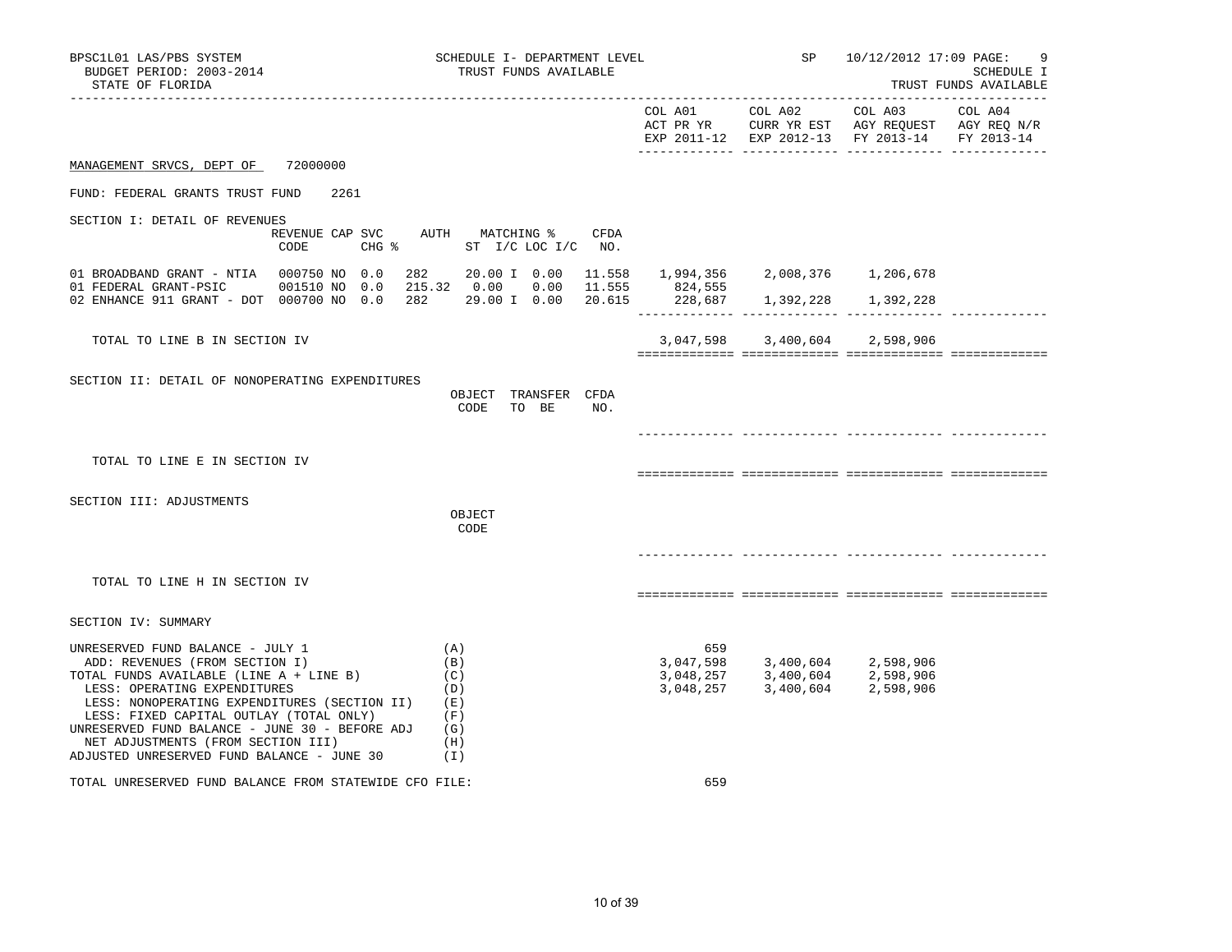BPSC1L01 LAS/PBS SYSTEM
BUDGET PERIOD: 2003-2014
STATE OF FLORIDA

SCHEDULE I- DEPARTMENT LEVEL
TRUST FUNDS AVAILABLE

SP 10/12/2012 17:09 PAGE: 9
SCHEDULE I
TRUST FUNDS AVAILABLE

MANAGEMENT SRVCS, DEPT OF 72000000

FUND: FEDERAL GRANTS TRUST FUND 2261

## SECTION I: DETAIL OF REVENUES

| | REVENUE CODE | CAP SVC CHG % | AUTH | MATCHING % ST I/C | LOC I/C | CFDA NO. | COL A01 ACT PR YR EXP 2011-12 | COL A02 CURR YR EST EXP 2012-13 | COL A03 AGY REQUEST FY 2013-14 | COL A04 AGY REQ N/R FY 2013-14 |
|---|---|---|---|---|---|---|---|---|---|---|
| 01 BROADBAND GRANT - NTIA | 000750 NO | 0.0 | 282 | 20.00 I | 0.00 | 11.558 | 1,994,356 | 2,008,376 | 1,206,678 | |
| 01 FEDERAL GRANT-PSIC | 001510 NO | 0.0 | 215.32 | 0.00 | 0.00 | 11.555 | 824,555 | | | |
| 02 ENHANCE 911 GRANT - DOT | 000700 NO | 0.0 | 282 | 29.00 I | 0.00 | 20.615 | 228,687 | 1,392,228 | 1,392,228 | |
| TOTAL TO LINE B IN SECTION IV | | | | | | | 3,047,598 | 3,400,604 | 2,598,906 | |

## SECTION II: DETAIL OF NONOPERATING EXPENDITURES

| | OBJECT CODE | TRANSFER TO BE | CFDA NO. | COL A01 | COL A02 | COL A03 | COL A04 |
|---|---|---|---|---|---|---|---|
| TOTAL TO LINE E IN SECTION IV | | | | | | | |

## SECTION III: ADJUSTMENTS

| | OBJECT CODE | COL A01 | COL A02 | COL A03 | COL A04 |
|---|---|---|---|---|---|
| TOTAL TO LINE H IN SECTION IV | | | | | |

## SECTION IV: SUMMARY

| | | COL A01 | COL A02 | COL A03 | COL A04 |
|---|---|---|---|---|---|
| UNRESERVED FUND BALANCE - JULY 1 | (A) | 659 | | | |
| ADD: REVENUES (FROM SECTION I) | (B) | 3,047,598 | 3,400,604 | 2,598,906 | |
| TOTAL FUNDS AVAILABLE (LINE A + LINE B) | (C) | 3,048,257 | 3,400,604 | 2,598,906 | |
| LESS: OPERATING EXPENDITURES | (D) | 3,048,257 | 3,400,604 | 2,598,906 | |
| LESS: NONOPERATING EXPENDITURES (SECTION II) | (E) | | | | |
| LESS: FIXED CAPITAL OUTLAY (TOTAL ONLY) | (F) | | | | |
| UNRESERVED FUND BALANCE - JUNE 30 - BEFORE ADJ | (G) | | | | |
| NET ADJUSTMENTS (FROM SECTION III) | (H) | | | | |
| ADJUSTED UNRESERVED FUND BALANCE - JUNE 30 | (I) | | | | |

TOTAL UNRESERVED FUND BALANCE FROM STATEWIDE CFO FILE: 659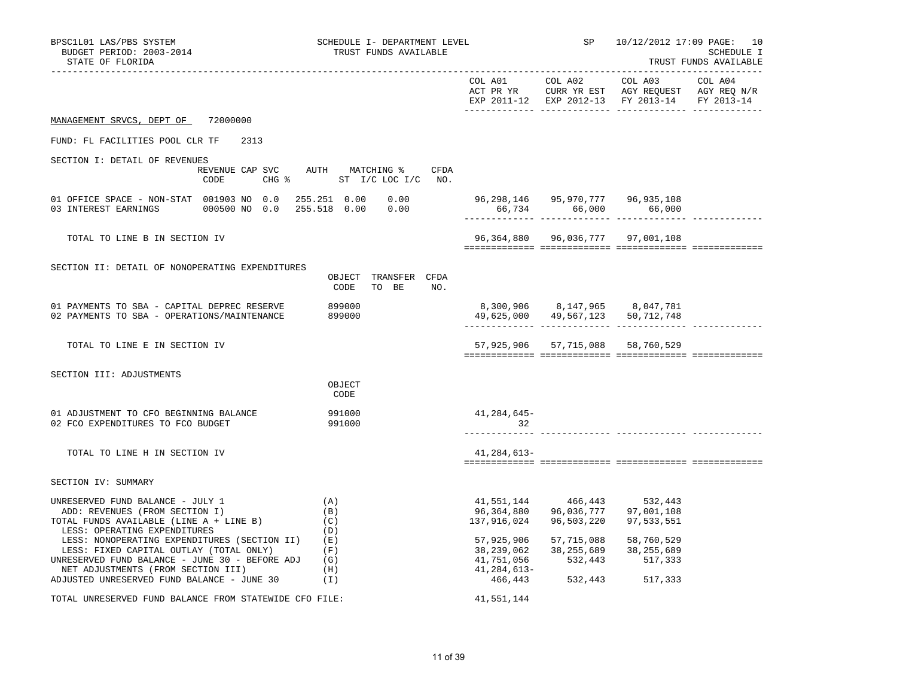BPSC1L01 LAS/PBS SYSTEM — SCHEDULE I- DEPARTMENT LEVEL — SP 10/12/2012 17:09 PAGE: 10
BUDGET PERIOD: 2003-2014 — TRUST FUNDS AVAILABLE — SCHEDULE I
STATE OF FLORIDA — TRUST FUNDS AVAILABLE

MANAGEMENT SRVCS, DEPT OF 72000000

FUND: FL FACILITIES POOL CLR TF 2313

## SECTION I: DETAIL OF REVENUES

| | REVENUE CODE | CAP SVC CHG % | AUTH ST | MATCHING % I/C | LOC I/C | CFDA NO. | COL A01 ACT PR YR EXP 2011-12 | COL A02 CURR YR EST EXP 2012-13 | COL A03 AGY REQUEST FY 2013-14 | COL A04 AGY REQ N/R FY 2013-14 |
|---|---|---|---|---|---|---|---|---|---|---|
| 01 OFFICE SPACE - NON-STAT | 001903 | NO 0.0 | 255.251 | 0.00 | 0.00 | | 96,298,146 | 95,970,777 | 96,935,108 | |
| 03 INTEREST EARNINGS | 000500 | NO 0.0 | 255.518 | 0.00 | 0.00 | | 66,734 | 66,000 | 66,000 | |
| TOTAL TO LINE B IN SECTION IV | | | | | | | 96,364,880 | 96,036,777 | 97,001,108 | |

## SECTION II: DETAIL OF NONOPERATING EXPENDITURES

| | OBJECT CODE | TRANSFER TO BE | CFDA NO. | COL A01 | COL A02 | COL A03 | COL A04 |
|---|---|---|---|---|---|---|---|
| 01 PAYMENTS TO SBA - CAPITAL DEPREC RESERVE | 899000 | | | 8,300,906 | 8,147,965 | 8,047,781 | |
| 02 PAYMENTS TO SBA - OPERATIONS/MAINTENANCE | 899000 | | | 49,625,000 | 49,567,123 | 50,712,748 | |
| TOTAL TO LINE E IN SECTION IV | | | | 57,925,906 | 57,715,088 | 58,760,529 | |

## SECTION III: ADJUSTMENTS

| | OBJECT CODE | COL A01 | COL A02 | COL A03 | COL A04 |
|---|---|---|---|---|---|
| 01 ADJUSTMENT TO CFO BEGINNING BALANCE | 991000 | 41,284,645- | | | |
| 02 FCO EXPENDITURES TO FCO BUDGET | 991000 | 32 | | | |
| TOTAL TO LINE H IN SECTION IV | | 41,284,613- | | | |

## SECTION IV: SUMMARY

| | | COL A01 | COL A02 | COL A03 | COL A04 |
|---|---|---|---|---|---|
| UNRESERVED FUND BALANCE - JULY 1 | (A) | 41,551,144 | 466,443 | 532,443 | |
| ADD: REVENUES (FROM SECTION I) | (B) | 96,364,880 | 96,036,777 | 97,001,108 | |
| TOTAL FUNDS AVAILABLE (LINE A + LINE B) | (C) | 137,916,024 | 96,503,220 | 97,533,551 | |
| LESS: OPERATING EXPENDITURES | (D) | | | | |
| LESS: NONOPERATING EXPENDITURES (SECTION II) | (E) | 57,925,906 | 57,715,088 | 58,760,529 | |
| LESS: FIXED CAPITAL OUTLAY (TOTAL ONLY) | (F) | 38,239,062 | 38,255,689 | 38,255,689 | |
| UNRESERVED FUND BALANCE - JUNE 30 - BEFORE ADJ | (G) | 41,751,056 | 532,443 | 517,333 | |
| NET ADJUSTMENTS (FROM SECTION III) | (H) | 41,284,613- | | | |
| ADJUSTED UNRESERVED FUND BALANCE - JUNE 30 | (I) | 466,443 | 532,443 | 517,333 | |

TOTAL UNRESERVED FUND BALANCE FROM STATEWIDE CFO FILE: 41,551,144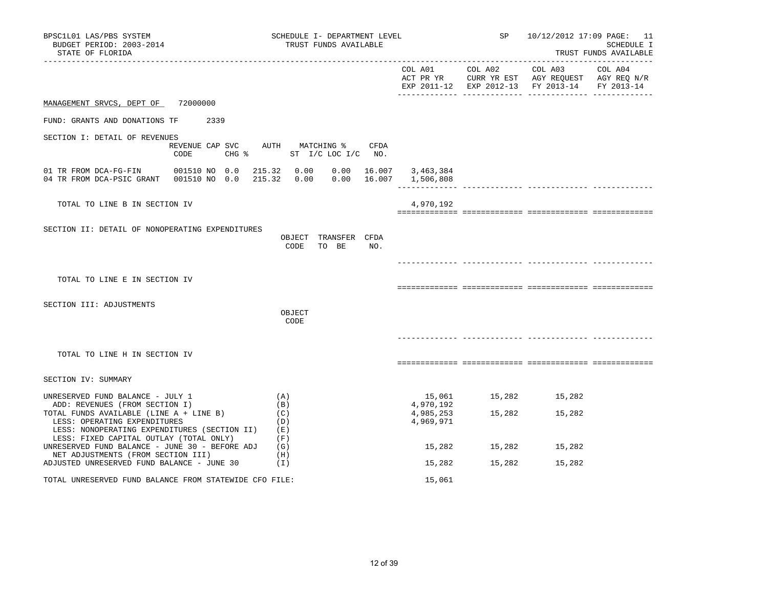BPSC1L01 LAS/PBS SYSTEM
BUDGET PERIOD: 2003-2014
STATE OF FLORIDA

SCHEDULE I- DEPARTMENT LEVEL
TRUST FUNDS AVAILABLE

SP 10/12/2012 17:09 PAGE: 11
SCHEDULE I
TRUST FUNDS AVAILABLE

| | COL A01 ACT PR YR EXP 2011-12 | COL A02 CURR YR EST EXP 2012-13 | COL A03 AGY REQUEST FY 2013-14 | COL A04 AGY REQ N/R FY 2013-14 |
|---|---|---|---|---|

MANAGEMENT SRVCS, DEPT OF 72000000

FUND: GRANTS AND DONATIONS TF 2339

SECTION I: DETAIL OF REVENUES

| | REVENUE CODE | CAP SVC CHG % | AUTH ST | MATCHING % I/C | LOC I/C | CFDA NO. | COL A01 | COL A02 | COL A03 | COL A04 |
|---|---|---|---|---|---|---|---|---|---|---|
| 01 TR FROM DCA-FG-FIN | 001510 NO | 0.0 | 215.32 | 0.00 | 0.00 | 16.007 | 3,463,384 | | | |
| 04 TR FROM DCA-PSIC GRANT | 001510 NO | 0.0 | 215.32 | 0.00 | 0.00 | 16.007 | 1,506,808 | | | |
| TOTAL TO LINE B IN SECTION IV | | | | | | | 4,970,192 | | | |

SECTION II: DETAIL OF NONOPERATING EXPENDITURES

| | OBJECT CODE | TRANSFER TO BE | CFDA NO. | COL A01 | COL A02 | COL A03 | COL A04 |
|---|---|---|---|---|---|---|---|
| TOTAL TO LINE E IN SECTION IV | | | | | | | |

SECTION III: ADJUSTMENTS

| | OBJECT CODE | COL A01 | COL A02 | COL A03 | COL A04 |
|---|---|---|---|---|---|
| TOTAL TO LINE H IN SECTION IV | | | | | |

SECTION IV: SUMMARY

| | | COL A01 | COL A02 | COL A03 | COL A04 |
|---|---|---|---|---|---|
| UNRESERVED FUND BALANCE - JULY 1 | (A) | 15,061 | 15,282 | 15,282 | |
| ADD: REVENUES (FROM SECTION I) | (B) | 4,970,192 | | | |
| TOTAL FUNDS AVAILABLE (LINE A + LINE B) | (C) | 4,985,253 | 15,282 | 15,282 | |
| LESS: OPERATING EXPENDITURES | (D) | 4,969,971 | | | |
| LESS: NONOPERATING EXPENDITURES (SECTION II) | (E) | | | | |
| LESS: FIXED CAPITAL OUTLAY (TOTAL ONLY) | (F) | | | | |
| UNRESERVED FUND BALANCE - JUNE 30 - BEFORE ADJ | (G) | 15,282 | 15,282 | 15,282 | |
| NET ADJUSTMENTS (FROM SECTION III) | (H) | | | | |
| ADJUSTED UNRESERVED FUND BALANCE - JUNE 30 | (I) | 15,282 | 15,282 | 15,282 | |

TOTAL UNRESERVED FUND BALANCE FROM STATEWIDE CFO FILE: 15,061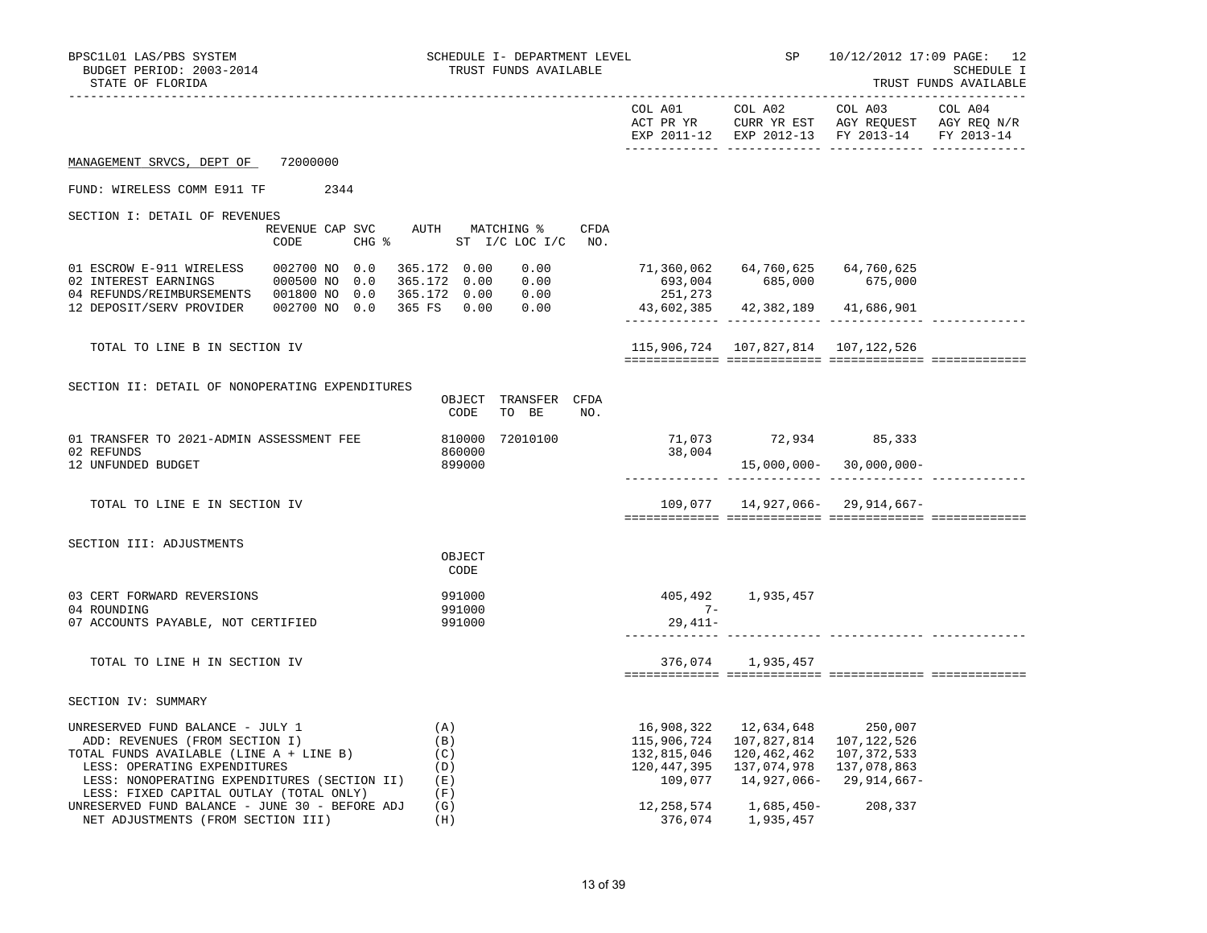BPSC1L01 LAS/PBS SYSTEM — SCHEDULE I- DEPARTMENT LEVEL — TRUST FUNDS AVAILABLE — SP 10/12/2012 17:09 PAGE: 12

BUDGET PERIOD: 2003-2014 — SCHEDULE I

STATE OF FLORIDA — TRUST FUNDS AVAILABLE

MANAGEMENT SRVCS, DEPT OF 72000000

FUND: WIRELESS COMM E911 TF 2344

## SECTION I: DETAIL OF REVENUES

| | REVENUE CODE | CAP CHG | SVC % | AUTH | MATCHING % ST I/C | LOC I/C | CFDA NO. | COL A01 ACT PR YR EXP 2011-12 | COL A02 CURR YR EST EXP 2012-13 | COL A03 AGY REQUEST FY 2013-14 | COL A04 AGY REQ N/R FY 2013-14 |
|---|---|---|---|---|---|---|---|---|---|---|---|
| 01 ESCROW E-911 WIRELESS | 002700 | NO | 0.0 | 365.172 | 0.00 | 0.00 | | 71,360,062 | 64,760,625 | 64,760,625 | |
| 02 INTEREST EARNINGS | 000500 | NO | 0.0 | 365.172 | 0.00 | 0.00 | | 693,004 | 685,000 | 675,000 | |
| 04 REFUNDS/REIMBURSEMENTS | 001800 | NO | 0.0 | 365.172 | 0.00 | 0.00 | | 251,273 | | | |
| 12 DEPOSIT/SERV PROVIDER | 002700 | NO | 0.0 | 365 FS | 0.00 | 0.00 | | 43,602,385 | 42,382,189 | 41,686,901 | |
| TOTAL TO LINE B IN SECTION IV | | | | | | | | 115,906,724 | 107,827,814 | 107,122,526 | |

## SECTION II: DETAIL OF NONOPERATING EXPENDITURES

| | OBJECT CODE | TRANSFER TO BE | CFDA NO. | COL A01 ACT PR YR EXP 2011-12 | COL A02 CURR YR EST EXP 2012-13 | COL A03 AGY REQUEST FY 2013-14 | COL A04 AGY REQ N/R FY 2013-14 |
|---|---|---|---|---|---|---|---|
| 01 TRANSFER TO 2021-ADMIN ASSESSMENT FEE | 810000 | 72010100 | | 71,073 | 72,934 | 85,333 | |
| 02 REFUNDS | 860000 | | | 38,004 | | | |
| 12 UNFUNDED BUDGET | 899000 | | | | 15,000,000- | 30,000,000- | |
| TOTAL TO LINE E IN SECTION IV | | | | 109,077 | 14,927,066- | 29,914,667- | |

## SECTION III: ADJUSTMENTS

| | OBJECT CODE | COL A01 ACT PR YR EXP 2011-12 | COL A02 CURR YR EST EXP 2012-13 | COL A03 AGY REQUEST FY 2013-14 | COL A04 AGY REQ N/R FY 2013-14 |
|---|---|---|---|---|---|
| 03 CERT FORWARD REVERSIONS | 991000 | 405,492 | 1,935,457 | | |
| 04 ROUNDING | 991000 | 7- | | | |
| 07 ACCOUNTS PAYABLE, NOT CERTIFIED | 991000 | 29,411- | | | |
| TOTAL TO LINE H IN SECTION IV | | 376,074 | 1,935,457 | | |

## SECTION IV: SUMMARY

| | | COL A01 ACT PR YR EXP 2011-12 | COL A02 CURR YR EST EXP 2012-13 | COL A03 AGY REQUEST FY 2013-14 | COL A04 AGY REQ N/R FY 2013-14 |
|---|---|---|---|---|---|
| UNRESERVED FUND BALANCE - JULY 1 | (A) | 16,908,322 | 12,634,648 | 250,007 | |
| ADD: REVENUES (FROM SECTION I) | (B) | 115,906,724 | 107,827,814 | 107,122,526 | |
| TOTAL FUNDS AVAILABLE (LINE A + LINE B) | (C) | 132,815,046 | 120,462,462 | 107,372,533 | |
| LESS: OPERATING EXPENDITURES | (D) | 120,447,395 | 137,074,978 | 137,078,863 | |
| LESS: NONOPERATING EXPENDITURES (SECTION II) | (E) | 109,077 | 14,927,066- | 29,914,667- | |
| LESS: FIXED CAPITAL OUTLAY (TOTAL ONLY) | (F) | | | | |
| UNRESERVED FUND BALANCE - JUNE 30 - BEFORE ADJ | (G) | 12,258,574 | 1,685,450- | 208,337 | |
| NET ADJUSTMENTS (FROM SECTION III) | (H) | 376,074 | 1,935,457 | | |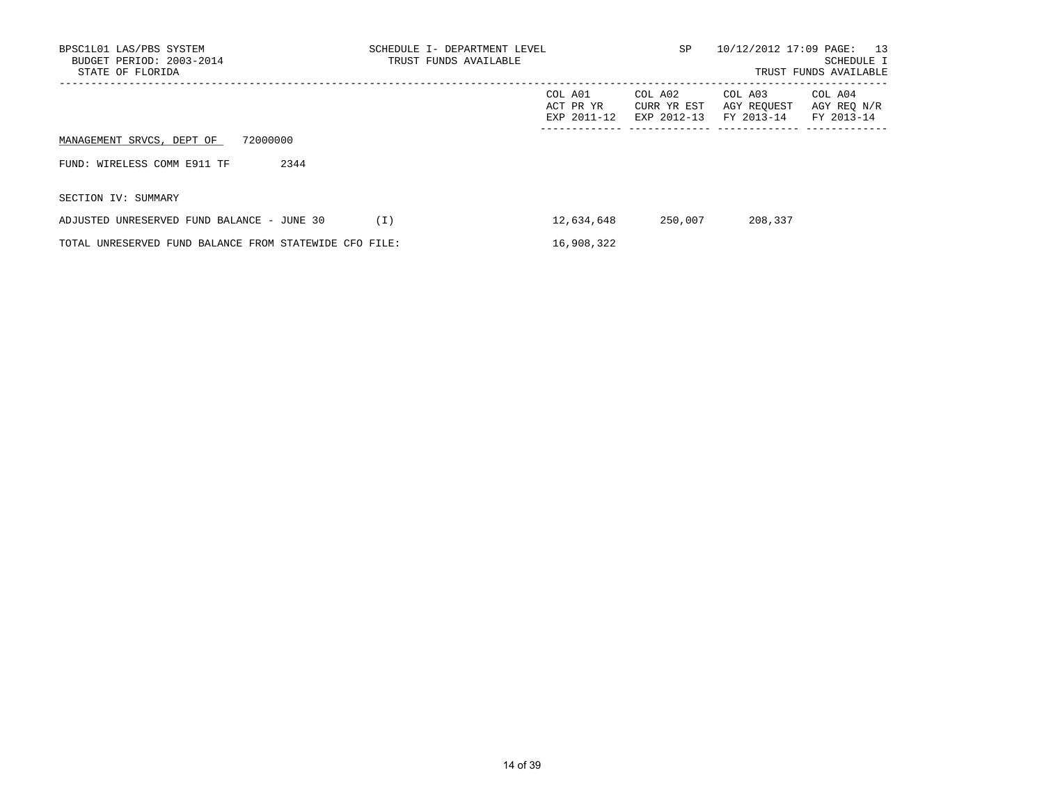BPSC1L01 LAS/PBS SYSTEM
BUDGET PERIOD: 2003-2014
STATE OF FLORIDA

SCHEDULE I- DEPARTMENT LEVEL
TRUST FUNDS AVAILABLE

SP 10/12/2012 17:09 PAGE: 13
SCHEDULE I
TRUST FUNDS AVAILABLE

| | | COL A01<br>ACT PR YR<br>EXP 2011-12 | COL A02<br>CURR YR EST<br>EXP 2012-13 | COL A03<br>AGY REQUEST<br>FY 2013-14 | COL A04<br>AGY REQ N/R<br>FY 2013-14 |
|---|---|---|---|---|---|
| MANAGEMENT SRVCS, DEPT OF 72000000 | | | | | |
| FUND: WIRELESS COMM E911 TF 2344 | | | | | |
| SECTION IV: SUMMARY | | | | | |
| ADJUSTED UNRESERVED FUND BALANCE - JUNE 30 | (I) | 12,634,648 | 250,007 | 208,337 | |
| TOTAL UNRESERVED FUND BALANCE FROM STATEWIDE CFO FILE: | | 16,908,322 | | | |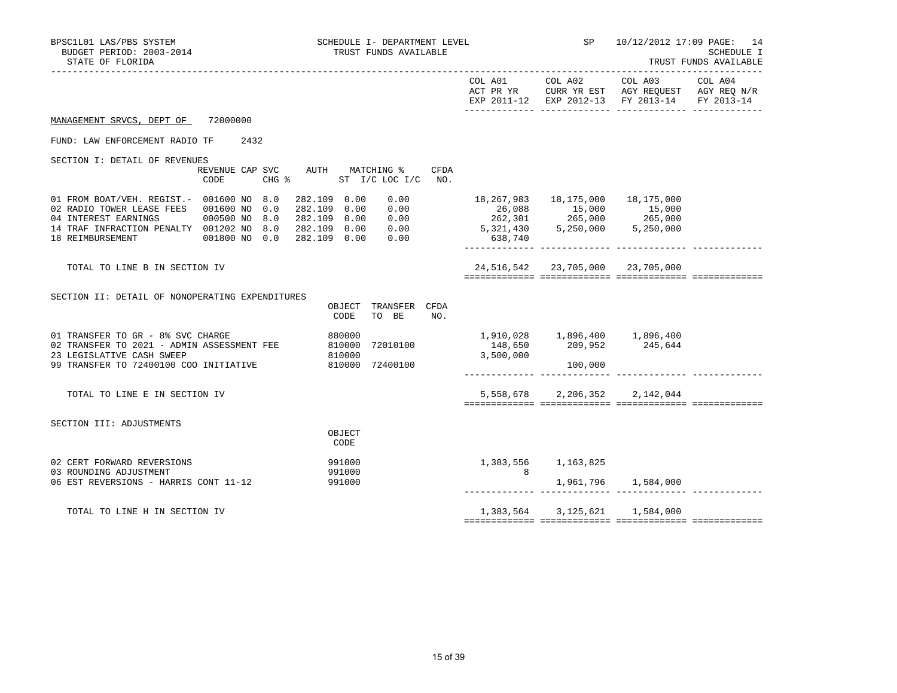BPSC1L01 LAS/PBS SYSTEM — SCHEDULE I- DEPARTMENT LEVEL — SP — 10/12/2012 17:09 PAGE: 14

BUDGET PERIOD: 2003-2014 — TRUST FUNDS AVAILABLE — SCHEDULE I

STATE OF FLORIDA — TRUST FUNDS AVAILABLE

**MANAGEMENT SRVCS, DEPT OF 72000000**

FUND: LAW ENFORCEMENT RADIO TF 2432

## SECTION I: DETAIL OF REVENUES

| | REVENUE CODE | CAP | SVC CHG % | AUTH ST | MATCHING % I/C | LOC I/C | CFDA NO. | COL A01 ACT PR YR EXP 2011-12 | COL A02 CURR YR EST EXP 2012-13 | COL A03 AGY REQUEST FY 2013-14 | COL A04 AGY REQ N/R FY 2013-14 |
|---|---|---|---|---|---|---|---|---|---|---|---|
| 01 FROM BOAT/VEH. REGIST.- | 001600 | NO | 8.0 | 282.109 | 0.00 | 0.00 | | 18,267,983 | 18,175,000 | 18,175,000 | |
| 02 RADIO TOWER LEASE FEES | 001600 | NO | 0.0 | 282.109 | 0.00 | 0.00 | | 26,088 | 15,000 | 15,000 | |
| 04 INTEREST EARNINGS | 000500 | NO | 8.0 | 282.109 | 0.00 | 0.00 | | 262,301 | 265,000 | 265,000 | |
| 14 TRAF INFRACTION PENALTY | 001202 | NO | 8.0 | 282.109 | 0.00 | 0.00 | | 5,321,430 | 5,250,000 | 5,250,000 | |
| 18 REIMBURSEMENT | 001800 | NO | 0.0 | 282.109 | 0.00 | 0.00 | | 638,740 | | | |
| TOTAL TO LINE B IN SECTION IV | | | | | | | | 24,516,542 | 23,705,000 | 23,705,000 | |

## SECTION II: DETAIL OF NONOPERATING EXPENDITURES

| | OBJECT CODE | TRANSFER TO BE | CFDA NO. | COL A01 ACT PR YR EXP 2011-12 | COL A02 CURR YR EST EXP 2012-13 | COL A03 AGY REQUEST FY 2013-14 | COL A04 AGY REQ N/R FY 2013-14 |
|---|---|---|---|---|---|---|---|
| 01 TRANSFER TO GR - 8% SVC CHARGE | 880000 | | | 1,910,028 | 1,896,400 | 1,896,400 | |
| 02 TRANSFER TO 2021 - ADMIN ASSESSMENT FEE | 810000 | 72010100 | | 148,650 | 209,952 | 245,644 | |
| 23 LEGISLATIVE CASH SWEEP | 810000 | | | 3,500,000 | | | |
| 99 TRANSFER TO 72400100 COO INITIATIVE | 810000 | 72400100 | | | 100,000 | | |
| TOTAL TO LINE E IN SECTION IV | | | | 5,558,678 | 2,206,352 | 2,142,044 | |

## SECTION III: ADJUSTMENTS

| | OBJECT CODE | COL A01 ACT PR YR EXP 2011-12 | COL A02 CURR YR EST EXP 2012-13 | COL A03 AGY REQUEST FY 2013-14 | COL A04 AGY REQ N/R FY 2013-14 |
|---|---|---|---|---|---|
| 02 CERT FORWARD REVERSIONS | 991000 | 1,383,556 | 1,163,825 | | |
| 03 ROUNDING ADJUSTMENT | 991000 | 8 | | | |
| 06 EST REVERSIONS - HARRIS CONT 11-12 | 991000 | | 1,961,796 | 1,584,000 | |
| TOTAL TO LINE H IN SECTION IV | | 1,383,564 | 3,125,621 | 1,584,000 | |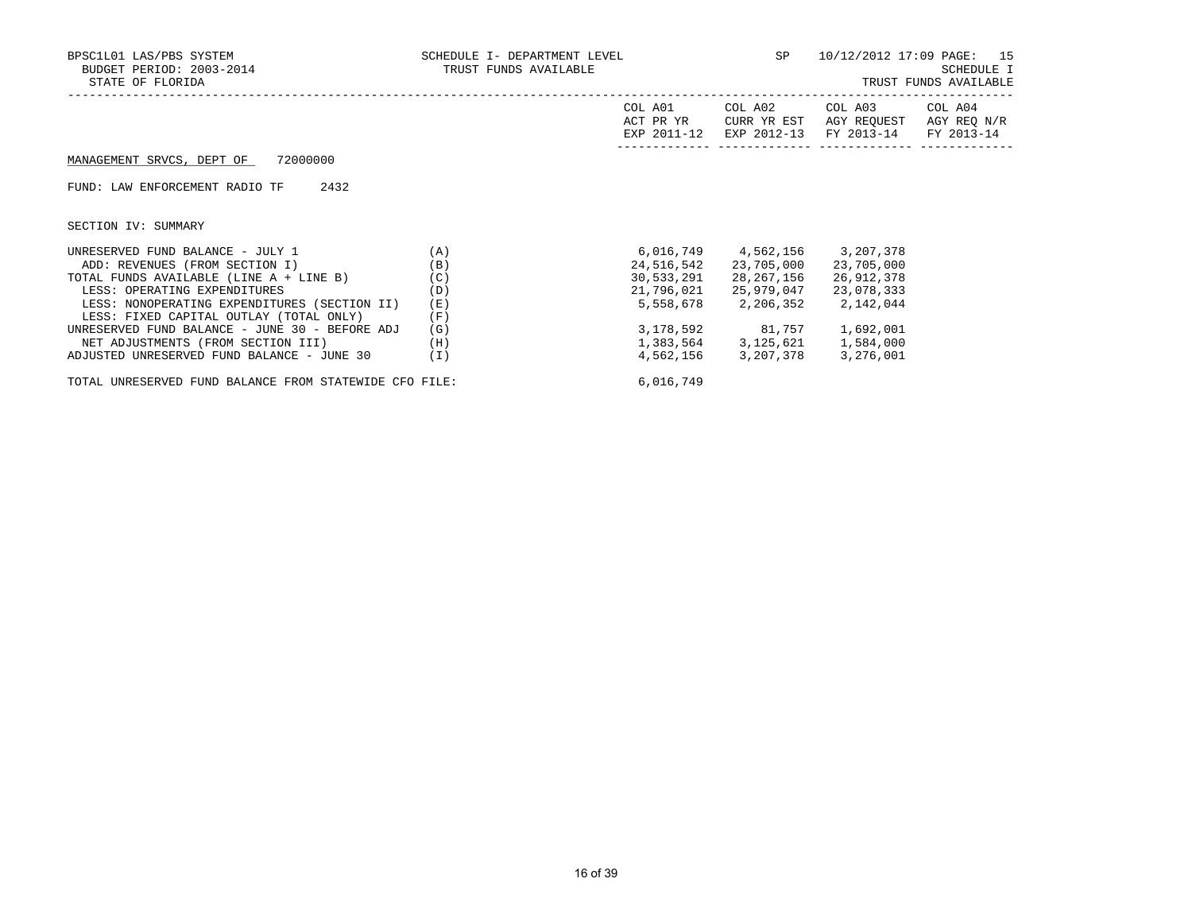BPSC1L01 LAS/PBS SYSTEM
BUDGET PERIOD: 2003-2014
STATE OF FLORIDA

SCHEDULE I- DEPARTMENT LEVEL
TRUST FUNDS AVAILABLE

SP 10/12/2012 17:09 PAGE: 15
SCHEDULE I
TRUST FUNDS AVAILABLE

MANAGEMENT SRVCS, DEPT OF 72000000

FUND: LAW ENFORCEMENT RADIO TF 2432

SECTION IV: SUMMARY

| | | COL A01 ACT PR YR EXP 2011-12 | COL A02 CURR YR EST EXP 2012-13 | COL A03 AGY REQUEST FY 2013-14 | COL A04 AGY REQ N/R FY 2013-14 |
|---|---|---|---|---|---|
| UNRESERVED FUND BALANCE - JULY 1 | (A) | 6,016,749 | 4,562,156 | 3,207,378 | |
| ADD: REVENUES (FROM SECTION I) | (B) | 24,516,542 | 23,705,000 | 23,705,000 | |
| TOTAL FUNDS AVAILABLE (LINE A + LINE B) | (C) | 30,533,291 | 28,267,156 | 26,912,378 | |
| LESS: OPERATING EXPENDITURES | (D) | 21,796,021 | 25,979,047 | 23,078,333 | |
| LESS: NONOPERATING EXPENDITURES (SECTION II) | (E) | 5,558,678 | 2,206,352 | 2,142,044 | |
| LESS: FIXED CAPITAL OUTLAY (TOTAL ONLY) | (F) | | | | |
| UNRESERVED FUND BALANCE - JUNE 30 - BEFORE ADJ | (G) | 3,178,592 | 81,757 | 1,692,001 | |
| NET ADJUSTMENTS (FROM SECTION III) | (H) | 1,383,564 | 3,125,621 | 1,584,000 | |
| ADJUSTED UNRESERVED FUND BALANCE - JUNE 30 | (I) | 4,562,156 | 3,207,378 | 3,276,001 | |

TOTAL UNRESERVED FUND BALANCE FROM STATEWIDE CFO FILE: 6,016,749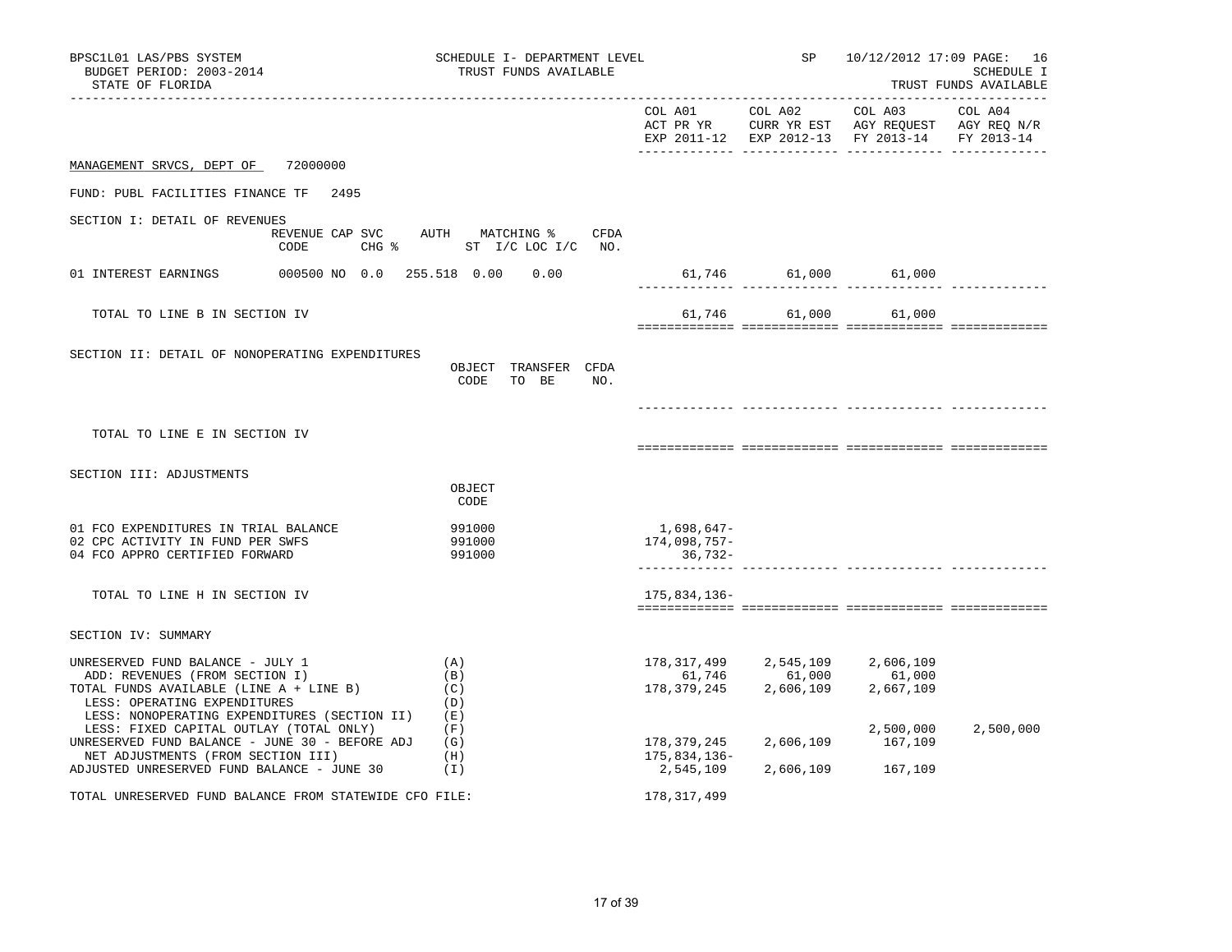BPSC1L01 LAS/PBS SYSTEM
BUDGET PERIOD: 2003-2014
STATE OF FLORIDA

SCHEDULE I- DEPARTMENT LEVEL
TRUST FUNDS AVAILABLE

SP 10/12/2012 17:09 PAGE: 16
SCHEDULE I
TRUST FUNDS AVAILABLE

MANAGEMENT SRVCS, DEPT OF 72000000

FUND: PUBL FACILITIES FINANCE TF 2495

## SECTION I: DETAIL OF REVENUES

| | REVENUE CODE | CAP SVC CHG % | AUTH ST | MATCHING % I/C LOC | I/C | CFDA NO. | COL A01 ACT PR YR EXP 2011-12 | COL A02 CURR YR EST EXP 2012-13 | COL A03 AGY REQUEST FY 2013-14 | COL A04 AGY REQ N/R FY 2013-14 |
|---|---|---|---|---|---|---|---|---|---|---|
| 01 INTEREST EARNINGS | 000500 | NO 0.0 | 255.518 | 0.00 | 0.00 | | 61,746 | 61,000 | 61,000 | |
| TOTAL TO LINE B IN SECTION IV | | | | | | | 61,746 | 61,000 | 61,000 | |

## SECTION II: DETAIL OF NONOPERATING EXPENDITURES

| | OBJECT CODE | TRANSFER TO BE | CFDA NO. | COL A01 | COL A02 | COL A03 | COL A04 |
|---|---|---|---|---|---|---|---|
| TOTAL TO LINE E IN SECTION IV | | | | | | | |

## SECTION III: ADJUSTMENTS

| | OBJECT CODE | COL A01 | COL A02 | COL A03 | COL A04 |
|---|---|---|---|---|---|
| 01 FCO EXPENDITURES IN TRIAL BALANCE | 991000 | 1,698,647- | | | |
| 02 CPC ACTIVITY IN FUND PER SWFS | 991000 | 174,098,757- | | | |
| 04 FCO APPRO CERTIFIED FORWARD | 991000 | 36,732- | | | |
| TOTAL TO LINE H IN SECTION IV | | 175,834,136- | | | |

## SECTION IV: SUMMARY

| | | COL A01 | COL A02 | COL A03 | COL A04 |
|---|---|---|---|---|---|
| UNRESERVED FUND BALANCE - JULY 1 | (A) | 178,317,499 | 2,545,109 | 2,606,109 | |
| ADD: REVENUES (FROM SECTION I) | (B) | 61,746 | 61,000 | 61,000 | |
| TOTAL FUNDS AVAILABLE (LINE A + LINE B) | (C) | 178,379,245 | 2,606,109 | 2,667,109 | |
| LESS: OPERATING EXPENDITURES | (D) | | | | |
| LESS: NONOPERATING EXPENDITURES (SECTION II) | (E) | | | | |
| LESS: FIXED CAPITAL OUTLAY (TOTAL ONLY) | (F) | | | 2,500,000 | 2,500,000 |
| UNRESERVED FUND BALANCE - JUNE 30 - BEFORE ADJ | (G) | 178,379,245 | 2,606,109 | 167,109 | |
| NET ADJUSTMENTS (FROM SECTION III) | (H) | 175,834,136- | | | |
| ADJUSTED UNRESERVED FUND BALANCE - JUNE 30 | (I) | 2,545,109 | 2,606,109 | 167,109 | |

TOTAL UNRESERVED FUND BALANCE FROM STATEWIDE CFO FILE: 178,317,499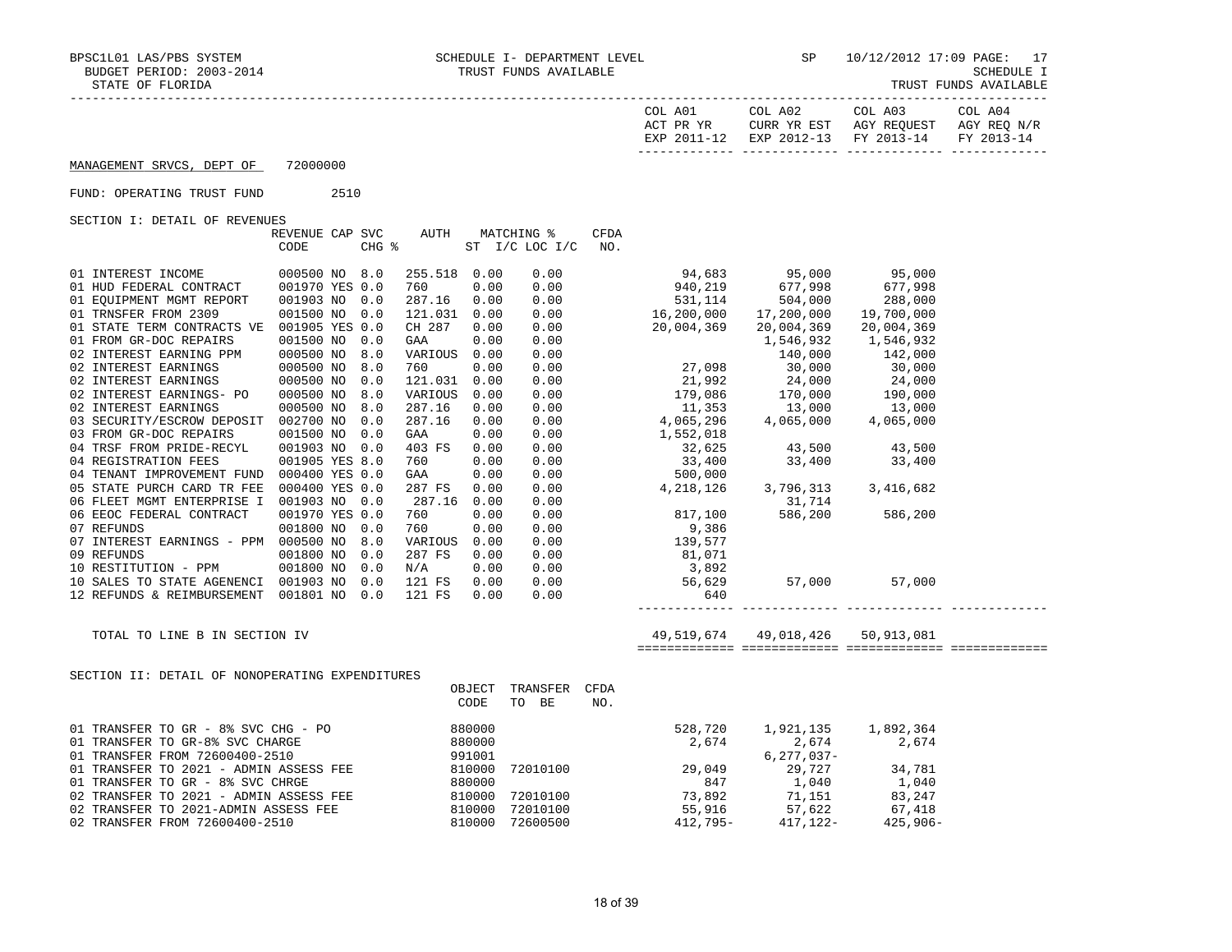BPSC1L01 LAS/PBS SYSTEM — SCHEDULE I- DEPARTMENT LEVEL — SP 10/12/2012 17:09 PAGE: 17

BUDGET PERIOD: 2003-2014 — TRUST FUNDS AVAILABLE — SCHEDULE I

STATE OF FLORIDA — TRUST FUNDS AVAILABLE

MANAGEMENT SRVCS, DEPT OF 72000000

FUND: OPERATING TRUST FUND 2510

SECTION I: DETAIL OF REVENUES

| | REVENUE CODE | CAP | SVC CHG % | AUTH ST | MATCHING % I/C | LOC I/C | CFDA NO. | COL A01 ACT PR YR EXP 2011-12 | COL A02 CURR YR EST EXP 2012-13 | COL A03 AGY REQUEST FY 2013-14 | COL A04 AGY REQ N/R FY 2013-14 |
|---|---|---|---|---|---|---|---|---|---|---|---|
| 01 INTEREST INCOME | 000500 | NO | 8.0 | 255.518 | 0.00 | 0.00 | | 94,683 | 95,000 | 95,000 | |
| 01 HUD FEDERAL CONTRACT | 001970 | YES | 0.0 | 760 | 0.00 | 0.00 | | 940,219 | 677,998 | 677,998 | |
| 01 EQUIPMENT MGMT REPORT | 001903 | NO | 0.0 | 287.16 | 0.00 | 0.00 | | 531,114 | 504,000 | 288,000 | |
| 01 TRNSFER FROM 2309 | 001500 | NO | 0.0 | 121.031 | 0.00 | 0.00 | | 16,200,000 | 17,200,000 | 19,700,000 | |
| 01 STATE TERM CONTRACTS VE | 001905 | YES | 0.0 | CH 287 | 0.00 | 0.00 | | 20,004,369 | 20,004,369 | 20,004,369 | |
| 01 FROM GR-DOC REPAIRS | 001500 | NO | 0.0 | GAA | 0.00 | 0.00 | | | 1,546,932 | 1,546,932 | |
| 02 INTEREST EARNING PPM | 000500 | NO | 8.0 | VARIOUS | 0.00 | 0.00 | | | 140,000 | 142,000 | |
| 02 INTEREST EARNINGS | 000500 | NO | 8.0 | 760 | 0.00 | 0.00 | | 27,098 | 30,000 | 30,000 | |
| 02 INTEREST EARNINGS | 000500 | NO | 0.0 | 121.031 | 0.00 | 0.00 | | 21,992 | 24,000 | 24,000 | |
| 02 INTEREST EARNINGS- PO | 000500 | NO | 8.0 | VARIOUS | 0.00 | 0.00 | | 179,086 | 170,000 | 190,000 | |
| 02 INTEREST EARNINGS | 000500 | NO | 8.0 | 287.16 | 0.00 | 0.00 | | 11,353 | 13,000 | 13,000 | |
| 03 SECURITY/ESCROW DEPOSIT | 002700 | NO | 0.0 | 287.16 | 0.00 | 0.00 | | 4,065,296 | 4,065,000 | 4,065,000 | |
| 03 FROM GR-DOC REPAIRS | 001500 | NO | 0.0 | GAA | 0.00 | 0.00 | | 1,552,018 | | | |
| 04 TRSF FROM PRIDE-RECYL | 001903 | NO | 0.0 | 403 FS | 0.00 | 0.00 | | 32,625 | 43,500 | 43,500 | |
| 04 REGISTRATION FEES | 001905 | YES | 8.0 | 760 | 0.00 | 0.00 | | 33,400 | 33,400 | 33,400 | |
| 04 TENANT IMPROVEMENT FUND | 000400 | YES | 0.0 | GAA | 0.00 | 0.00 | | 500,000 | | | |
| 05 STATE PURCH CARD TR FEE | 000400 | YES | 0.0 | 287 FS | 0.00 | 0.00 | | 4,218,126 | 3,796,313 | 3,416,682 | |
| 06 FLEET MGMT ENTERPRISE I | 001903 | NO | 0.0 | 287.16 | 0.00 | 0.00 | | | 31,714 | | |
| 06 EEOC FEDERAL CONTRACT | 001970 | YES | 0.0 | 760 | 0.00 | 0.00 | | 817,100 | 586,200 | 586,200 | |
| 07 REFUNDS | 001800 | NO | 0.0 | 760 | 0.00 | 0.00 | | 9,386 | | | |
| 07 INTEREST EARNINGS - PPM | 000500 | NO | 8.0 | VARIOUS | 0.00 | 0.00 | | 139,577 | | | |
| 09 REFUNDS | 001800 | NO | 0.0 | 287 FS | 0.00 | 0.00 | | 81,071 | | | |
| 10 RESTITUTION - PPM | 001800 | NO | 0.0 | N/A | 0.00 | 0.00 | | 3,892 | | | |
| 10 SALES TO STATE AGENENCI | 001903 | NO | 0.0 | 121 FS | 0.00 | 0.00 | | 56,629 | 57,000 | 57,000 | |
| 12 REFUNDS & REIMBURSEMENT | 001801 | NO | 0.0 | 121 FS | 0.00 | 0.00 | | 640 | | | |
| TOTAL TO LINE B IN SECTION IV | | | | | | | | 49,519,674 | 49,018,426 | 50,913,081 | |

SECTION II: DETAIL OF NONOPERATING EXPENDITURES

| | OBJECT CODE | TRANSFER TO BE | CFDA NO. | COL A01 | COL A02 | COL A03 | COL A04 |
|---|---|---|---|---|---|---|---|
| 01 TRANSFER TO GR - 8% SVC CHG - PO | 880000 | | | 528,720 | 1,921,135 | 1,892,364 | |
| 01 TRANSFER TO GR-8% SVC CHARGE | 880000 | | | 2,674 | 2,674 | 2,674 | |
| 01 TRANSFER FROM 72600400-2510 | 991001 | | | | 6,277,037- | | |
| 01 TRANSFER TO 2021 - ADMIN ASSESS FEE | 810000 | 72010100 | | 29,049 | 29,727 | 34,781 | |
| 01 TRANSFER TO GR - 8% SVC CHRGE | 880000 | | | 847 | 1,040 | 1,040 | |
| 02 TRANSFER TO 2021 - ADMIN ASSESS FEE | 810000 | 72010100 | | 73,892 | 71,151 | 83,247 | |
| 02 TRANSFER TO 2021-ADMIN ASSESS FEE | 810000 | 72010100 | | 55,916 | 57,622 | 67,418 | |
| 02 TRANSFER FROM 72600400-2510 | 810000 | 72600500 | | 412,795- | 417,122- | 425,906- | |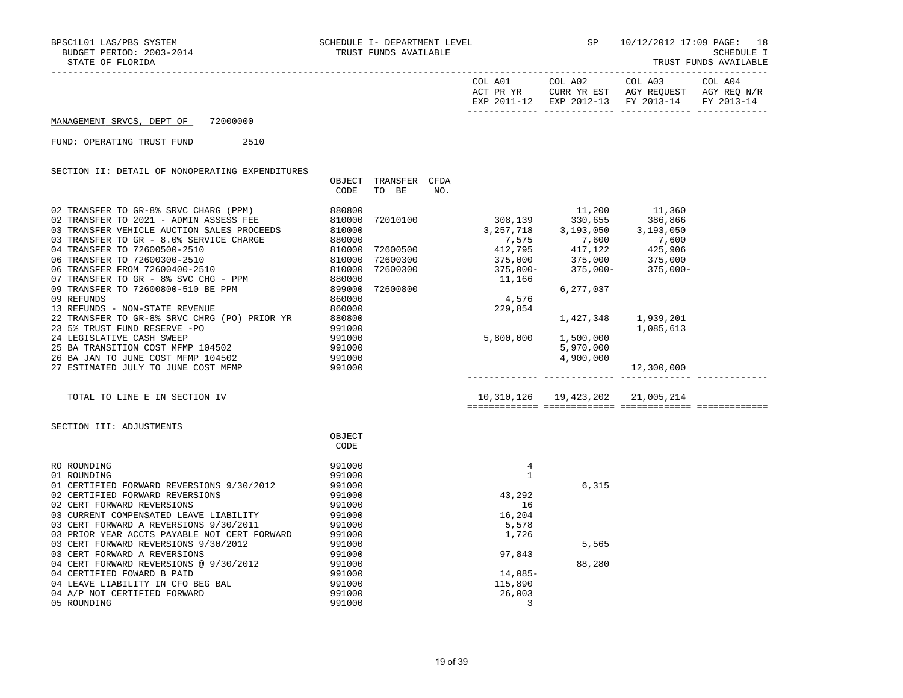BPSC1L01 LAS/PBS SYSTEM | SCHEDULE I- DEPARTMENT LEVEL | SP | 10/12/2012 17:09 PAGE: 18
BUDGET PERIOD: 2003-2014 | TRUST FUNDS AVAILABLE | | SCHEDULE I
STATE OF FLORIDA | | | TRUST FUNDS AVAILABLE

MANAGEMENT SRVCS, DEPT OF 72000000

FUND: OPERATING TRUST FUND 2510

## SECTION II: DETAIL OF NONOPERATING EXPENDITURES

| | OBJECT CODE | TRANSFER TO BE | CFDA NO. | COL A01 ACT PR YR EXP 2011-12 | COL A02 CURR YR EST EXP 2012-13 | COL A03 AGY REQUEST FY 2013-14 | COL A04 AGY REQ N/R FY 2013-14 |
|---|---|---|---|---|---|---|---|
| 02 TRANSFER TO GR-8% SRVC CHARG (PPM) | 880800 | | | | 11,200 | 11,360 | |
| 02 TRANSFER TO 2021 - ADMIN ASSESS FEE | 810000 | 72010100 | | 308,139 | 330,655 | 386,866 | |
| 03 TRANSFER VEHICLE AUCTION SALES PROCEEDS | 810000 | | | 3,257,718 | 3,193,050 | 3,193,050 | |
| 03 TRANSFER TO GR - 8.0% SERVICE CHARGE | 880000 | | | 7,575 | 7,600 | 7,600 | |
| 04 TRANSFER TO 72600500-2510 | 810000 | 72600500 | | 412,795 | 417,122 | 425,906 | |
| 06 TRANSFER TO 72600300-2510 | 810000 | 72600300 | | 375,000 | 375,000 | 375,000 | |
| 06 TRANSFER FROM 72600400-2510 | 810000 | 72600300 | | 375,000- | 375,000- | 375,000- | |
| 07 TRANSFER TO GR - 8% SVC CHG - PPM | 880000 | | | 11,166 | | | |
| 09 TRANSFER TO 72600800-510 BE PPM | 899000 | 72600800 | | | 6,277,037 | | |
| 09 REFUNDS | 860000 | | | 4,576 | | | |
| 13 REFUNDS - NON-STATE REVENUE | 860000 | | | 229,854 | | | |
| 22 TRANSFER TO GR-8% SRVC CHRG (PO) PRIOR YR | 880800 | | | | 1,427,348 | 1,939,201 | |
| 23 5% TRUST FUND RESERVE -PO | 991000 | | | | | 1,085,613 | |
| 24 LEGISLATIVE CASH SWEEP | 991000 | | | 5,800,000 | 1,500,000 | | |
| 25 BA TRANSITION COST MFMP 104502 | 991000 | | | | 5,970,000 | | |
| 26 BA JAN TO JUNE COST MFMP 104502 | 991000 | | | | 4,900,000 | | |
| 27 ESTIMATED JULY TO JUNE COST MFMP | 991000 | | | | | 12,300,000 | |
| TOTAL TO LINE E IN SECTION IV | | | | 10,310,126 | 19,423,202 | 21,005,214 | |

## SECTION III: ADJUSTMENTS

| | OBJECT CODE | COL A01 | COL A02 | COL A03 | COL A04 |
|---|---|---|---|---|---|
| RO ROUNDING | 991000 | 4 | | | |
| 01 ROUNDING | 991000 | 1 | | | |
| 01 CERTIFIED FORWARD REVERSIONS 9/30/2012 | 991000 | | 6,315 | | |
| 02 CERTIFIED FORWARD REVERSIONS | 991000 | 43,292 | | | |
| 02 CERT FORWARD REVERSIONS | 991000 | 16 | | | |
| 03 CURRENT COMPENSATED LEAVE LIABILITY | 991000 | 16,204 | | | |
| 03 CERT FORWARD A REVERSIONS 9/30/2011 | 991000 | 5,578 | | | |
| 03 PRIOR YEAR ACCTS PAYABLE NOT CERT FORWARD | 991000 | 1,726 | | | |
| 03 CERT FORWARD REVERSIONS 9/30/2012 | 991000 | | 5,565 | | |
| 03 CERT FORWARD A REVERSIONS | 991000 | 97,843 | | | |
| 04 CERT FORWARD REVERSIONS @ 9/30/2012 | 991000 | | 88,280 | | |
| 04 CERTIFIED FOWARD B PAID | 991000 | 14,085- | | | |
| 04 LEAVE LIABILITY IN CFO BEG BAL | 991000 | 115,890 | | | |
| 04 A/P NOT CERTIFIED FORWARD | 991000 | 26,003 | | | |
| 05 ROUNDING | 991000 | 3 | | | |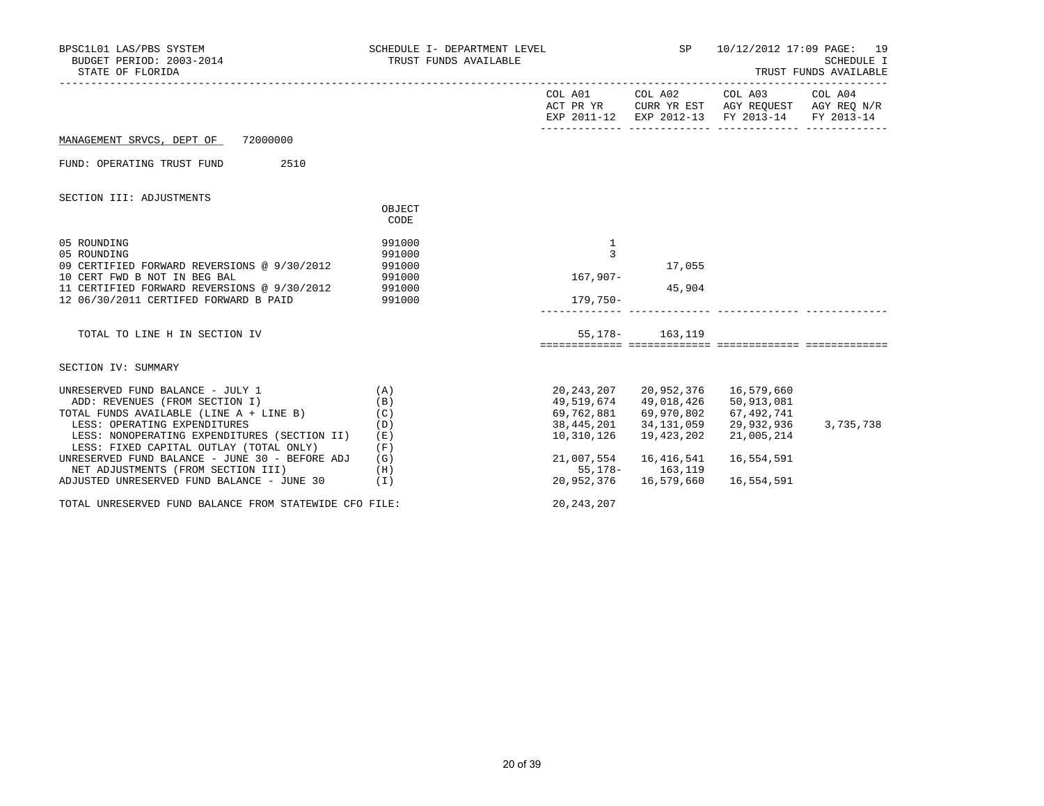BPSC1L01 LAS/PBS SYSTEM
BUDGET PERIOD: 2003-2014
STATE OF FLORIDA

SCHEDULE I- DEPARTMENT LEVEL
TRUST FUNDS AVAILABLE

SP 10/12/2012 17:09 PAGE: 19
SCHEDULE I
TRUST FUNDS AVAILABLE

MANAGEMENT SRVCS, DEPT OF 72000000

FUND: OPERATING TRUST FUND 2510

SECTION III: ADJUSTMENTS

| | OBJECT CODE | COL A01 ACT PR YR EXP 2011-12 | COL A02 CURR YR EST EXP 2012-13 | COL A03 AGY REQUEST FY 2013-14 | COL A04 AGY REQ N/R FY 2013-14 |
|---|---|---|---|---|---|
| 05 ROUNDING | 991000 | 1 | | | |
| 05 ROUNDING | 991000 | 3 | | | |
| 09 CERTIFIED FORWARD REVERSIONS @ 9/30/2012 | 991000 | | 17,055 | | |
| 10 CERT FWD B NOT IN BEG BAL | 991000 | 167,907- | | | |
| 11 CERTIFIED FORWARD REVERSIONS @ 9/30/2012 | 991000 | | 45,904 | | |
| 12 06/30/2011 CERTIFED FORWARD B PAID | 991000 | 179,750- | | | |
| TOTAL TO LINE H IN SECTION IV | | 55,178- | 163,119 | | |

SECTION IV: SUMMARY

| | | COL A01 ACT PR YR EXP 2011-12 | COL A02 CURR YR EST EXP 2012-13 | COL A03 AGY REQUEST FY 2013-14 | COL A04 AGY REQ N/R FY 2013-14 |
|---|---|---|---|---|---|
| UNRESERVED FUND BALANCE - JULY 1 | (A) | 20,243,207 | 20,952,376 | 16,579,660 | |
| ADD: REVENUES (FROM SECTION I) | (B) | 49,519,674 | 49,018,426 | 50,913,081 | |
| TOTAL FUNDS AVAILABLE (LINE A + LINE B) | (C) | 69,762,881 | 69,970,802 | 67,492,741 | |
| LESS: OPERATING EXPENDITURES | (D) | 38,445,201 | 34,131,059 | 29,932,936 | 3,735,738 |
| LESS: NONOPERATING EXPENDITURES (SECTION II) | (E) | 10,310,126 | 19,423,202 | 21,005,214 | |
| LESS: FIXED CAPITAL OUTLAY (TOTAL ONLY) | (F) | | | | |
| UNRESERVED FUND BALANCE - JUNE 30 - BEFORE ADJ | (G) | 21,007,554 | 16,416,541 | 16,554,591 | |
| NET ADJUSTMENTS (FROM SECTION III) | (H) | 55,178- | 163,119 | | |
| ADJUSTED UNRESERVED FUND BALANCE - JUNE 30 | (I) | 20,952,376 | 16,579,660 | 16,554,591 | |
| TOTAL UNRESERVED FUND BALANCE FROM STATEWIDE CFO FILE: | | 20,243,207 | | | |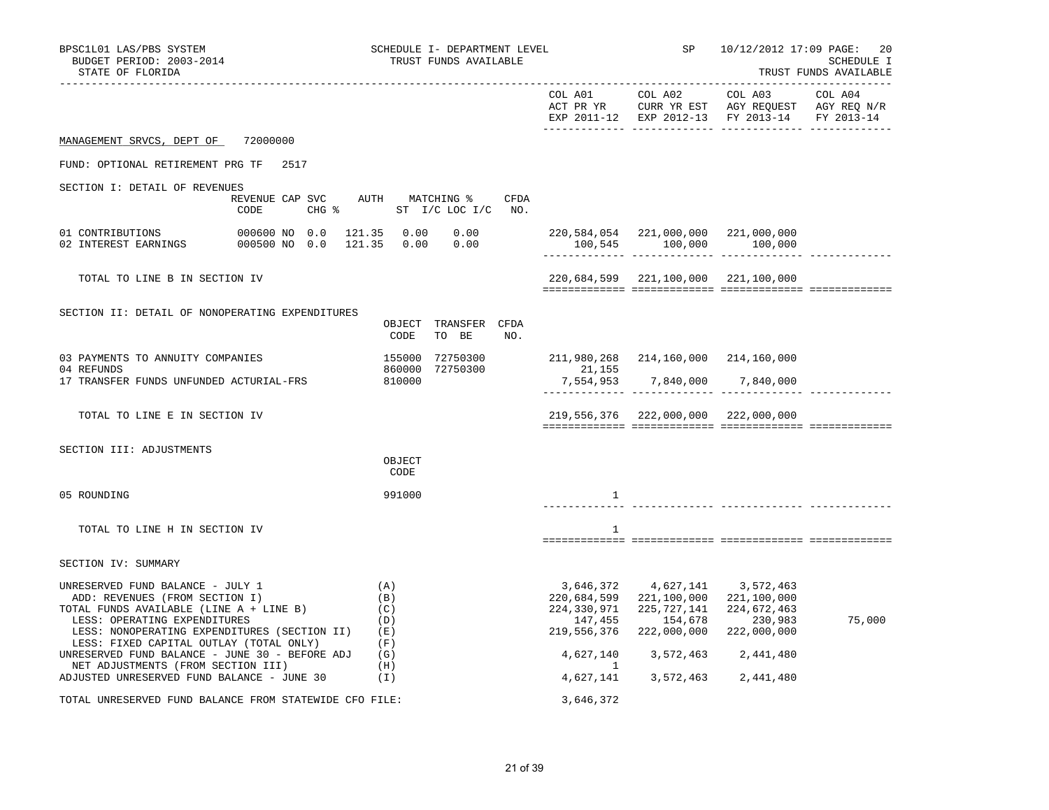BPSC1L01 LAS/PBS SYSTEM
BUDGET PERIOD: 2003-2014
STATE OF FLORIDA

SCHEDULE I- DEPARTMENT LEVEL
TRUST FUNDS AVAILABLE

SP 10/12/2012 17:09 PAGE: 20
SCHEDULE I
TRUST FUNDS AVAILABLE

| | COL A01 ACT PR YR EXP 2011-12 | COL A02 CURR YR EST EXP 2012-13 | COL A03 AGY REQUEST FY 2013-14 | COL A04 AGY REQ N/R FY 2013-14 |
|---|---|---|---|---|

**MANAGEMENT SRVCS, DEPT OF 72000000**

FUND: OPTIONAL RETIREMENT PRG TF 2517

SECTION I: DETAIL OF REVENUES

| | REVENUE CODE | CAP SVC CHG % | AUTH ST | MATCHING % I/C | LOC I/C | CFDA NO. | COL A01 | COL A02 | COL A03 | COL A04 |
|---|---|---|---|---|---|---|---|---|---|---|
| 01 CONTRIBUTIONS | 000600 | NO 0.0 | 121.35 | 0.00 | 0.00 | | 220,584,054 | 221,000,000 | 221,000,000 | |
| 02 INTEREST EARNINGS | 000500 | NO 0.0 | 121.35 | 0.00 | 0.00 | | 100,545 | 100,000 | 100,000 | |
| TOTAL TO LINE B IN SECTION IV | | | | | | | 220,684,599 | 221,100,000 | 221,100,000 | |

SECTION II: DETAIL OF NONOPERATING EXPENDITURES

| | OBJECT CODE | TRANSFER TO BE | CFDA NO. | COL A01 | COL A02 | COL A03 | COL A04 |
|---|---|---|---|---|---|---|---|
| 03 PAYMENTS TO ANNUITY COMPANIES | 155000 | 72750300 | | 211,980,268 | 214,160,000 | 214,160,000 | |
| 04 REFUNDS | 860000 | 72750300 | | 21,155 | | | |
| 17 TRANSFER FUNDS UNFUNDED ACTURIAL-FRS | 810000 | | | 7,554,953 | 7,840,000 | 7,840,000 | |
| TOTAL TO LINE E IN SECTION IV | | | | 219,556,376 | 222,000,000 | 222,000,000 | |

SECTION III: ADJUSTMENTS

| | OBJECT CODE | COL A01 | COL A02 | COL A03 | COL A04 |
|---|---|---|---|---|---|
| 05 ROUNDING | 991000 | 1 | | | |
| TOTAL TO LINE H IN SECTION IV | | 1 | | | |

SECTION IV: SUMMARY

| | | COL A01 | COL A02 | COL A03 | COL A04 |
|---|---|---|---|---|---|
| UNRESERVED FUND BALANCE - JULY 1 | (A) | 3,646,372 | 4,627,141 | 3,572,463 | |
| ADD: REVENUES (FROM SECTION I) | (B) | 220,684,599 | 221,100,000 | 221,100,000 | |
| TOTAL FUNDS AVAILABLE (LINE A + LINE B) | (C) | 224,330,971 | 225,727,141 | 224,672,463 | |
| LESS: OPERATING EXPENDITURES | (D) | 147,455 | 154,678 | 230,983 | 75,000 |
| LESS: NONOPERATING EXPENDITURES (SECTION II) | (E) | 219,556,376 | 222,000,000 | 222,000,000 | |
| LESS: FIXED CAPITAL OUTLAY (TOTAL ONLY) | (F) | | | | |
| UNRESERVED FUND BALANCE - JUNE 30 - BEFORE ADJ | (G) | 4,627,140 | 3,572,463 | 2,441,480 | |
| NET ADJUSTMENTS (FROM SECTION III) | (H) | 1 | | | |
| ADJUSTED UNRESERVED FUND BALANCE - JUNE 30 | (I) | 4,627,141 | 3,572,463 | 2,441,480 | |
| TOTAL UNRESERVED FUND BALANCE FROM STATEWIDE CFO FILE: | | 3,646,372 | | | |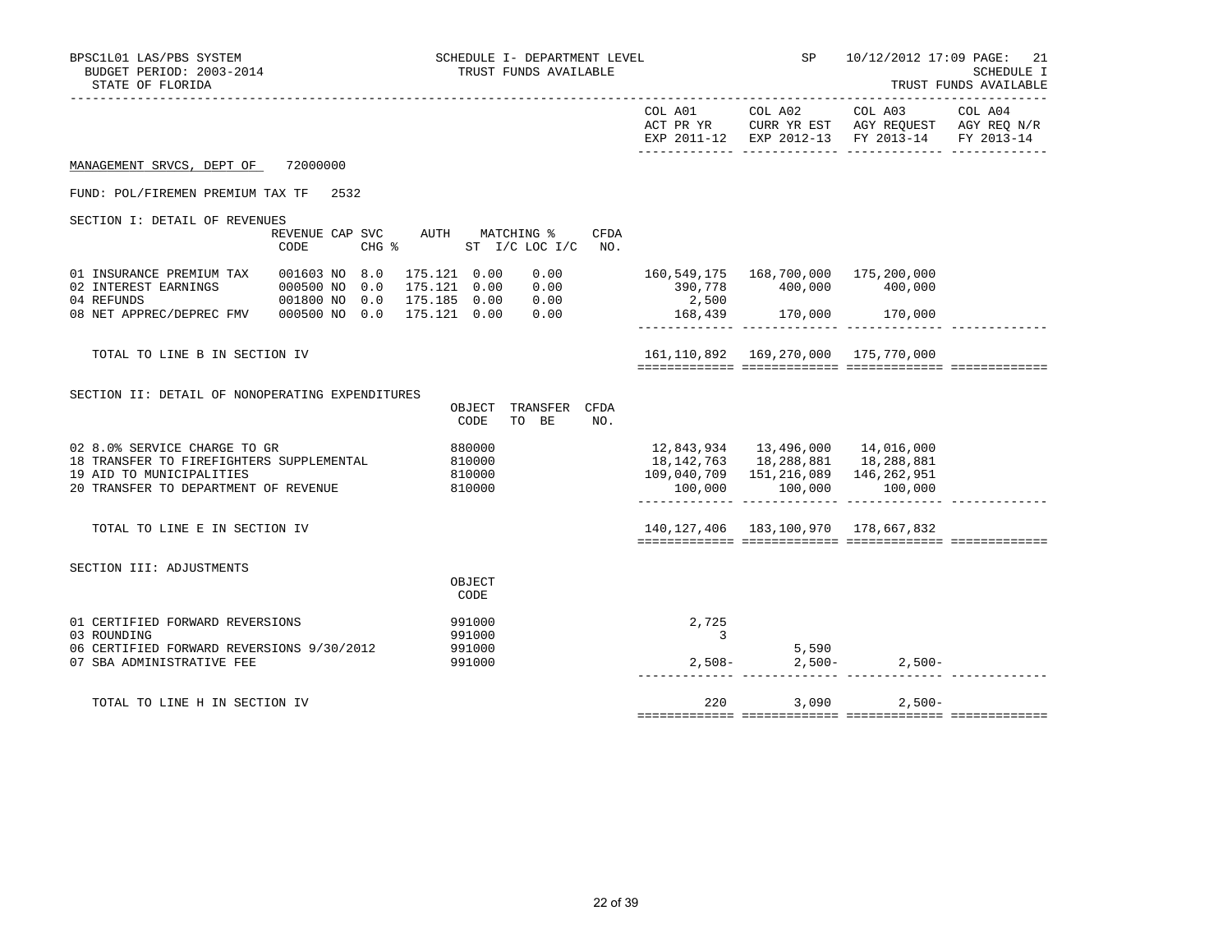BPSC1L01 LAS/PBS SYSTEM — SCHEDULE I- DEPARTMENT LEVEL — SP — 10/12/2012 17:09 PAGE: 21

BUDGET PERIOD: 2003-2014 — TRUST FUNDS AVAILABLE — SCHEDULE I

STATE OF FLORIDA — TRUST FUNDS AVAILABLE

**MANAGEMENT SRVCS, DEPT OF** 72000000

FUND: POL/FIREMEN PREMIUM TAX TF 2532

## SECTION I: DETAIL OF REVENUES

| | REVENUE CODE | CAP | SVC CHG % | AUTH ST | MATCHING % I/C | LOC I/C | CFDA NO. | COL A01 ACT PR YR EXP 2011-12 | COL A02 CURR YR EST EXP 2012-13 | COL A03 AGY REQUEST FY 2013-14 | COL A04 AGY REQ N/R FY 2013-14 |
|---|---|---|---|---|---|---|---|---|---|---|---|
| 01 INSURANCE PREMIUM TAX | 001603 | NO | 8.0 | 175.121 | 0.00 | 0.00 | | 160,549,175 | 168,700,000 | 175,200,000 | |
| 02 INTEREST EARNINGS | 000500 | NO | 0.0 | 175.121 | 0.00 | 0.00 | | 390,778 | 400,000 | 400,000 | |
| 04 REFUNDS | 001800 | NO | 0.0 | 175.185 | 0.00 | 0.00 | | 2,500 | | | |
| 08 NET APPREC/DEPREC FMV | 000500 | NO | 0.0 | 175.121 | 0.00 | 0.00 | | 168,439 | 170,000 | 170,000 | |
| TOTAL TO LINE B IN SECTION IV | | | | | | | | 161,110,892 | 169,270,000 | 175,770,000 | |

## SECTION II: DETAIL OF NONOPERATING EXPENDITURES

| | OBJECT CODE | TRANSFER TO BE | CFDA NO. | COL A01 ACT PR YR EXP 2011-12 | COL A02 CURR YR EST EXP 2012-13 | COL A03 AGY REQUEST FY 2013-14 | COL A04 AGY REQ N/R FY 2013-14 |
|---|---|---|---|---|---|---|---|
| 02 8.0% SERVICE CHARGE TO GR | 880000 | | | 12,843,934 | 13,496,000 | 14,016,000 | |
| 18 TRANSFER TO FIREFIGHTERS SUPPLEMENTAL | 810000 | | | 18,142,763 | 18,288,881 | 18,288,881 | |
| 19 AID TO MUNICIPALITIES | 810000 | | | 109,040,709 | 151,216,089 | 146,262,951 | |
| 20 TRANSFER TO DEPARTMENT OF REVENUE | 810000 | | | 100,000 | 100,000 | 100,000 | |
| TOTAL TO LINE E IN SECTION IV | | | | 140,127,406 | 183,100,970 | 178,667,832 | |

## SECTION III: ADJUSTMENTS

| | OBJECT CODE | COL A01 ACT PR YR EXP 2011-12 | COL A02 CURR YR EST EXP 2012-13 | COL A03 AGY REQUEST FY 2013-14 | COL A04 AGY REQ N/R FY 2013-14 |
|---|---|---|---|---|---|
| 01 CERTIFIED FORWARD REVERSIONS | 991000 | 2,725 | | | |
| 03 ROUNDING | 991000 | 3 | | | |
| 06 CERTIFIED FORWARD REVERSIONS 9/30/2012 | 991000 | | 5,590 | | |
| 07 SBA ADMINISTRATIVE FEE | 991000 | 2,508- | 2,500- | 2,500- | |
| TOTAL TO LINE H IN SECTION IV | | 220 | 3,090 | 2,500- | |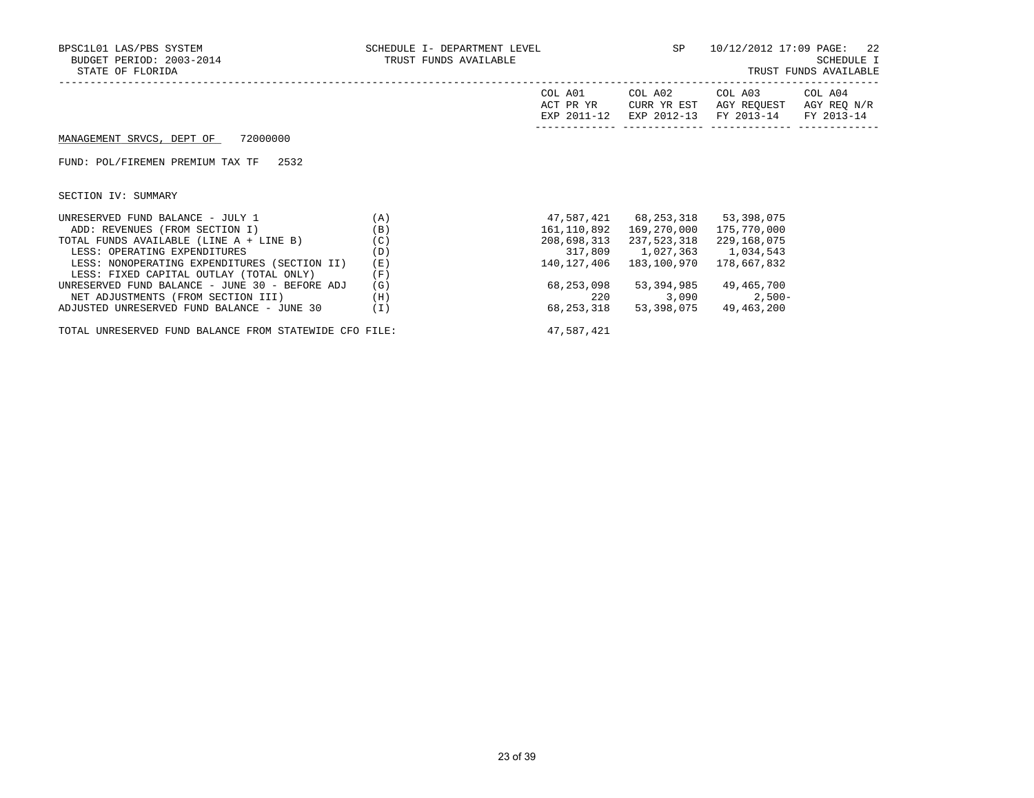BPSC1L01 LAS/PBS SYSTEM | SCHEDULE I- DEPARTMENT LEVEL | SP | 10/12/2012 17:09 PAGE: 22

BUDGET PERIOD: 2003-2014 | TRUST FUNDS AVAILABLE | SCHEDULE I

STATE OF FLORIDA | TRUST FUNDS AVAILABLE

MANAGEMENT SRVCS, DEPT OF 72000000

FUND: POL/FIREMEN PREMIUM TAX TF 2532

SECTION IV: SUMMARY

| | | COL A01 ACT PR YR EXP 2011-12 | COL A02 CURR YR EST EXP 2012-13 | COL A03 AGY REQUEST FY 2013-14 | COL A04 AGY REQ N/R FY 2013-14 |
|---|---|---|---|---|---|
| UNRESERVED FUND BALANCE - JULY 1 | (A) | 47,587,421 | 68,253,318 | 53,398,075 | |
| ADD: REVENUES (FROM SECTION I) | (B) | 161,110,892 | 169,270,000 | 175,770,000 | |
| TOTAL FUNDS AVAILABLE (LINE A + LINE B) | (C) | 208,698,313 | 237,523,318 | 229,168,075 | |
| LESS: OPERATING EXPENDITURES | (D) | 317,809 | 1,027,363 | 1,034,543 | |
| LESS: NONOPERATING EXPENDITURES (SECTION II) | (E) | 140,127,406 | 183,100,970 | 178,667,832 | |
| LESS: FIXED CAPITAL OUTLAY (TOTAL ONLY) | (F) | | | | |
| UNRESERVED FUND BALANCE - JUNE 30 - BEFORE ADJ | (G) | 68,253,098 | 53,394,985 | 49,465,700 | |
| NET ADJUSTMENTS (FROM SECTION III) | (H) | 220 | 3,090 | 2,500- | |
| ADJUSTED UNRESERVED FUND BALANCE - JUNE 30 | (I) | 68,253,318 | 53,398,075 | 49,463,200 | |
| TOTAL UNRESERVED FUND BALANCE FROM STATEWIDE CFO FILE: | | 47,587,421 | | | |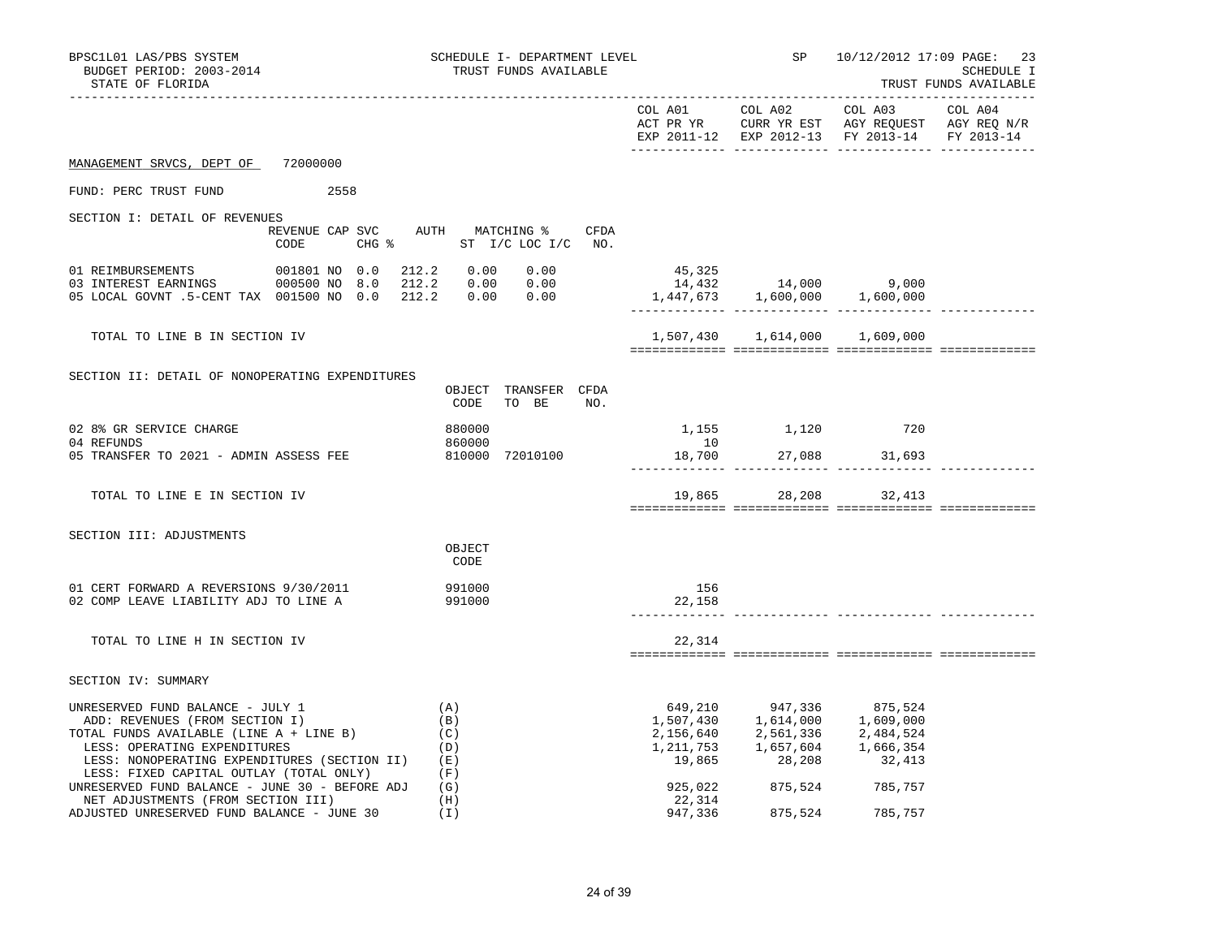BPSC1L01 LAS/PBS SYSTEM — SCHEDULE I- DEPARTMENT LEVEL — TRUST FUNDS AVAILABLE — SP 10/12/2012 17:09 PAGE: 23

BUDGET PERIOD: 2003-2014 — SCHEDULE I

STATE OF FLORIDA — TRUST FUNDS AVAILABLE

MANAGEMENT SRVCS, DEPT OF 72000000

FUND: PERC TRUST FUND 2558

## SECTION I: DETAIL OF REVENUES

| | REVENUE CODE | CAP | SVC CHG % | AUTH ST | MATCHING % I/C | MATCHING % LOC I/C | CFDA NO. | COL A01 ACT PR YR EXP 2011-12 | COL A02 CURR YR EST EXP 2012-13 | COL A03 AGY REQUEST FY 2013-14 | COL A04 AGY REQ N/R FY 2013-14 |
|---|---|---|---|---|---|---|---|---|---|---|---|
| 01 REIMBURSEMENTS | 001801 | NO | 0.0 | 212.2 | 0.00 | 0.00 | | 45,325 | | | |
| 03 INTEREST EARNINGS | 000500 | NO | 8.0 | 212.2 | 0.00 | 0.00 | | 14,432 | 14,000 | 9,000 | |
| 05 LOCAL GOVNT .5-CENT TAX | 001500 | NO | 0.0 | 212.2 | 0.00 | 0.00 | | 1,447,673 | 1,600,000 | 1,600,000 | |
| TOTAL TO LINE B IN SECTION IV | | | | | | | | 1,507,430 | 1,614,000 | 1,609,000 | |

## SECTION II: DETAIL OF NONOPERATING EXPENDITURES

| | OBJECT CODE | TRANSFER TO BE | CFDA NO. | COL A01 | COL A02 | COL A03 | COL A04 |
|---|---|---|---|---|---|---|---|
| 02 8% GR SERVICE CHARGE | 880000 | | | 1,155 | 1,120 | 720 | |
| 04 REFUNDS | 860000 | | | 10 | | | |
| 05 TRANSFER TO 2021 - ADMIN ASSESS FEE | 810000 | 72010100 | | 18,700 | 27,088 | 31,693 | |
| TOTAL TO LINE E IN SECTION IV | | | | 19,865 | 28,208 | 32,413 | |

## SECTION III: ADJUSTMENTS

| | OBJECT CODE | COL A01 | COL A02 | COL A03 | COL A04 |
|---|---|---|---|---|---|
| 01 CERT FORWARD A REVERSIONS 9/30/2011 | 991000 | 156 | | | |
| 02 COMP LEAVE LIABILITY ADJ TO LINE A | 991000 | 22,158 | | | |
| TOTAL TO LINE H IN SECTION IV | | 22,314 | | | |

## SECTION IV: SUMMARY

| | | COL A01 | COL A02 | COL A03 | COL A04 |
|---|---|---|---|---|---|
| UNRESERVED FUND BALANCE - JULY 1 | (A) | 649,210 | 947,336 | 875,524 | |
| ADD: REVENUES (FROM SECTION I) | (B) | 1,507,430 | 1,614,000 | 1,609,000 | |
| TOTAL FUNDS AVAILABLE (LINE A + LINE B) | (C) | 2,156,640 | 2,561,336 | 2,484,524 | |
| LESS: OPERATING EXPENDITURES | (D) | 1,211,753 | 1,657,604 | 1,666,354 | |
| LESS: NONOPERATING EXPENDITURES (SECTION II) | (E) | 19,865 | 28,208 | 32,413 | |
| LESS: FIXED CAPITAL OUTLAY (TOTAL ONLY) | (F) | | | | |
| UNRESERVED FUND BALANCE - JUNE 30 - BEFORE ADJ | (G) | 925,022 | 875,524 | 785,757 | |
| NET ADJUSTMENTS (FROM SECTION III) | (H) | 22,314 | | | |
| ADJUSTED UNRESERVED FUND BALANCE - JUNE 30 | (I) | 947,336 | 875,524 | 785,757 | |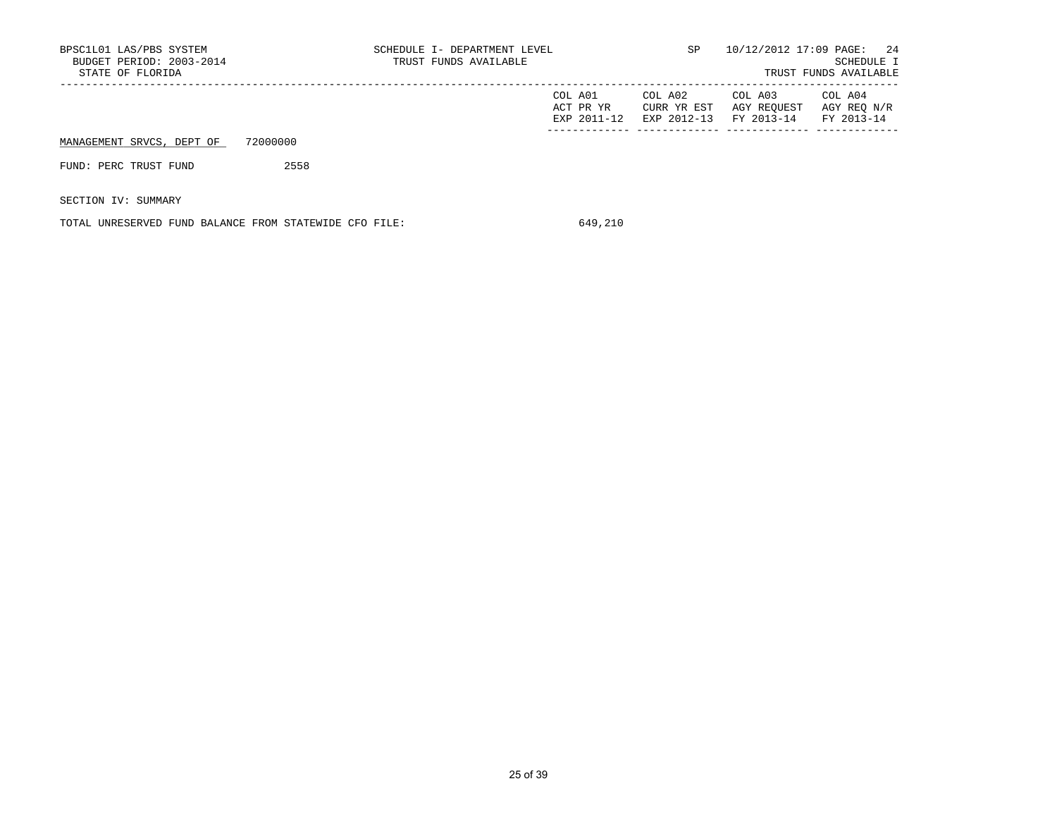BPSC1L01 LAS/PBS SYSTEM
BUDGET PERIOD: 2003-2014
STATE OF FLORIDA

SCHEDULE I- DEPARTMENT LEVEL
TRUST FUNDS AVAILABLE

SP 10/12/2012 17:09 PAGE: 24
SCHEDULE I
TRUST FUNDS AVAILABLE

| | COL A01 ACT PR YR EXP 2011-12 | COL A02 CURR YR EST EXP 2012-13 | COL A03 AGY REQUEST FY 2013-14 | COL A04 AGY REQ N/R FY 2013-14 |
|---|---|---|---|---|
| MANAGEMENT SRVCS, DEPT OF 72000000 | | | | |
| FUND: PERC TRUST FUND 2558 | | | | |
| SECTION IV: SUMMARY | | | | |
| TOTAL UNRESERVED FUND BALANCE FROM STATEWIDE CFO FILE: | 649,210 | | | |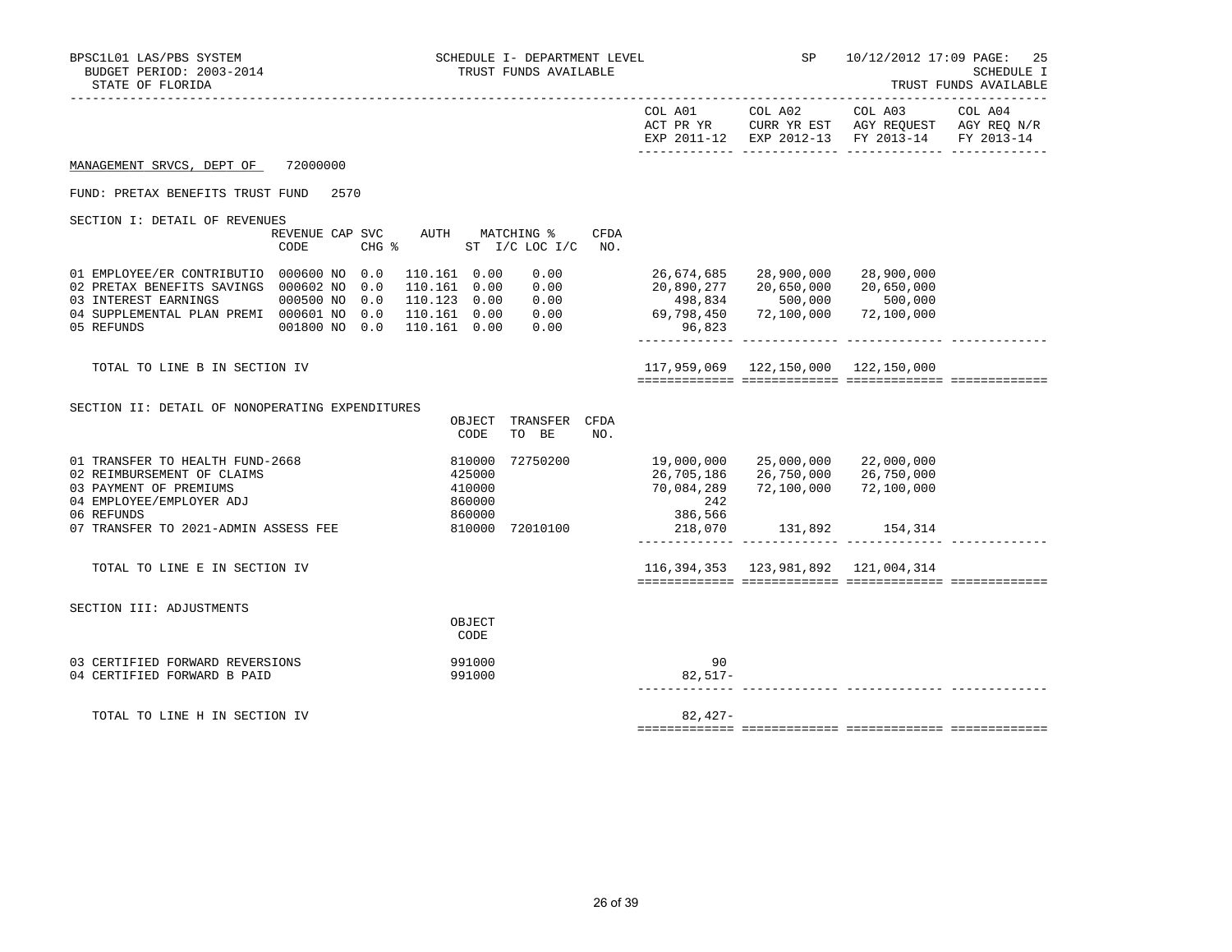BPSC1L01 LAS/PBS SYSTEM
BUDGET PERIOD: 2003-2014
STATE OF FLORIDA

SCHEDULE I- DEPARTMENT LEVEL
TRUST FUNDS AVAILABLE

SP 10/12/2012 17:09 PAGE: 25
SCHEDULE I
TRUST FUNDS AVAILABLE

MANAGEMENT SRVCS, DEPT OF 72000000

FUND: PRETAX BENEFITS TRUST FUND 2570

## SECTION I: DETAIL OF REVENUES

| | REVENUE CODE | CAP CHG | SVC % | AUTH ST | MATCHING % I/C | LOC I/C | CFDA NO. | COL A01 ACT PR YR EXP 2011-12 | COL A02 CURR YR EST EXP 2012-13 | COL A03 AGY REQUEST FY 2013-14 | COL A04 AGY REQ N/R FY 2013-14 |
|---|---|---|---|---|---|---|---|---|---|---|---|
| 01 EMPLOYEE/ER CONTRIBUTIO | 000600 | NO | 0.0 | 110.161 | 0.00 | 0.00 | | 26,674,685 | 28,900,000 | 28,900,000 | |
| 02 PRETAX BENEFITS SAVINGS | 000602 | NO | 0.0 | 110.161 | 0.00 | 0.00 | | 20,890,277 | 20,650,000 | 20,650,000 | |
| 03 INTEREST EARNINGS | 000500 | NO | 0.0 | 110.123 | 0.00 | 0.00 | | 498,834 | 500,000 | 500,000 | |
| 04 SUPPLEMENTAL PLAN PREMI | 000601 | NO | 0.0 | 110.161 | 0.00 | 0.00 | | 69,798,450 | 72,100,000 | 72,100,000 | |
| 05 REFUNDS | 001800 | NO | 0.0 | 110.161 | 0.00 | 0.00 | | 96,823 | | | |
| TOTAL TO LINE B IN SECTION IV | | | | | | | | 117,959,069 | 122,150,000 | 122,150,000 | |

## SECTION II: DETAIL OF NONOPERATING EXPENDITURES

| | OBJECT CODE | TRANSFER TO BE | CFDA NO. | COL A01 ACT PR YR EXP 2011-12 | COL A02 CURR YR EST EXP 2012-13 | COL A03 AGY REQUEST FY 2013-14 | COL A04 AGY REQ N/R FY 2013-14 |
|---|---|---|---|---|---|---|---|
| 01 TRANSFER TO HEALTH FUND-2668 | 810000 | 72750200 | | 19,000,000 | 25,000,000 | 22,000,000 | |
| 02 REIMBURSEMENT OF CLAIMS | 425000 | | | 26,705,186 | 26,750,000 | 26,750,000 | |
| 03 PAYMENT OF PREMIUMS | 410000 | | | 70,084,289 | 72,100,000 | 72,100,000 | |
| 04 EMPLOYEE/EMPLOYER ADJ | 860000 | | | 242 | | | |
| 06 REFUNDS | 860000 | | | 386,566 | | | |
| 07 TRANSFER TO 2021-ADMIN ASSESS FEE | 810000 | 72010100 | | 218,070 | 131,892 | 154,314 | |
| TOTAL TO LINE E IN SECTION IV | | | | 116,394,353 | 123,981,892 | 121,004,314 | |

## SECTION III: ADJUSTMENTS

| | OBJECT CODE | COL A01 ACT PR YR EXP 2011-12 | COL A02 CURR YR EST EXP 2012-13 | COL A03 AGY REQUEST FY 2013-14 | COL A04 AGY REQ N/R FY 2013-14 |
|---|---|---|---|---|---|
| 03 CERTIFIED FORWARD REVERSIONS | 991000 | 90 | | | |
| 04 CERTIFIED FORWARD B PAID | 991000 | 82,517- | | | |
| TOTAL TO LINE H IN SECTION IV | | 82,427- | | | |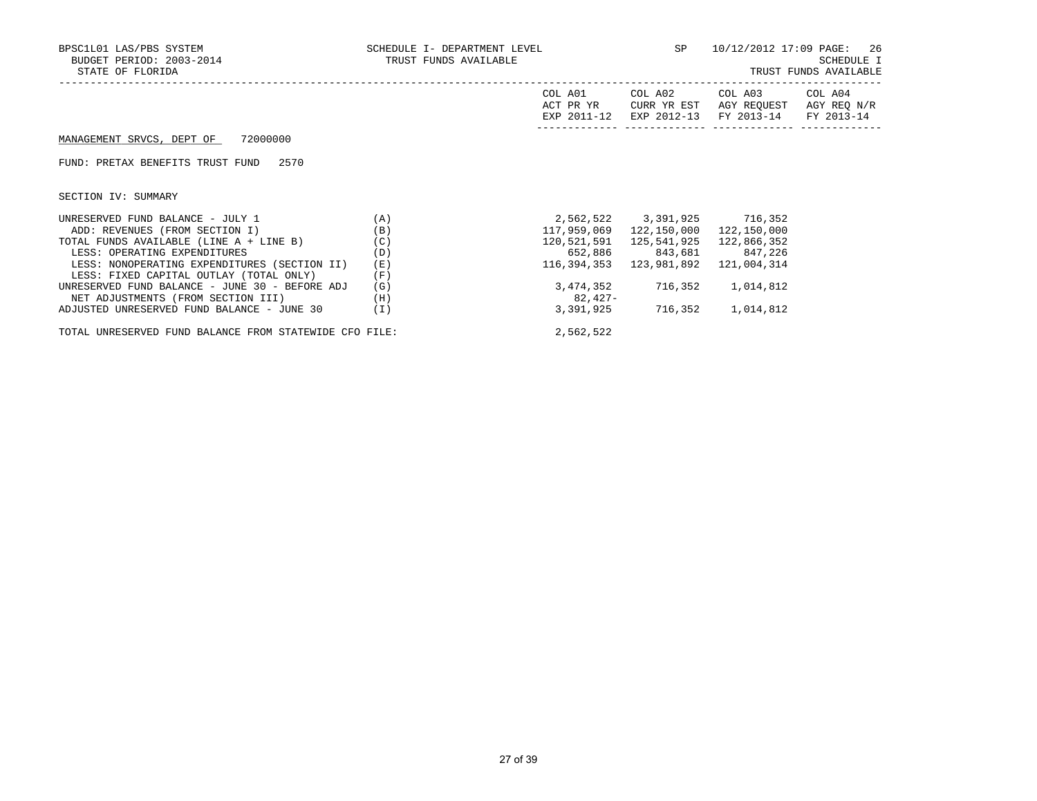BPSC1L01 LAS/PBS SYSTEM SCHEDULE I- DEPARTMENT LEVEL SP 10/12/2012 17:09 PAGE: 26
BUDGET PERIOD: 2003-2014 TRUST FUNDS AVAILABLE SCHEDULE I
STATE OF FLORIDA TRUST FUNDS AVAILABLE

MANAGEMENT SRVCS, DEPT OF 72000000

FUND: PRETAX BENEFITS TRUST FUND 2570

SECTION IV: SUMMARY

| | | COL A01 ACT PR YR EXP 2011-12 | COL A02 CURR YR EST EXP 2012-13 | COL A03 AGY REQUEST FY 2013-14 | COL A04 AGY REQ N/R FY 2013-14 |
|---|---|---|---|---|---|
| UNRESERVED FUND BALANCE - JULY 1 | (A) | 2,562,522 | 3,391,925 | 716,352 | |
| ADD: REVENUES (FROM SECTION I) | (B) | 117,959,069 | 122,150,000 | 122,150,000 | |
| TOTAL FUNDS AVAILABLE (LINE A + LINE B) | (C) | 120,521,591 | 125,541,925 | 122,866,352 | |
| LESS: OPERATING EXPENDITURES | (D) | 652,886 | 843,681 | 847,226 | |
| LESS: NONOPERATING EXPENDITURES (SECTION II) | (E) | 116,394,353 | 123,981,892 | 121,004,314 | |
| LESS: FIXED CAPITAL OUTLAY (TOTAL ONLY) | (F) | | | | |
| UNRESERVED FUND BALANCE - JUNE 30 - BEFORE ADJ | (G) | 3,474,352 | 716,352 | 1,014,812 | |
| NET ADJUSTMENTS (FROM SECTION III) | (H) | 82,427- | | | |
| ADJUSTED UNRESERVED FUND BALANCE - JUNE 30 | (I) | 3,391,925 | 716,352 | 1,014,812 | |
| TOTAL UNRESERVED FUND BALANCE FROM STATEWIDE CFO FILE: | | 2,562,522 | | | |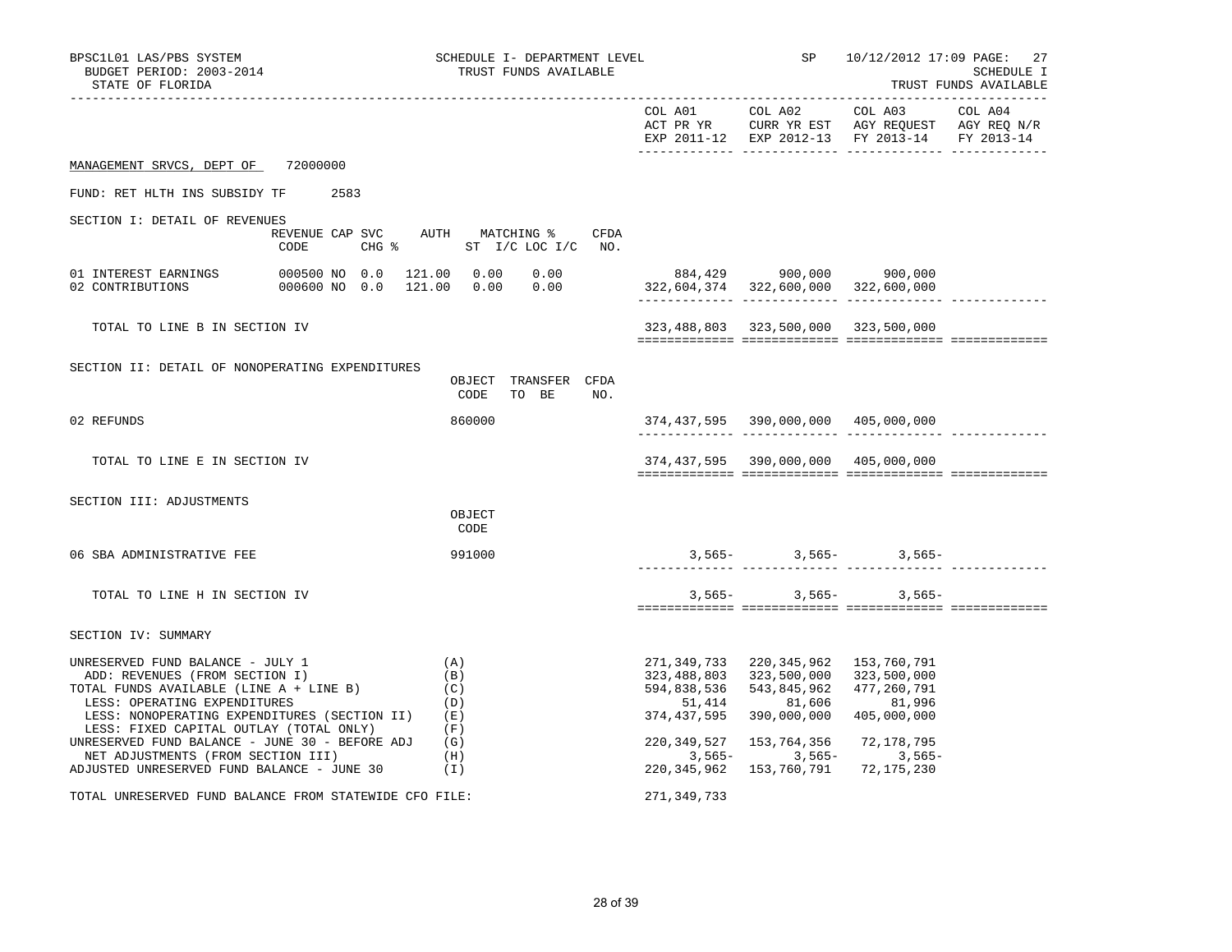BPSC1L01 LAS/PBS SYSTEM — SCHEDULE I- DEPARTMENT LEVEL — TRUST FUNDS AVAILABLE — SP 10/12/2012 17:09 PAGE: 27

BUDGET PERIOD: 2003-2014 — SCHEDULE I

STATE OF FLORIDA — TRUST FUNDS AVAILABLE

| | COL A01 ACT PR YR EXP 2011-12 | COL A02 CURR YR EST EXP 2012-13 | COL A03 AGY REQUEST FY 2013-14 | COL A04 AGY REQ N/R FY 2013-14 |
|---|---|---|---|---|

MANAGEMENT SRVCS, DEPT OF 72000000

FUND: RET HLTH INS SUBSIDY TF 2583

SECTION I: DETAIL OF REVENUES

| | REVENUE CODE | CAP | SVC CHG % | AUTH ST | MATCHING % I/C | LOC I/C | CFDA NO. | COL A01 | COL A02 | COL A03 | COL A04 |
|---|---|---|---|---|---|---|---|---|---|---|---|
| 01 INTEREST EARNINGS | 000500 | NO | 0.0 | 121.00 | 0.00 | 0.00 | | 884,429 | 900,000 | 900,000 | |
| 02 CONTRIBUTIONS | 000600 | NO | 0.0 | 121.00 | 0.00 | 0.00 | | 322,604,374 | 322,600,000 | 322,600,000 | |
| TOTAL TO LINE B IN SECTION IV | | | | | | | | 323,488,803 | 323,500,000 | 323,500,000 | |

SECTION II: DETAIL OF NONOPERATING EXPENDITURES

| | OBJECT CODE | TRANSFER TO BE | CFDA NO. | COL A01 | COL A02 | COL A03 | COL A04 |
|---|---|---|---|---|---|---|---|
| 02 REFUNDS | 860000 | | | 374,437,595 | 390,000,000 | 405,000,000 | |
| TOTAL TO LINE E IN SECTION IV | | | | 374,437,595 | 390,000,000 | 405,000,000 | |

SECTION III: ADJUSTMENTS

| | OBJECT CODE | COL A01 | COL A02 | COL A03 | COL A04 |
|---|---|---|---|---|---|
| 06 SBA ADMINISTRATIVE FEE | 991000 | 3,565- | 3,565- | 3,565- | |
| TOTAL TO LINE H IN SECTION IV | | 3,565- | 3,565- | 3,565- | |

SECTION IV: SUMMARY

| | | COL A01 | COL A02 | COL A03 | COL A04 |
|---|---|---|---|---|---|
| UNRESERVED FUND BALANCE - JULY 1 | (A) | 271,349,733 | 220,345,962 | 153,760,791 | |
| ADD: REVENUES (FROM SECTION I) | (B) | 323,488,803 | 323,500,000 | 323,500,000 | |
| TOTAL FUNDS AVAILABLE (LINE A + LINE B) | (C) | 594,838,536 | 543,845,962 | 477,260,791 | |
| LESS: OPERATING EXPENDITURES | (D) | 51,414 | 81,606 | 81,996 | |
| LESS: NONOPERATING EXPENDITURES (SECTION II) | (E) | 374,437,595 | 390,000,000 | 405,000,000 | |
| LESS: FIXED CAPITAL OUTLAY (TOTAL ONLY) | (F) | | | | |
| UNRESERVED FUND BALANCE - JUNE 30 - BEFORE ADJ | (G) | 220,349,527 | 153,764,356 | 72,178,795 | |
| NET ADJUSTMENTS (FROM SECTION III) | (H) | 3,565- | 3,565- | 3,565- | |
| ADJUSTED UNRESERVED FUND BALANCE - JUNE 30 | (I) | 220,345,962 | 153,760,791 | 72,175,230 | |
| TOTAL UNRESERVED FUND BALANCE FROM STATEWIDE CFO FILE: | | 271,349,733 | | | |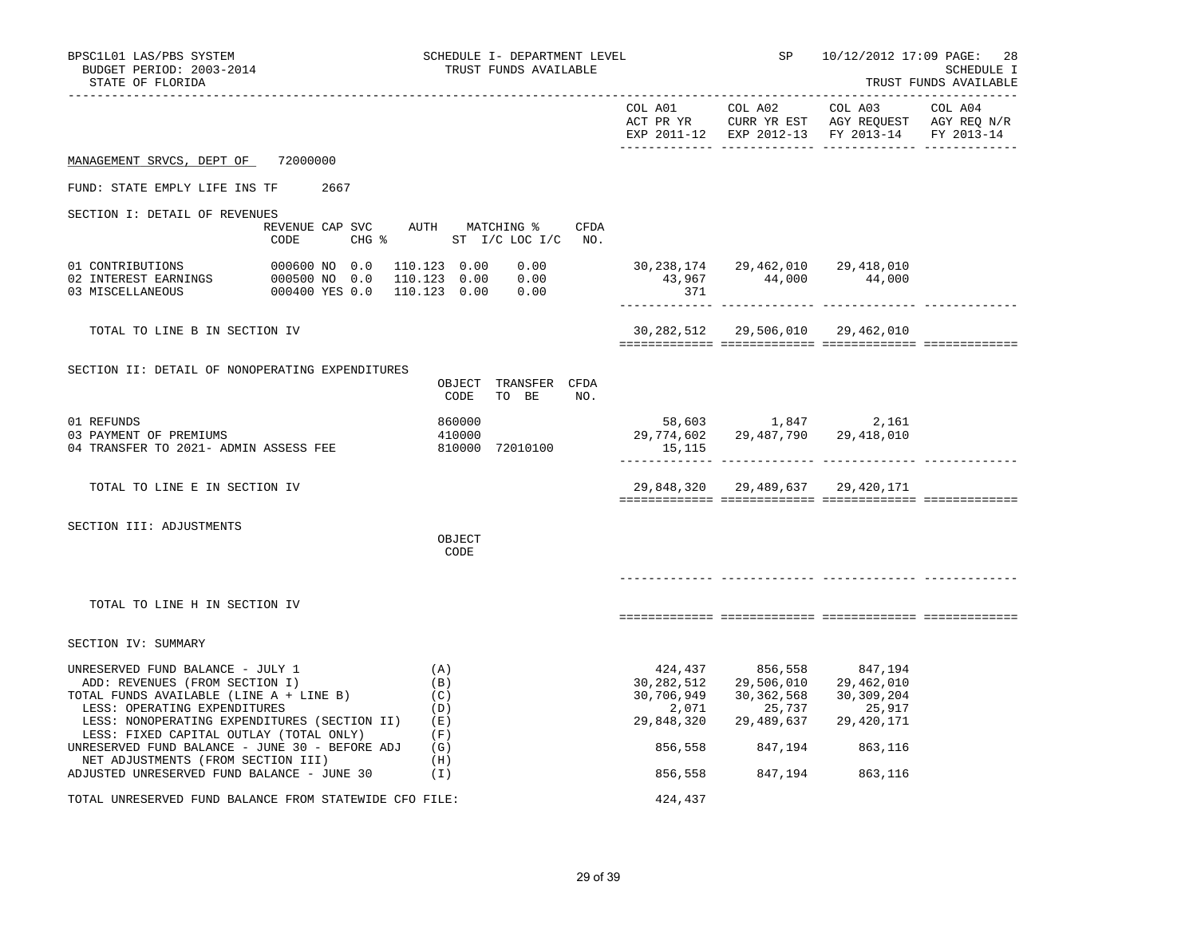BPSC1L01 LAS/PBS SYSTEM
BUDGET PERIOD: 2003-2014
STATE OF FLORIDA

SCHEDULE I- DEPARTMENT LEVEL
TRUST FUNDS AVAILABLE

SP 10/12/2012 17:09 PAGE: 28
SCHEDULE I
TRUST FUNDS AVAILABLE

MANAGEMENT SRVCS, DEPT OF 72000000

FUND: STATE EMPLY LIFE INS TF 2667

## SECTION I: DETAIL OF REVENUES

| | REVENUE CODE | CAP SVC CHG % | AUTH ST | MATCHING % I/C | LOC I/C | CFDA NO. | COL A01 ACT PR YR EXP 2011-12 | COL A02 CURR YR EST EXP 2012-13 | COL A03 AGY REQUEST FY 2013-14 | COL A04 AGY REQ N/R FY 2013-14 |
|---|---|---|---|---|---|---|---|---|---|---|
| 01 CONTRIBUTIONS | 000600 | NO 0.0 | 110.123 | 0.00 | 0.00 | | 30,238,174 | 29,462,010 | 29,418,010 | |
| 02 INTEREST EARNINGS | 000500 | NO 0.0 | 110.123 | 0.00 | 0.00 | | 43,967 | 44,000 | 44,000 | |
| 03 MISCELLANEOUS | 000400 | YES 0.0 | 110.123 | 0.00 | 0.00 | | 371 | | | |
| TOTAL TO LINE B IN SECTION IV | | | | | | | 30,282,512 | 29,506,010 | 29,462,010 | |

## SECTION II: DETAIL OF NONOPERATING EXPENDITURES

| | OBJECT CODE | TRANSFER TO BE | CFDA NO. | COL A01 | COL A02 | COL A03 | COL A04 |
|---|---|---|---|---|---|---|---|
| 01 REFUNDS | 860000 | | | 58,603 | 1,847 | 2,161 | |
| 03 PAYMENT OF PREMIUMS | 410000 | | | 29,774,602 | 29,487,790 | 29,418,010 | |
| 04 TRANSFER TO 2021- ADMIN ASSESS FEE | 810000 | 72010100 | | 15,115 | | | |
| TOTAL TO LINE E IN SECTION IV | | | | 29,848,320 | 29,489,637 | 29,420,171 | |

## SECTION III: ADJUSTMENTS

| | OBJECT CODE | COL A01 | COL A02 | COL A03 | COL A04 |
|---|---|---|---|---|---|
| TOTAL TO LINE H IN SECTION IV | | | | | |

## SECTION IV: SUMMARY

| | | COL A01 | COL A02 | COL A03 | COL A04 |
|---|---|---|---|---|---|
| UNRESERVED FUND BALANCE - JULY 1 | (A) | 424,437 | 856,558 | 847,194 | |
| ADD: REVENUES (FROM SECTION I) | (B) | 30,282,512 | 29,506,010 | 29,462,010 | |
| TOTAL FUNDS AVAILABLE (LINE A + LINE B) | (C) | 30,706,949 | 30,362,568 | 30,309,204 | |
| LESS: OPERATING EXPENDITURES | (D) | 2,071 | 25,737 | 25,917 | |
| LESS: NONOPERATING EXPENDITURES (SECTION II) | (E) | 29,848,320 | 29,489,637 | 29,420,171 | |
| LESS: FIXED CAPITAL OUTLAY (TOTAL ONLY) | (F) | | | | |
| UNRESERVED FUND BALANCE - JUNE 30 - BEFORE ADJ | (G) | 856,558 | 847,194 | 863,116 | |
| NET ADJUSTMENTS (FROM SECTION III) | (H) | | | | |
| ADJUSTED UNRESERVED FUND BALANCE - JUNE 30 | (I) | 856,558 | 847,194 | 863,116 | |

TOTAL UNRESERVED FUND BALANCE FROM STATEWIDE CFO FILE: 424,437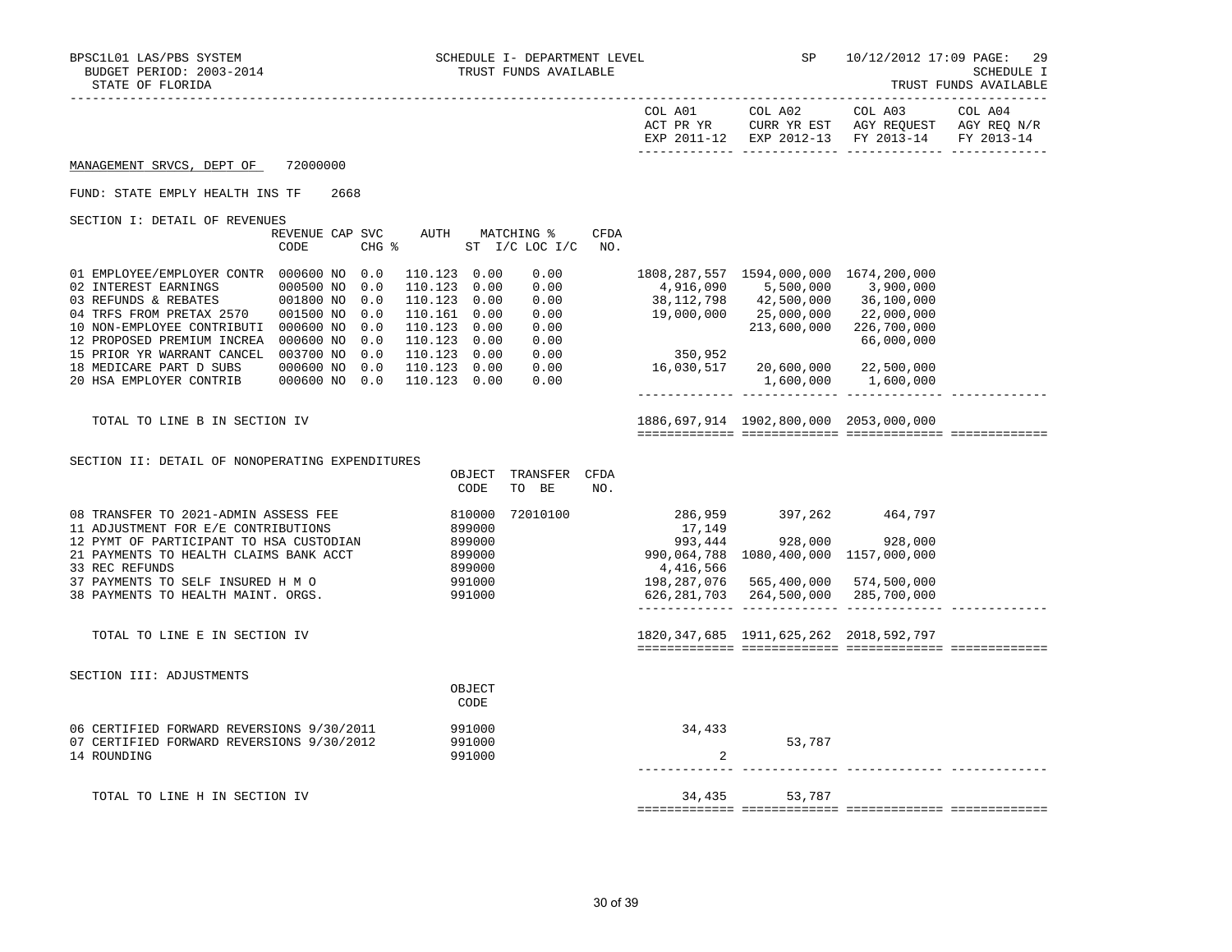BPSC1L01 LAS/PBS SYSTEM — SCHEDULE I- DEPARTMENT LEVEL — SP 10/12/2012 17:09 PAGE: 29
BUDGET PERIOD: 2003-2014 — TRUST FUNDS AVAILABLE — SCHEDULE I
STATE OF FLORIDA — TRUST FUNDS AVAILABLE

MANAGEMENT SRVCS, DEPT OF 72000000

FUND: STATE EMPLY HEALTH INS TF 2668

SECTION I: DETAIL OF REVENUES

| | REVENUE CODE | CAP SVC CHG % | AUTH ST | MATCHING % I/C | LOC I/C | CFDA NO. | COL A01 ACT PR YR EXP 2011-12 | COL A02 CURR YR EST EXP 2012-13 | COL A03 AGY REQUEST FY 2013-14 | COL A04 AGY REQ N/R FY 2013-14 |
|---|---|---|---|---|---|---|---|---|---|---|
| 01 EMPLOYEE/EMPLOYER CONTR | 000600 NO | 0.0 | 110.123 | 0.00 | 0.00 | | 1808,287,557 | 1594,000,000 | 1674,200,000 | |
| 02 INTEREST EARNINGS | 000500 NO | 0.0 | 110.123 | 0.00 | 0.00 | | 4,916,090 | 5,500,000 | 3,900,000 | |
| 03 REFUNDS & REBATES | 001800 NO | 0.0 | 110.123 | 0.00 | 0.00 | | 38,112,798 | 42,500,000 | 36,100,000 | |
| 04 TRFS FROM PRETAX 2570 | 001500 NO | 0.0 | 110.161 | 0.00 | 0.00 | | 19,000,000 | 25,000,000 | 22,000,000 | |
| 10 NON-EMPLOYEE CONTRIBUTI | 000600 NO | 0.0 | 110.123 | 0.00 | 0.00 | | | 213,600,000 | 226,700,000 | |
| 12 PROPOSED PREMIUM INCREA | 000600 NO | 0.0 | 110.123 | 0.00 | 0.00 | | | | 66,000,000 | |
| 15 PRIOR YR WARRANT CANCEL | 003700 NO | 0.0 | 110.123 | 0.00 | 0.00 | | 350,952 | | | |
| 18 MEDICARE PART D SUBS | 000600 NO | 0.0 | 110.123 | 0.00 | 0.00 | | 16,030,517 | 20,600,000 | 22,500,000 | |
| 20 HSA EMPLOYER CONTRIB | 000600 NO | 0.0 | 110.123 | 0.00 | 0.00 | | | 1,600,000 | 1,600,000 | |
| TOTAL TO LINE B IN SECTION IV | | | | | | | 1886,697,914 | 1902,800,000 | 2053,000,000 | |

SECTION II: DETAIL OF NONOPERATING EXPENDITURES

| | OBJECT CODE | TRANSFER TO BE | CFDA NO. | COL A01 | COL A02 | COL A03 | COL A04 |
|---|---|---|---|---|---|---|---|
| 08 TRANSFER TO 2021-ADMIN ASSESS FEE | 810000 | 72010100 | | 286,959 | 397,262 | 464,797 | |
| 11 ADJUSTMENT FOR E/E CONTRIBUTIONS | 899000 | | | 17,149 | | | |
| 12 PYMT OF PARTICIPANT TO HSA CUSTODIAN | 899000 | | | 993,444 | 928,000 | 928,000 | |
| 21 PAYMENTS TO HEALTH CLAIMS BANK ACCT | 899000 | | | 990,064,788 | 1080,400,000 | 1157,000,000 | |
| 33 REC REFUNDS | 899000 | | | 4,416,566 | | | |
| 37 PAYMENTS TO SELF INSURED H M O | 991000 | | | 198,287,076 | 565,400,000 | 574,500,000 | |
| 38 PAYMENTS TO HEALTH MAINT. ORGS. | 991000 | | | 626,281,703 | 264,500,000 | 285,700,000 | |
| TOTAL TO LINE E IN SECTION IV | | | | 1820,347,685 | 1911,625,262 | 2018,592,797 | |

SECTION III: ADJUSTMENTS

| | OBJECT CODE | COL A01 | COL A02 | COL A03 | COL A04 |
|---|---|---|---|---|---|
| 06 CERTIFIED FORWARD REVERSIONS 9/30/2011 | 991000 | 34,433 | | | |
| 07 CERTIFIED FORWARD REVERSIONS 9/30/2012 | 991000 | | 53,787 | | |
| 14 ROUNDING | 991000 | 2 | | | |
| TOTAL TO LINE H IN SECTION IV | | 34,435 | 53,787 | | |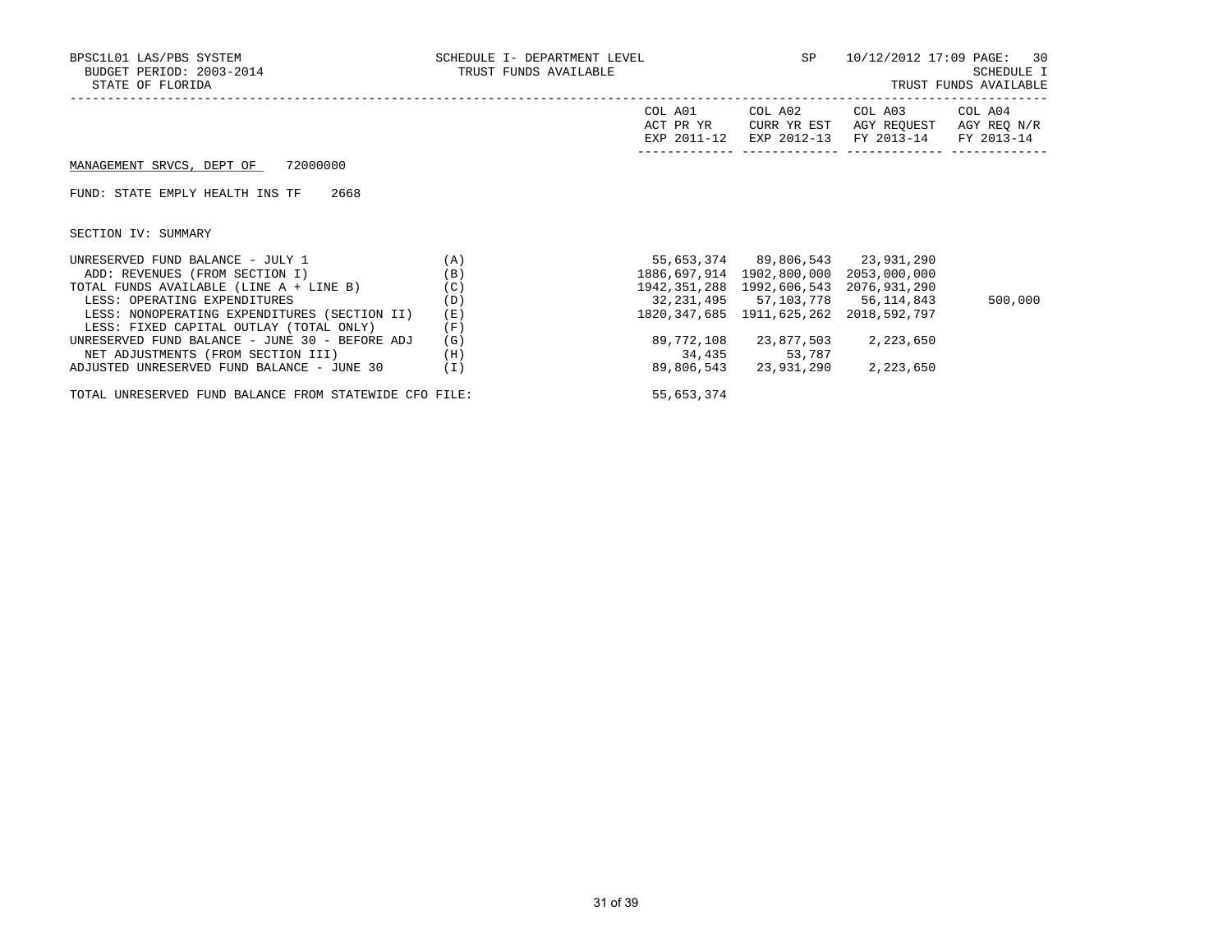BPSC1L01 LAS/PBS SYSTEM
BUDGET PERIOD: 2003-2014
STATE OF FLORIDA

SCHEDULE I- DEPARTMENT LEVEL
TRUST FUNDS AVAILABLE

SP 10/12/2012 17:09 PAGE: 30
SCHEDULE I
TRUST FUNDS AVAILABLE

MANAGEMENT SRVCS, DEPT OF 72000000

FUND: STATE EMPLY HEALTH INS TF 2668

SECTION IV: SUMMARY

| | | COL A01 ACT PR YR EXP 2011-12 | COL A02 CURR YR EST EXP 2012-13 | COL A03 AGY REQUEST FY 2013-14 | COL A04 AGY REQ N/R FY 2013-14 |
|---|---|---|---|---|---|
| UNRESERVED FUND BALANCE - JULY 1 | (A) | 55,653,374 | 89,806,543 | 23,931,290 | |
| ADD: REVENUES (FROM SECTION I) | (B) | 1886,697,914 | 1902,800,000 | 2053,000,000 | |
| TOTAL FUNDS AVAILABLE (LINE A + LINE B) | (C) | 1942,351,288 | 1992,606,543 | 2076,931,290 | |
| LESS: OPERATING EXPENDITURES | (D) | 32,231,495 | 57,103,778 | 56,114,843 | 500,000 |
| LESS: NONOPERATING EXPENDITURES (SECTION II) | (E) | 1820,347,685 | 1911,625,262 | 2018,592,797 | |
| LESS: FIXED CAPITAL OUTLAY (TOTAL ONLY) | (F) | | | | |
| UNRESERVED FUND BALANCE - JUNE 30 - BEFORE ADJ | (G) | 89,772,108 | 23,877,503 | 2,223,650 | |
| NET ADJUSTMENTS (FROM SECTION III) | (H) | 34,435 | 53,787 | | |
| ADJUSTED UNRESERVED FUND BALANCE - JUNE 30 | (I) | 89,806,543 | 23,931,290 | 2,223,650 | |

TOTAL UNRESERVED FUND BALANCE FROM STATEWIDE CFO FILE: 55,653,374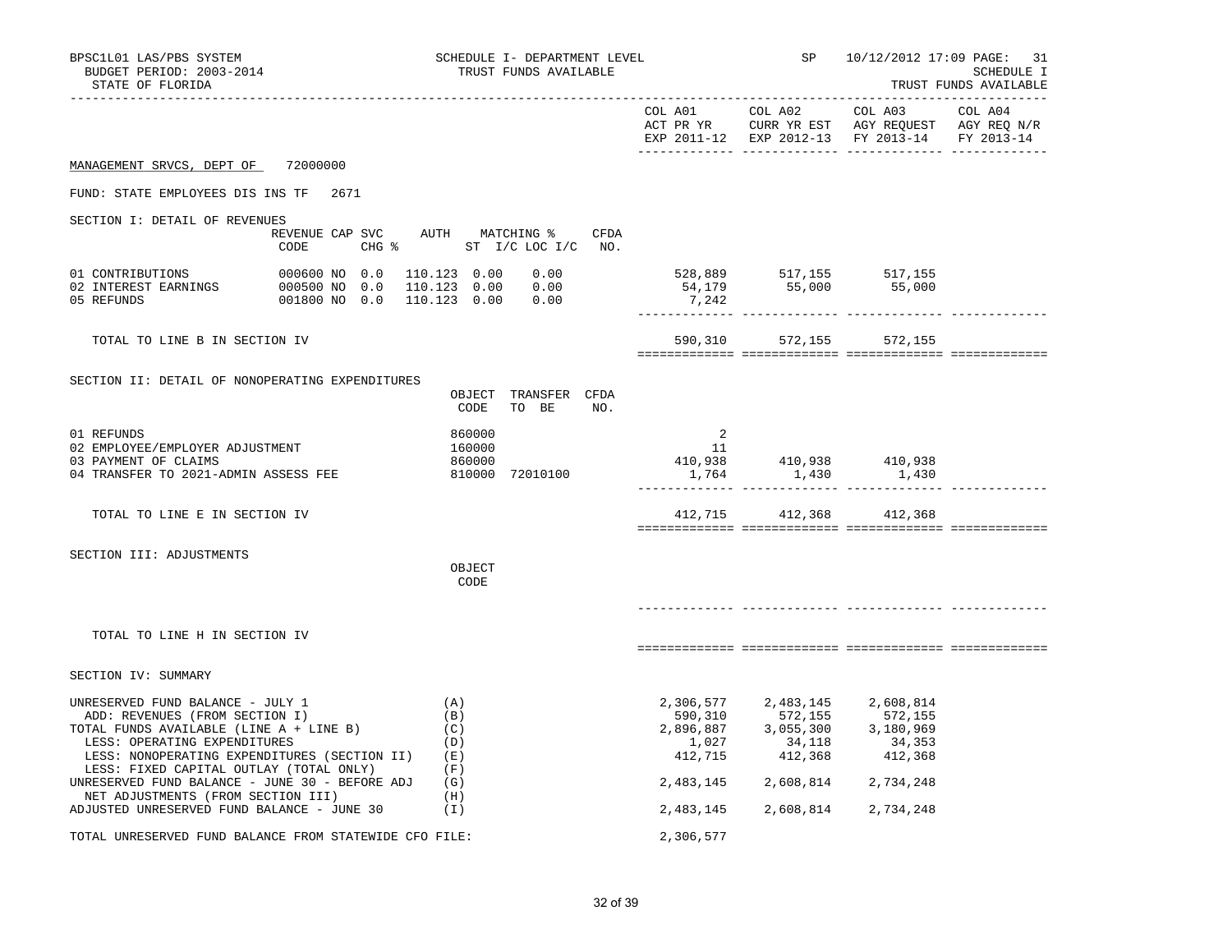BPSC1L01 LAS/PBS SYSTEM — SCHEDULE I- DEPARTMENT LEVEL — SP — 10/12/2012 17:09 PAGE: 31
BUDGET PERIOD: 2003-2014 — TRUST FUNDS AVAILABLE — SCHEDULE I
STATE OF FLORIDA — TRUST FUNDS AVAILABLE

MANAGEMENT SRVCS, DEPT OF 72000000

FUND: STATE EMPLOYEES DIS INS TF 2671

## SECTION I: DETAIL OF REVENUES

| | REVENUE CODE | CAP SVC CHG % | AUTH ST | MATCHING % I/C | LOC I/C | CFDA NO. | COL A01 ACT PR YR EXP 2011-12 | COL A02 CURR YR EST EXP 2012-13 | COL A03 AGY REQUEST FY 2013-14 | COL A04 AGY REQ N/R FY 2013-14 |
|---|---|---|---|---|---|---|---|---|---|---|
| 01 CONTRIBUTIONS | 000600 | NO 0.0 | 110.123 | 0.00 | 0.00 | | 528,889 | 517,155 | 517,155 | |
| 02 INTEREST EARNINGS | 000500 | NO 0.0 | 110.123 | 0.00 | 0.00 | | 54,179 | 55,000 | 55,000 | |
| 05 REFUNDS | 001800 | NO 0.0 | 110.123 | 0.00 | 0.00 | | 7,242 | | | |
| TOTAL TO LINE B IN SECTION IV | | | | | | | 590,310 | 572,155 | 572,155 | |

## SECTION II: DETAIL OF NONOPERATING EXPENDITURES

| | OBJECT CODE | TRANSFER TO BE | CFDA NO. | COL A01 | COL A02 | COL A03 | COL A04 |
|---|---|---|---|---|---|---|---|
| 01 REFUNDS | 860000 | | | 2 | | | |
| 02 EMPLOYEE/EMPLOYER ADJUSTMENT | 160000 | | | 11 | | | |
| 03 PAYMENT OF CLAIMS | 860000 | | | 410,938 | 410,938 | 410,938 | |
| 04 TRANSFER TO 2021-ADMIN ASSESS FEE | 810000 | 72010100 | | 1,764 | 1,430 | 1,430 | |
| TOTAL TO LINE E IN SECTION IV | | | | 412,715 | 412,368 | 412,368 | |

## SECTION III: ADJUSTMENTS

| | OBJECT CODE | COL A01 | COL A02 | COL A03 | COL A04 |
|---|---|---|---|---|---|
| TOTAL TO LINE H IN SECTION IV | | | | | |

## SECTION IV: SUMMARY

| | | COL A01 | COL A02 | COL A03 | COL A04 |
|---|---|---|---|---|---|
| UNRESERVED FUND BALANCE - JULY 1 | (A) | 2,306,577 | 2,483,145 | 2,608,814 | |
| ADD: REVENUES (FROM SECTION I) | (B) | 590,310 | 572,155 | 572,155 | |
| TOTAL FUNDS AVAILABLE (LINE A + LINE B) | (C) | 2,896,887 | 3,055,300 | 3,180,969 | |
| LESS: OPERATING EXPENDITURES | (D) | 1,027 | 34,118 | 34,353 | |
| LESS: NONOPERATING EXPENDITURES (SECTION II) | (E) | 412,715 | 412,368 | 412,368 | |
| LESS: FIXED CAPITAL OUTLAY (TOTAL ONLY) | (F) | | | | |
| UNRESERVED FUND BALANCE - JUNE 30 - BEFORE ADJ | (G) | 2,483,145 | 2,608,814 | 2,734,248 | |
| NET ADJUSTMENTS (FROM SECTION III) | (H) | | | | |
| ADJUSTED UNRESERVED FUND BALANCE - JUNE 30 | (I) | 2,483,145 | 2,608,814 | 2,734,248 | |

TOTAL UNRESERVED FUND BALANCE FROM STATEWIDE CFO FILE: 2,306,577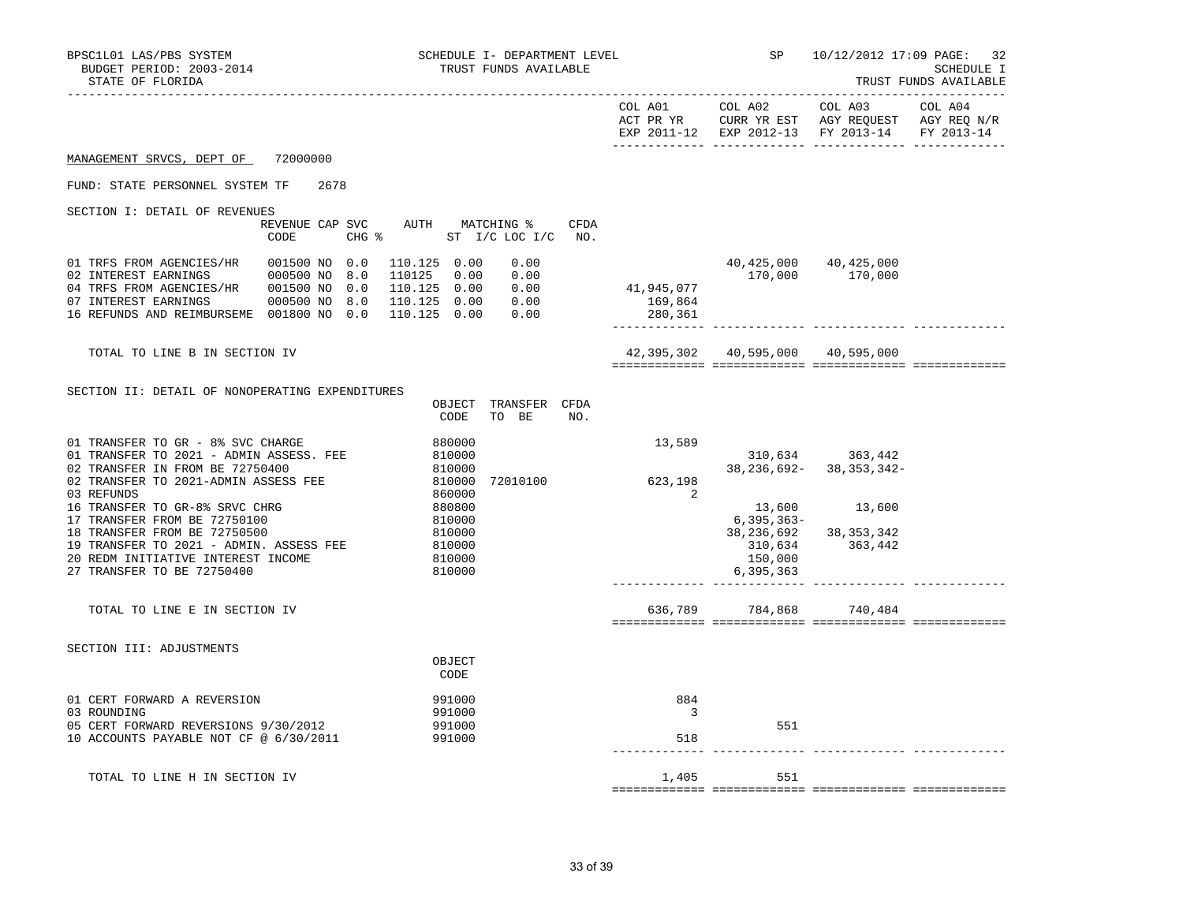BPSC1L01 LAS/PBS SYSTEM — SCHEDULE I- DEPARTMENT LEVEL — SP 10/12/2012 17:09 PAGE: 32

BUDGET PERIOD: 2003-2014 — TRUST FUNDS AVAILABLE — SCHEDULE I

STATE OF FLORIDA — TRUST FUNDS AVAILABLE

| | COL A01 ACT PR YR EXP 2011-12 | COL A02 CURR YR EST EXP 2012-13 | COL A03 AGY REQUEST FY 2013-14 | COL A04 AGY REQ N/R FY 2013-14 |
|---|---|---|---|---|

MANAGEMENT SRVCS, DEPT OF 72000000

FUND: STATE PERSONNEL SYSTEM TF 2678

SECTION I: DETAIL OF REVENUES

| | REVENUE CODE | CAP | SVC CHG % | AUTH ST | MATCHING % I/C | LOC I/C | CFDA NO. | COL A01 | COL A02 | COL A03 | COL A04 |
|---|---|---|---|---|---|---|---|---|---|---|---|
| 01 TRFS FROM AGENCIES/HR | 001500 | NO | 0.0 | 110.125 | 0.00 | 0.00 | | | 40,425,000 | 40,425,000 | |
| 02 INTEREST EARNINGS | 000500 | NO | 8.0 | 110125 | 0.00 | 0.00 | | | 170,000 | 170,000 | |
| 04 TRFS FROM AGENCIES/HR | 001500 | NO | 0.0 | 110.125 | 0.00 | 0.00 | | 41,945,077 | | | |
| 07 INTEREST EARNINGS | 000500 | NO | 8.0 | 110.125 | 0.00 | 0.00 | | 169,864 | | | |
| 16 REFUNDS AND REIMBURSEME | 001800 | NO | 0.0 | 110.125 | 0.00 | 0.00 | | 280,361 | | | |
| TOTAL TO LINE B IN SECTION IV | | | | | | | | 42,395,302 | 40,595,000 | 40,595,000 | |

SECTION II: DETAIL OF NONOPERATING EXPENDITURES

| | OBJECT CODE | TRANSFER TO BE | CFDA NO. | COL A01 | COL A02 | COL A03 | COL A04 |
|---|---|---|---|---|---|---|---|
| 01 TRANSFER TO GR - 8% SVC CHARGE | 880000 | | | 13,589 | | | |
| 01 TRANSFER TO 2021 - ADMIN ASSESS. FEE | 810000 | | | | 310,634 | 363,442 | |
| 02 TRANSFER IN FROM BE 72750400 | 810000 | | | | 38,236,692- | 38,353,342- | |
| 02 TRANSFER TO 2021-ADMIN ASSESS FEE | 810000 | 72010100 | | 623,198 | | | |
| 03 REFUNDS | 860000 | | | 2 | | | |
| 16 TRANSFER TO GR-8% SRVC CHRG | 880800 | | | | 13,600 | 13,600 | |
| 17 TRANSFER FROM BE 72750100 | 810000 | | | | 6,395,363- | | |
| 18 TRANSFER FROM BE 72750500 | 810000 | | | | 38,236,692 | 38,353,342 | |
| 19 TRANSFER TO 2021 - ADMIN. ASSESS FEE | 810000 | | | | 310,634 | 363,442 | |
| 20 REDM INITIATIVE INTEREST INCOME | 810000 | | | | 150,000 | | |
| 27 TRANSFER TO BE 72750400 | 810000 | | | | 6,395,363 | | |
| TOTAL TO LINE E IN SECTION IV | | | | 636,789 | 784,868 | 740,484 | |

SECTION III: ADJUSTMENTS

| | OBJECT CODE | COL A01 | COL A02 | COL A03 | COL A04 |
|---|---|---|---|---|---|
| 01 CERT FORWARD A REVERSION | 991000 | 884 | | | |
| 03 ROUNDING | 991000 | 3 | | | |
| 05 CERT FORWARD REVERSIONS 9/30/2012 | 991000 | | 551 | | |
| 10 ACCOUNTS PAYABLE NOT CF @ 6/30/2011 | 991000 | 518 | | | |
| TOTAL TO LINE H IN SECTION IV | | 1,405 | 551 | | |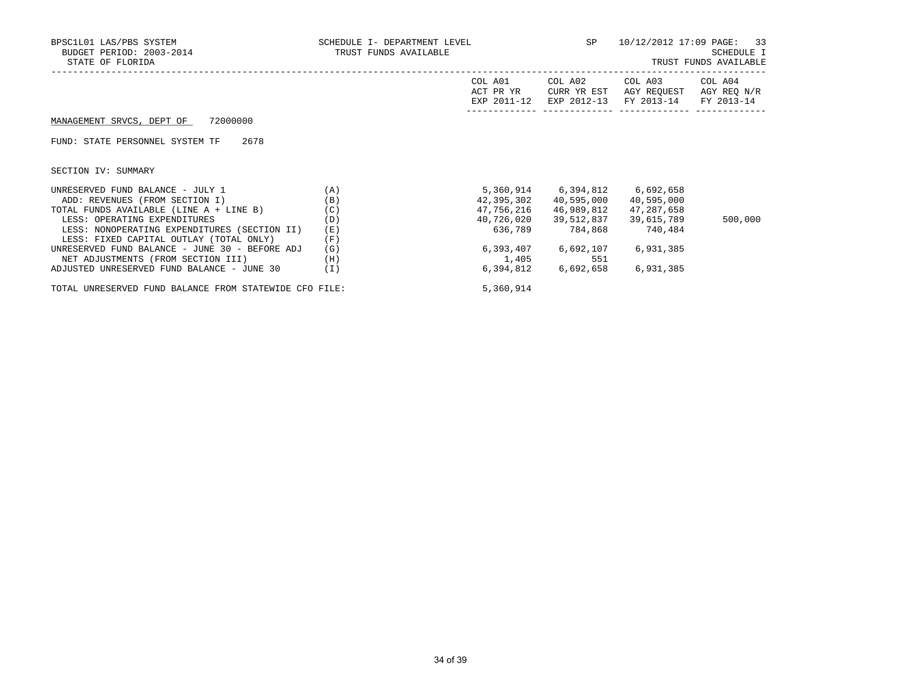BPSC1L01 LAS/PBS SYSTEM
BUDGET PERIOD: 2003-2014
STATE OF FLORIDA

SCHEDULE I- DEPARTMENT LEVEL
TRUST FUNDS AVAILABLE

SP 10/12/2012 17:09 PAGE: 33
SCHEDULE I
TRUST FUNDS AVAILABLE

MANAGEMENT SRVCS, DEPT OF 72000000

FUND: STATE PERSONNEL SYSTEM TF 2678

SECTION IV: SUMMARY

| | | COL A01 ACT PR YR EXP 2011-12 | COL A02 CURR YR EST EXP 2012-13 | COL A03 AGY REQUEST FY 2013-14 | COL A04 AGY REQ N/R FY 2013-14 |
|---|---|---|---|---|---|
| UNRESERVED FUND BALANCE - JULY 1 | (A) | 5,360,914 | 6,394,812 | 6,692,658 | |
| ADD: REVENUES (FROM SECTION I) | (B) | 42,395,302 | 40,595,000 | 40,595,000 | |
| TOTAL FUNDS AVAILABLE (LINE A + LINE B) | (C) | 47,756,216 | 46,989,812 | 47,287,658 | |
| LESS: OPERATING EXPENDITURES | (D) | 40,726,020 | 39,512,837 | 39,615,789 | 500,000 |
| LESS: NONOPERATING EXPENDITURES (SECTION II) | (E) | 636,789 | 784,868 | 740,484 | |
| LESS: FIXED CAPITAL OUTLAY (TOTAL ONLY) | (F) | | | | |
| UNRESERVED FUND BALANCE - JUNE 30 - BEFORE ADJ | (G) | 6,393,407 | 6,692,107 | 6,931,385 | |
| NET ADJUSTMENTS (FROM SECTION III) | (H) | 1,405 | 551 | | |
| ADJUSTED UNRESERVED FUND BALANCE - JUNE 30 | (I) | 6,394,812 | 6,692,658 | 6,931,385 | |
| TOTAL UNRESERVED FUND BALANCE FROM STATEWIDE CFO FILE: | | 5,360,914 | | | |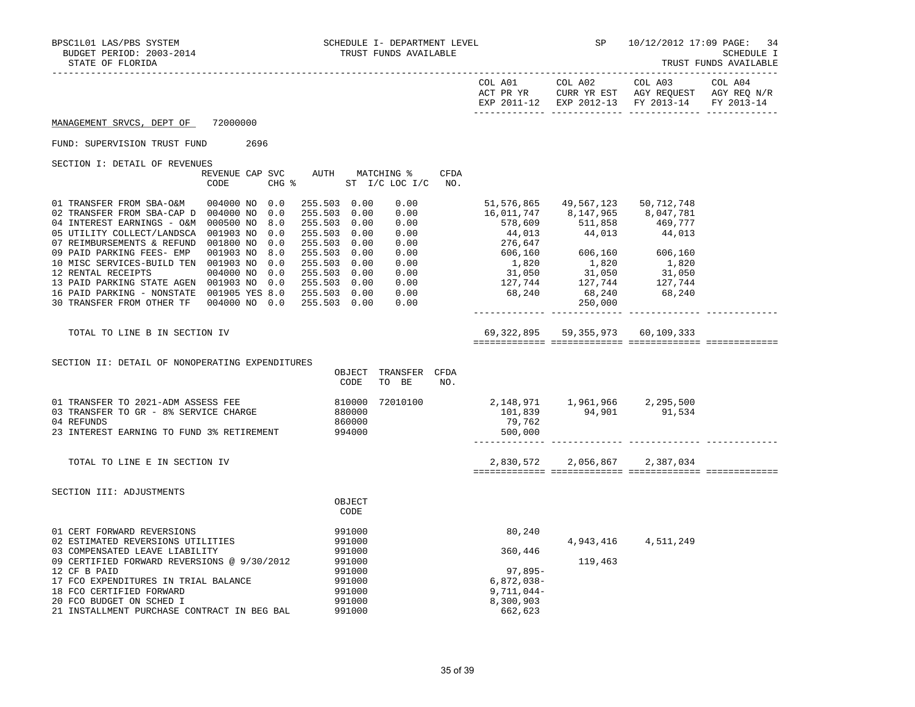BPSC1L01 LAS/PBS SYSTEM — SCHEDULE I- DEPARTMENT LEVEL — SP — 10/12/2012 17:09 PAGE: 34

BUDGET PERIOD: 2003-2014 — TRUST FUNDS AVAILABLE — SCHEDULE I

STATE OF FLORIDA — TRUST FUNDS AVAILABLE

MANAGEMENT SRVCS, DEPT OF 72000000

FUND: SUPERVISION TRUST FUND 2696

## SECTION I: DETAIL OF REVENUES

| | REVENUE CODE | CAP | SVC CHG % | AUTH ST | MATCHING % I/C | LOC I/C | CFDA NO. | COL A01 ACT PR YR EXP 2011-12 | COL A02 CURR YR EST EXP 2012-13 | COL A03 AGY REQUEST FY 2013-14 | COL A04 AGY REQ N/R FY 2013-14 |
|---|---|---|---|---|---|---|---|---|---|---|---|
| 01 TRANSFER FROM SBA-O&M | 004000 | NO | 0.0 | 255.503 | 0.00 | 0.00 | | 51,576,865 | 49,567,123 | 50,712,748 | |
| 02 TRANSFER FROM SBA-CAP D | 004000 | NO | 0.0 | 255.503 | 0.00 | 0.00 | | 16,011,747 | 8,147,965 | 8,047,781 | |
| 04 INTEREST EARNINGS - O&M | 000500 | NO | 8.0 | 255.503 | 0.00 | 0.00 | | 578,609 | 511,858 | 469,777 | |
| 05 UTILITY COLLECT/LANDSCA | 001903 | NO | 0.0 | 255.503 | 0.00 | 0.00 | | 44,013 | 44,013 | 44,013 | |
| 07 REIMBURSEMENTS & REFUND | 001800 | NO | 0.0 | 255.503 | 0.00 | 0.00 | | 276,647 | | | |
| 09 PAID PARKING FEES- EMP | 001903 | NO | 8.0 | 255.503 | 0.00 | 0.00 | | 606,160 | 606,160 | 606,160 | |
| 10 MISC SERVICES-BUILD TEN | 001903 | NO | 0.0 | 255.503 | 0.00 | 0.00 | | 1,820 | 1,820 | 1,820 | |
| 12 RENTAL RECEIPTS | 004000 | NO | 0.0 | 255.503 | 0.00 | 0.00 | | 31,050 | 31,050 | 31,050 | |
| 13 PAID PARKING STATE AGEN | 001903 | NO | 0.0 | 255.503 | 0.00 | 0.00 | | 127,744 | 127,744 | 127,744 | |
| 16 PAID PARKING - NONSTATE | 001905 | YES | 8.0 | 255.503 | 0.00 | 0.00 | | 68,240 | 68,240 | 68,240 | |
| 30 TRANSFER FROM OTHER TF | 004000 | NO | 0.0 | 255.503 | 0.00 | 0.00 | | | 250,000 | | |
| TOTAL TO LINE B IN SECTION IV | | | | | | | | 69,322,895 | 59,355,973 | 60,109,333 | |

## SECTION II: DETAIL OF NONOPERATING EXPENDITURES

| | OBJECT CODE | TRANSFER TO BE | CFDA NO. | COL A01 | COL A02 | COL A03 | COL A04 |
|---|---|---|---|---|---|---|---|
| 01 TRANSFER TO 2021-ADM ASSESS FEE | 810000 | 72010100 | | 2,148,971 | 1,961,966 | 2,295,500 | |
| 03 TRANSFER TO GR - 8% SERVICE CHARGE | 880000 | | | 101,839 | 94,901 | 91,534 | |
| 04 REFUNDS | 860000 | | | 79,762 | | | |
| 23 INTEREST EARNING TO FUND 3% RETIREMENT | 994000 | | | 500,000 | | | |
| TOTAL TO LINE E IN SECTION IV | | | | 2,830,572 | 2,056,867 | 2,387,034 | |

## SECTION III: ADJUSTMENTS

| | OBJECT CODE | COL A01 | COL A02 | COL A03 | COL A04 |
|---|---|---|---|---|---|
| 01 CERT FORWARD REVERSIONS | 991000 | 80,240 | | | |
| 02 ESTIMATED REVERSIONS UTILITIES | 991000 | | 4,943,416 | 4,511,249 | |
| 03 COMPENSATED LEAVE LIABILITY | 991000 | 360,446 | | | |
| 09 CERTIFIED FORWARD REVERSIONS @ 9/30/2012 | 991000 | | 119,463 | | |
| 12 CF B PAID | 991000 | 97,895- | | | |
| 17 FCO EXPENDITURES IN TRIAL BALANCE | 991000 | 6,872,038- | | | |
| 18 FCO CERTIFIED FORWARD | 991000 | 9,711,044- | | | |
| 20 FCO BUDGET ON SCHED I | 991000 | 8,300,903 | | | |
| 21 INSTALLMENT PURCHASE CONTRACT IN BEG BAL | 991000 | 662,623 | | | |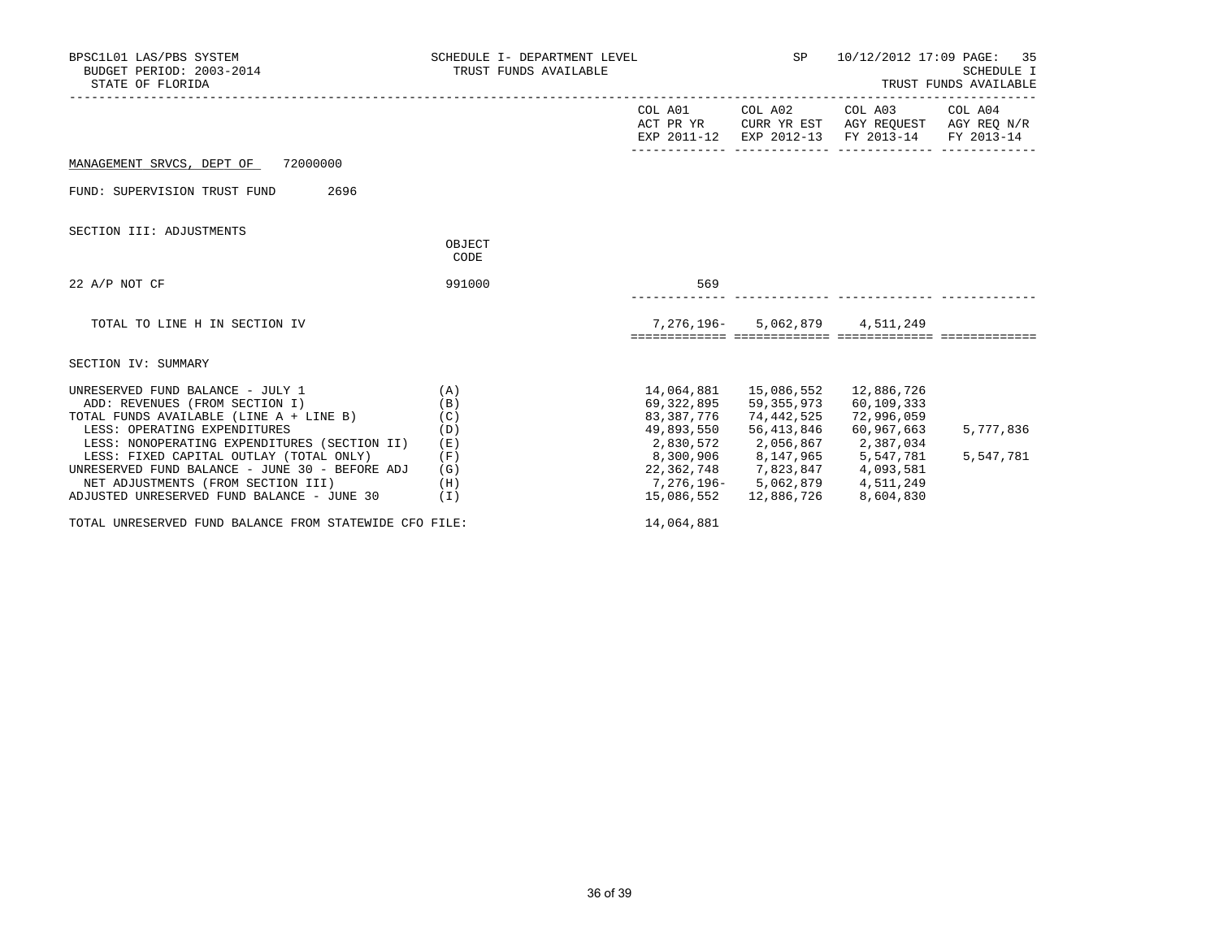BPSC1L01 LAS/PBS SYSTEM
BUDGET PERIOD: 2003-2014
STATE OF FLORIDA

SCHEDULE I- DEPARTMENT LEVEL
TRUST FUNDS AVAILABLE

SP 10/12/2012 17:09

SCHEDULE I
TRUST FUNDS AVAILABLE

MANAGEMENT SRVCS, DEPT OF 72000000

FUND: SUPERVISION TRUST FUND 2696

## SECTION III: ADJUSTMENTS

| | OBJECT CODE | COL A01 ACT PR YR EXP 2011-12 | COL A02 CURR YR EST EXP 2012-13 | COL A03 AGY REQUEST FY 2013-14 | COL A04 AGY REQ N/R FY 2013-14 |
|---|---|---|---|---|---|
| 22 A/P NOT CF | 991000 | 569 | | | |
| TOTAL TO LINE H IN SECTION IV | | 7,276,196- | 5,062,879 | 4,511,249 | |

## SECTION IV: SUMMARY

| | | COL A01 ACT PR YR EXP 2011-12 | COL A02 CURR YR EST EXP 2012-13 | COL A03 AGY REQUEST FY 2013-14 | COL A04 AGY REQ N/R FY 2013-14 |
|---|---|---|---|---|---|
| UNRESERVED FUND BALANCE - JULY 1 | (A) | 14,064,881 | 15,086,552 | 12,886,726 | |
| ADD: REVENUES (FROM SECTION I) | (B) | 69,322,895 | 59,355,973 | 60,109,333 | |
| TOTAL FUNDS AVAILABLE (LINE A + LINE B) | (C) | 83,387,776 | 74,442,525 | 72,996,059 | |
| LESS: OPERATING EXPENDITURES | (D) | 49,893,550 | 56,413,846 | 60,967,663 | 5,777,836 |
| LESS: NONOPERATING EXPENDITURES (SECTION II) | (E) | 2,830,572 | 2,056,867 | 2,387,034 | |
| LESS: FIXED CAPITAL OUTLAY (TOTAL ONLY) | (F) | 8,300,906 | 8,147,965 | 5,547,781 | 5,547,781 |
| UNRESERVED FUND BALANCE - JUNE 30 - BEFORE ADJ | (G) | 22,362,748 | 7,823,847 | 4,093,581 | |
| NET ADJUSTMENTS (FROM SECTION III) | (H) | 7,276,196- | 5,062,879 | 4,511,249 | |
| ADJUSTED UNRESERVED FUND BALANCE - JUNE 30 | (I) | 15,086,552 | 12,886,726 | 8,604,830 | |

TOTAL UNRESERVED FUND BALANCE FROM STATEWIDE CFO FILE: 14,064,881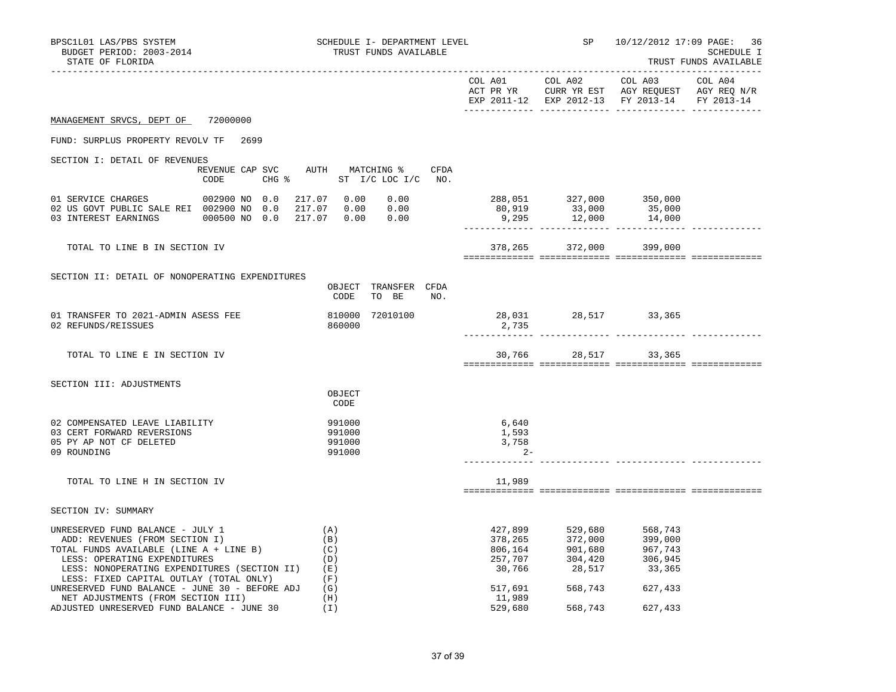BPSC1L01 LAS/PBS SYSTEM — SCHEDULE I- DEPARTMENT LEVEL — SP — 10/12/2012 17:09 PAGE: 36
BUDGET PERIOD: 2003-2014 — TRUST FUNDS AVAILABLE — SCHEDULE I
STATE OF FLORIDA — TRUST FUNDS AVAILABLE

MANAGEMENT SRVCS, DEPT OF 72000000

FUND: SURPLUS PROPERTY REVOLV TF 2699

## SECTION I: DETAIL OF REVENUES

| | REVENUE CODE | CAP | SVC CHG % | AUTH ST | MATCHING % I/C | LOC I/C | CFDA NO. | COL A01 ACT PR YR EXP 2011-12 | COL A02 CURR YR EST EXP 2012-13 | COL A03 AGY REQUEST FY 2013-14 | COL A04 AGY REQ N/R FY 2013-14 |
|---|---|---|---|---|---|---|---|---|---|---|---|
| 01 SERVICE CHARGES | 002900 | NO | 0.0 | 217.07 | 0.00 | 0.00 | | 288,051 | 327,000 | 350,000 | |
| 02 US GOVT PUBLIC SALE REI | 002900 | NO | 0.0 | 217.07 | 0.00 | 0.00 | | 80,919 | 33,000 | 35,000 | |
| 03 INTEREST EARNINGS | 000500 | NO | 0.0 | 217.07 | 0.00 | 0.00 | | 9,295 | 12,000 | 14,000 | |
| TOTAL TO LINE B IN SECTION IV | | | | | | | | 378,265 | 372,000 | 399,000 | |

## SECTION II: DETAIL OF NONOPERATING EXPENDITURES

| | OBJECT CODE | TRANSFER TO BE | CFDA NO. | COL A01 ACT PR YR EXP 2011-12 | COL A02 CURR YR EST EXP 2012-13 | COL A03 AGY REQUEST FY 2013-14 | COL A04 AGY REQ N/R FY 2013-14 |
|---|---|---|---|---|---|---|---|
| 01 TRANSFER TO 2021-ADMIN ASESS FEE | 810000 | 72010100 | | 28,031 | 28,517 | 33,365 | |
| 02 REFUNDS/REISSUES | 860000 | | | 2,735 | | | |
| TOTAL TO LINE E IN SECTION IV | | | | 30,766 | 28,517 | 33,365 | |

## SECTION III: ADJUSTMENTS

| | OBJECT CODE | COL A01 ACT PR YR EXP 2011-12 | COL A02 CURR YR EST EXP 2012-13 | COL A03 AGY REQUEST FY 2013-14 | COL A04 AGY REQ N/R FY 2013-14 |
|---|---|---|---|---|---|
| 02 COMPENSATED LEAVE LIABILITY | 991000 | 6,640 | | | |
| 03 CERT FORWARD REVERSIONS | 991000 | 1,593 | | | |
| 05 PY AP NOT CF DELETED | 991000 | 3,758 | | | |
| 09 ROUNDING | 991000 | 2- | | | |
| TOTAL TO LINE H IN SECTION IV | | 11,989 | | | |

## SECTION IV: SUMMARY

| | | COL A01 ACT PR YR EXP 2011-12 | COL A02 CURR YR EST EXP 2012-13 | COL A03 AGY REQUEST FY 2013-14 | COL A04 AGY REQ N/R FY 2013-14 |
|---|---|---|---|---|---|
| UNRESERVED FUND BALANCE - JULY 1 | (A) | 427,899 | 529,680 | 568,743 | |
| ADD: REVENUES (FROM SECTION I) | (B) | 378,265 | 372,000 | 399,000 | |
| TOTAL FUNDS AVAILABLE (LINE A + LINE B) | (C) | 806,164 | 901,680 | 967,743 | |
| LESS: OPERATING EXPENDITURES | (D) | 257,707 | 304,420 | 306,945 | |
| LESS: NONOPERATING EXPENDITURES (SECTION II) | (E) | 30,766 | 28,517 | 33,365 | |
| LESS: FIXED CAPITAL OUTLAY (TOTAL ONLY) | (F) | | | | |
| UNRESERVED FUND BALANCE - JUNE 30 - BEFORE ADJ | (G) | 517,691 | 568,743 | 627,433 | |
| NET ADJUSTMENTS (FROM SECTION III) | (H) | 11,989 | | | |
| ADJUSTED UNRESERVED FUND BALANCE - JUNE 30 | (I) | 529,680 | 568,743 | 627,433 | |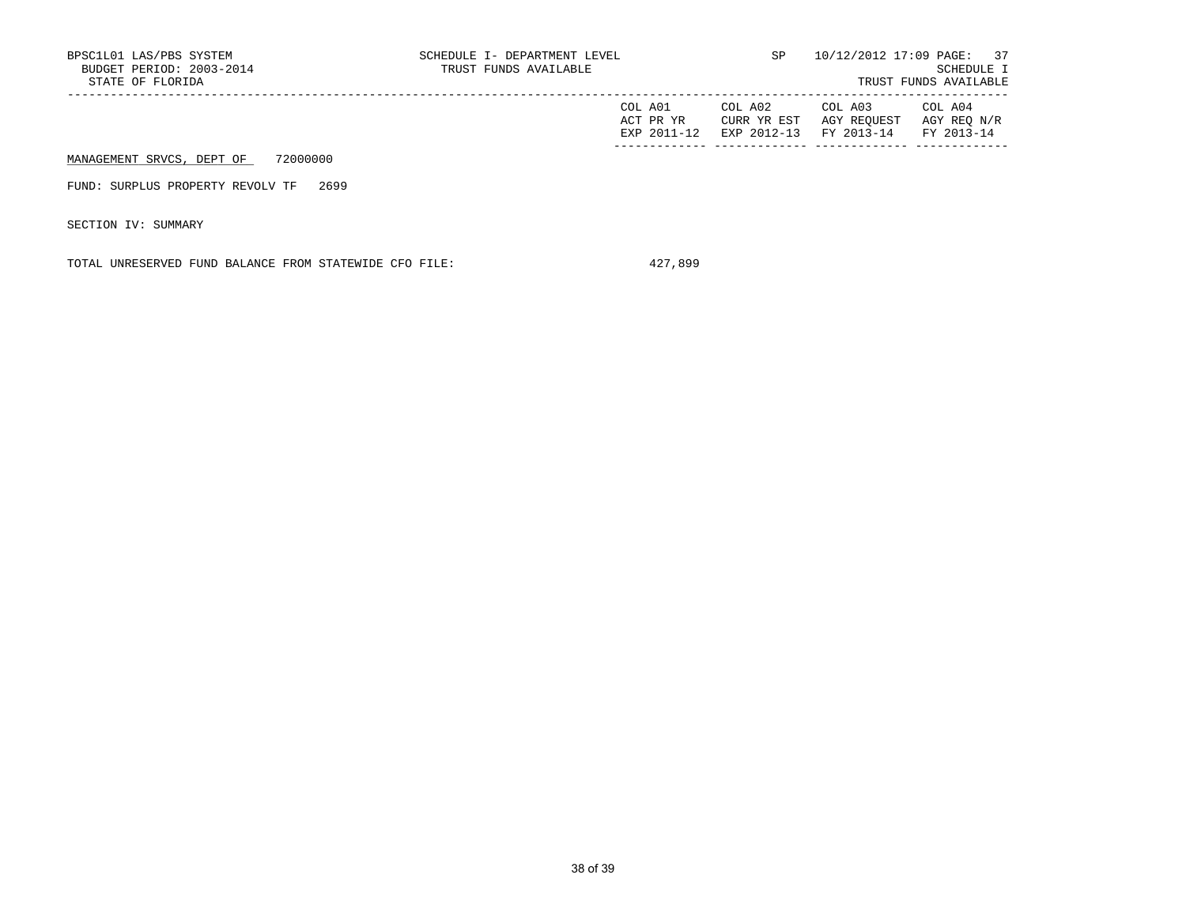BPSC1L01 LAS/PBS SYSTEM
BUDGET PERIOD: 2003-2014
STATE OF FLORIDA

SCHEDULE I- DEPARTMENT LEVEL
TRUST FUNDS AVAILABLE

SP 10/12/2012 17:09

SCHEDULE I
TRUST FUNDS AVAILABLE

| | COL A01 ACT PR YR EXP 2011-12 | COL A02 CURR YR EST EXP 2012-13 | COL A03 AGY REQUEST FY 2013-14 | COL A04 AGY REQ N/R FY 2013-14 |
|---|---|---|---|---|
| MANAGEMENT SRVCS, DEPT OF 72000000 | | | | |
| FUND: SURPLUS PROPERTY REVOLV TF 2699 | | | | |
| SECTION IV: SUMMARY | | | | |
| TOTAL UNRESERVED FUND BALANCE FROM STATEWIDE CFO FILE: | 427,899 | | | |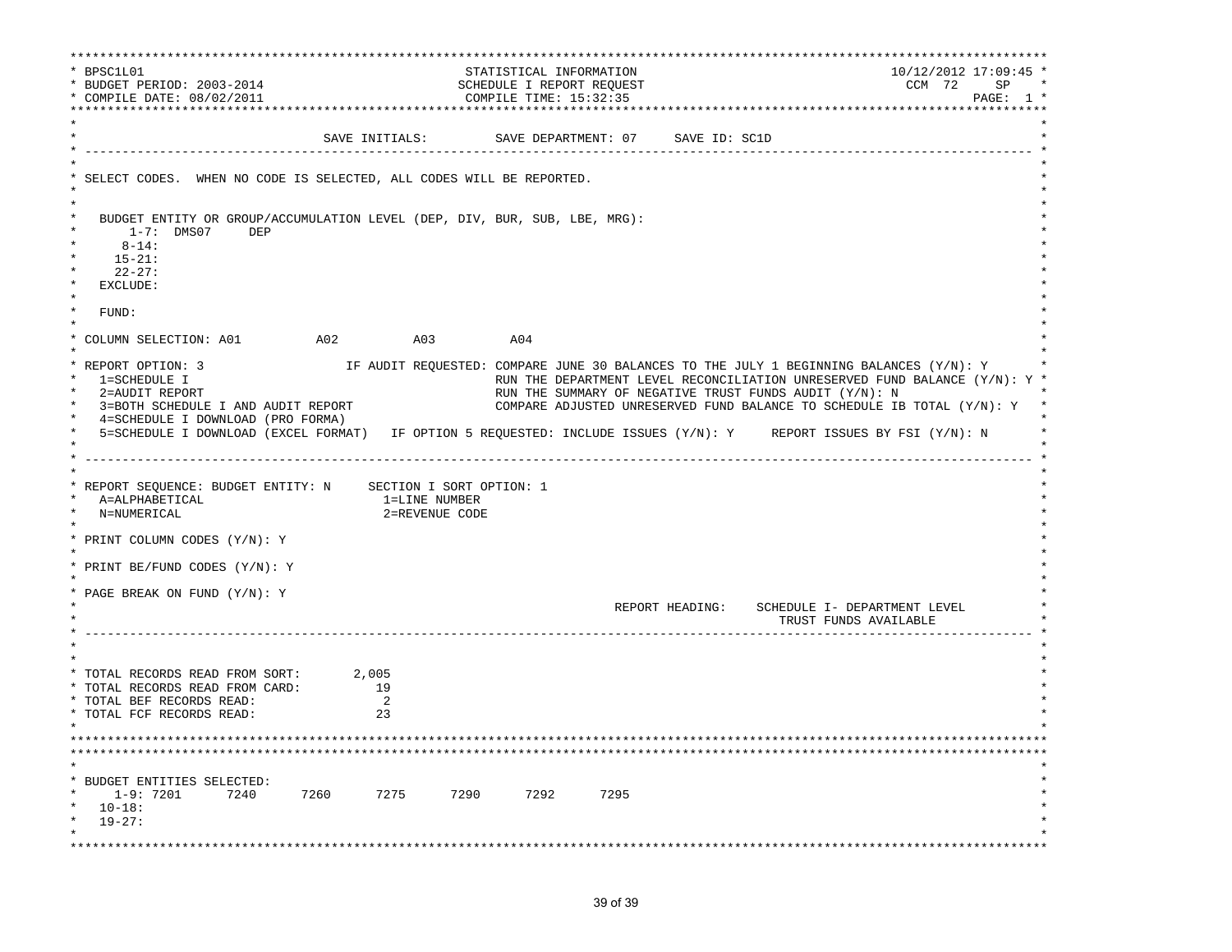```
*****************************************************************************************************************************************
* BPSC1L01                                              STATISTICAL INFORMATION                                        10/12/2012 17:09:45 *
* BUDGET PERIOD: 2003-2014                             SCHEDULE I REPORT REQUEST                                         CCM  72     SP    *
* COMPILE DATE: 08/02/2011                              COMPILE TIME: 15:32:35                                                   PAGE:  1 *
*****************************************************************************************************************************************
*                                                                                                                                         *
*                                  SAVE INITIALS:         SAVE DEPARTMENT: 07     SAVE ID: SC1D                                           *
* --------------------------------------------------------------------------------------------------------------------------------------- *
*                                                                                                                                         *
* SELECT CODES.  WHEN NO CODE IS SELECTED, ALL CODES WILL BE REPORTED.                                                                    *
*                                                                                                                                         *
*                                                                                                                                         *
*   BUDGET ENTITY OR GROUP/ACCUMULATION LEVEL (DEP, DIV, BUR, SUB, LBE, MRG):                                                             *
*       1-7:  DMS07     DEP                                                                                                               *
*      8-14:                                                                                                                              *
*     15-21:                                                                                                                              *
*     22-27:                                                                                                                              *
*   EXCLUDE:                                                                                                                              *
*                                                                                                                                         *
*   FUND:                                                                                                                                 *
*                                                                                                                                         *
* COLUMN SELECTION: A01          A02          A03          A04                                                                            *
*                                                                                                                                         *
* REPORT OPTION: 3                   IF AUDIT REQUESTED: COMPARE JUNE 30 BALANCES TO THE JULY 1 BEGINNING BALANCES (Y/N): Y               *
*   1=SCHEDULE I                                         RUN THE DEPARTMENT LEVEL RECONCILIATION UNRESERVED FUND BALANCE (Y/N): Y *
*   2=AUDIT REPORT                                       RUN THE SUMMARY OF NEGATIVE TRUST FUNDS AUDIT (Y/N): N                   *
*   3=BOTH SCHEDULE I AND AUDIT REPORT                   COMPARE ADJUSTED UNRESERVED FUND BALANCE TO SCHEDULE IB TOTAL (Y/N): Y   *
*   4=SCHEDULE I DOWNLOAD (PRO FORMA)                                                                                                     *
*   5=SCHEDULE I DOWNLOAD (EXCEL FORMAT)   IF OPTION 5 REQUESTED: INCLUDE ISSUES (Y/N): Y     REPORT ISSUES BY FSI (Y/N): N               *
*                                                                                                                                         *
* --------------------------------------------------------------------------------------------------------------------------------------- *
*                                                                                                                                         *
* REPORT SEQUENCE: BUDGET ENTITY: N     SECTION I SORT OPTION: 1                                                                          *
*   A=ALPHABETICAL                        1=LINE NUMBER                                                                                   *
*   N=NUMERICAL                           2=REVENUE CODE                                                                                  *
*                                                                                                                                         *
* PRINT COLUMN CODES (Y/N): Y                                                                                                             *
*                                                                                                                                         *
* PRINT BE/FUND CODES (Y/N): Y                                                                                                            *
*                                                                                                                                         *
* PAGE BREAK ON FUND (Y/N): Y                                                                                                             *
*                                                                       REPORT HEADING:    SCHEDULE I- DEPARTMENT LEVEL                   *
*                                                                                             TRUST FUNDS AVAILABLE                       *
* --------------------------------------------------------------------------------------------------------------------------------------- *
*                                                                                                                                         *
*                                                                                                                                         *
* TOTAL RECORDS READ FROM SORT:       2,005                                                                                                *
* TOTAL RECORDS READ FROM CARD:          19                                                                                                *
* TOTAL BEF RECORDS READ:                 2                                                                                                *
* TOTAL FCF RECORDS READ:                23                                                                                                *
*                                                                                                                                         *
*****************************************************************************************************************************************
*****************************************************************************************************************************************
*                                                                                                                                         *
* BUDGET ENTITIES SELECTED:                                                                                                               *
*     1-9: 7201      7240      7260      7275      7290      7292      7295                                                               *
*   10-18:                                                                                                                                *
*   19-27:                                                                                                                                *
*                                                                                                                                         *
*****************************************************************************************************************************************
```